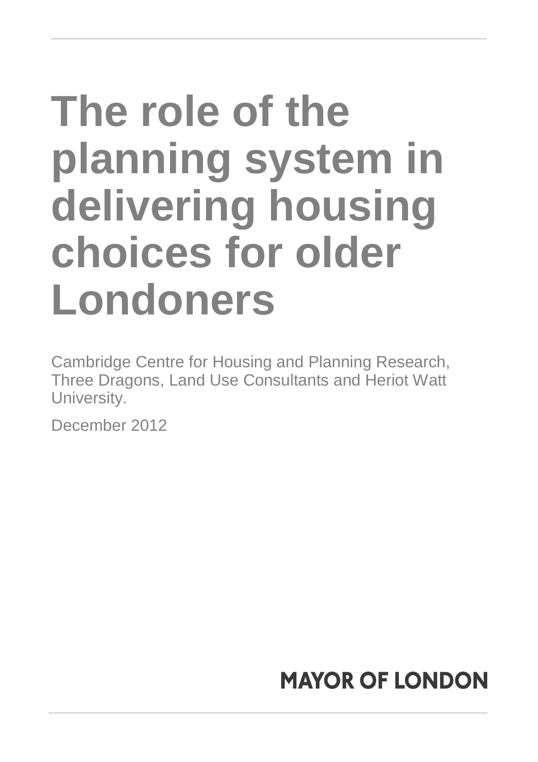# The role of the planning system in delivering housing choices for older Londoners

Cambridge Centre for Housing and Planning Research, Three Dragons, Land Use Consultants and Heriot Watt University.

December 2012

MAYOR OF LONDON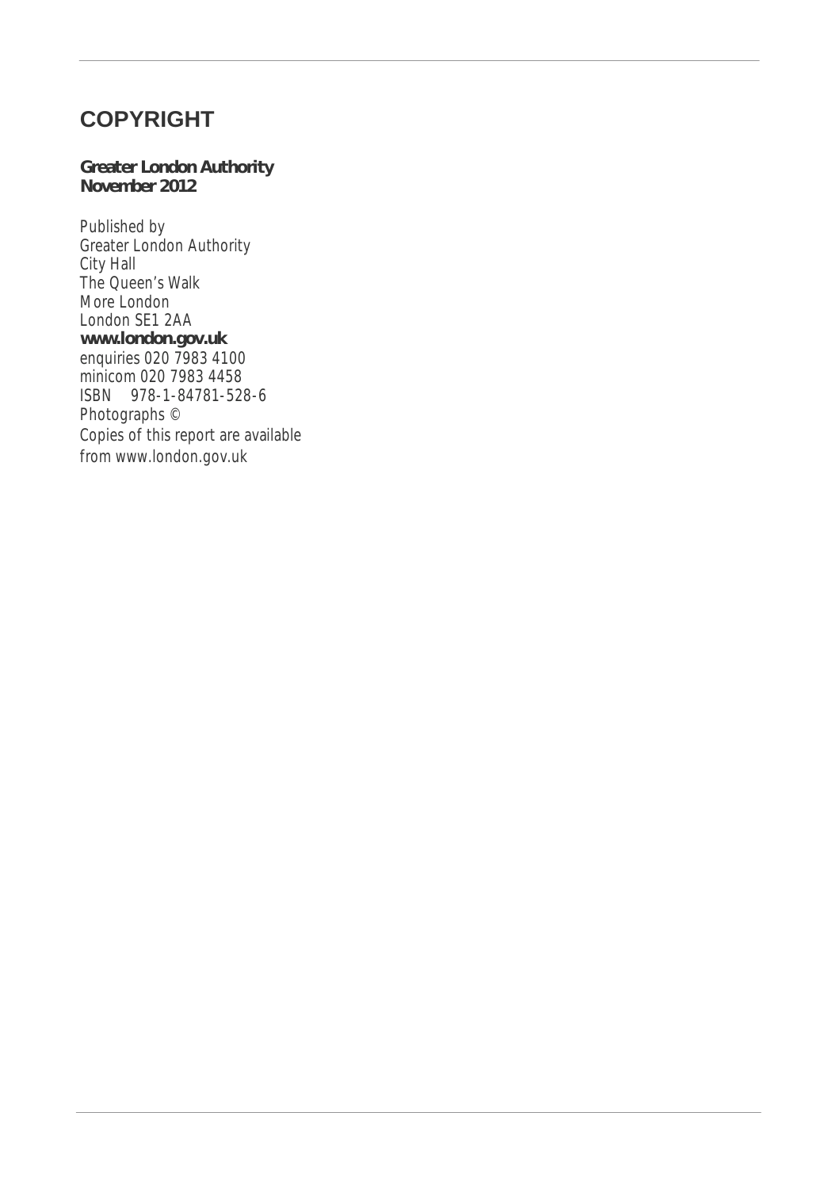# COPYRIGHT

**Greater London Authority**
**November 2012**

Published by
Greater London Authority
City Hall
The Queen's Walk
More London
London SE1 2AA
**www.london.gov.uk**
enquiries 020 7983 4100
minicom 020 7983 4458
ISBN 978-1-84781-528-6
Photographs ©
Copies of this report are available from www.london.gov.uk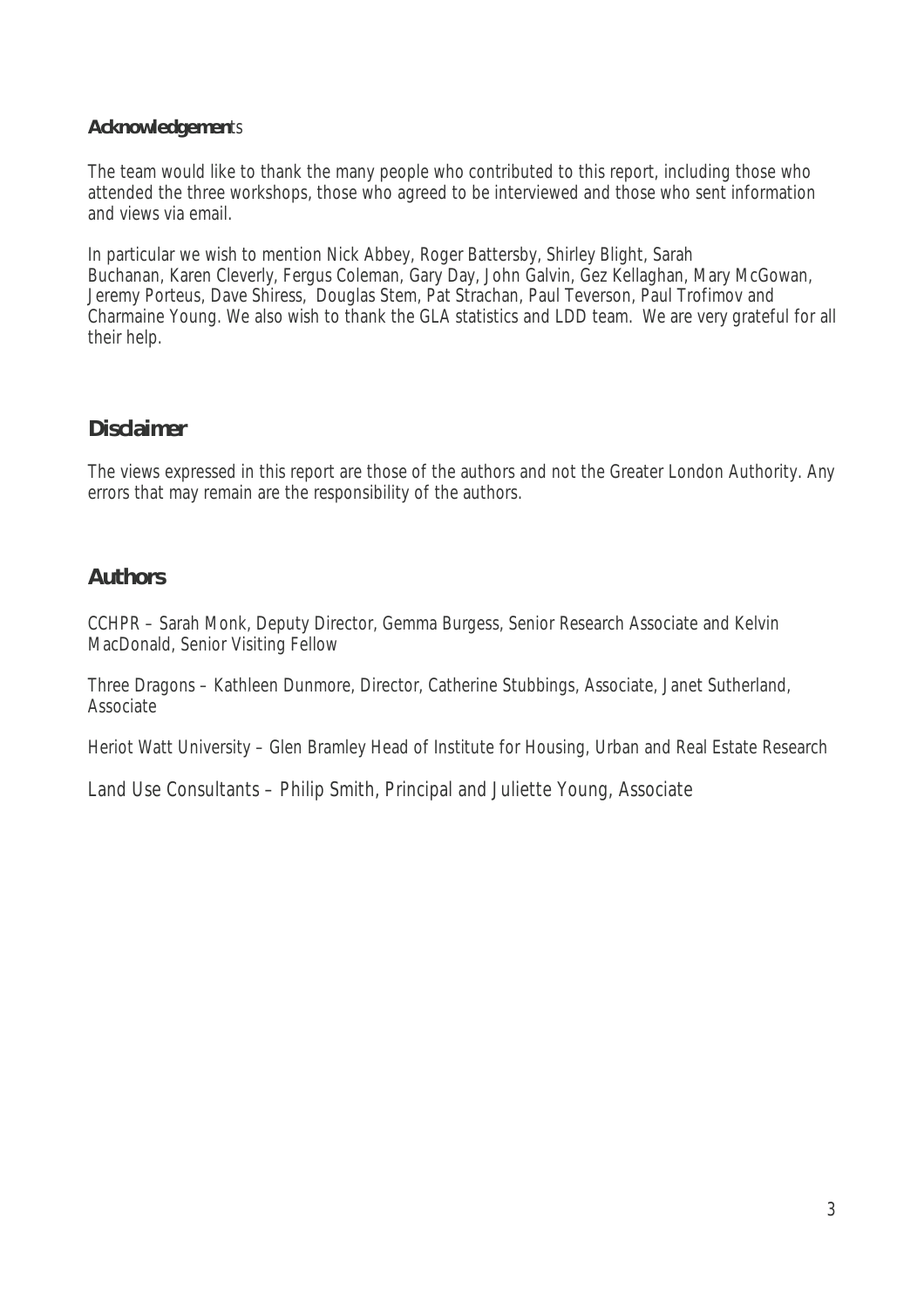## Acknowledgements

The team would like to thank the many people who contributed to this report, including those who attended the three workshops, those who agreed to be interviewed and those who sent information and views via email.

In particular we wish to mention Nick Abbey, Roger Battersby, Shirley Blight, Sarah Buchanan, Karen Cleverly, Fergus Coleman, Gary Day, John Galvin, Gez Kellaghan, Mary McGowan, Jeremy Porteus, Dave Shiress, Douglas Stem, Pat Strachan, Paul Teverson, Paul Trofimov and Charmaine Young. We also wish to thank the GLA statistics and LDD team. We are very grateful for all their help.

## Disclaimer

The views expressed in this report are those of the authors and not the Greater London Authority. Any errors that may remain are the responsibility of the authors.

## Authors

CCHPR – Sarah Monk, Deputy Director, Gemma Burgess, Senior Research Associate and Kelvin MacDonald, Senior Visiting Fellow

Three Dragons – Kathleen Dunmore, Director, Catherine Stubbings, Associate, Janet Sutherland, Associate

Heriot Watt University – Glen Bramley Head of Institute for Housing, Urban and Real Estate Research

Land Use Consultants – Philip Smith, Principal and Juliette Young, Associate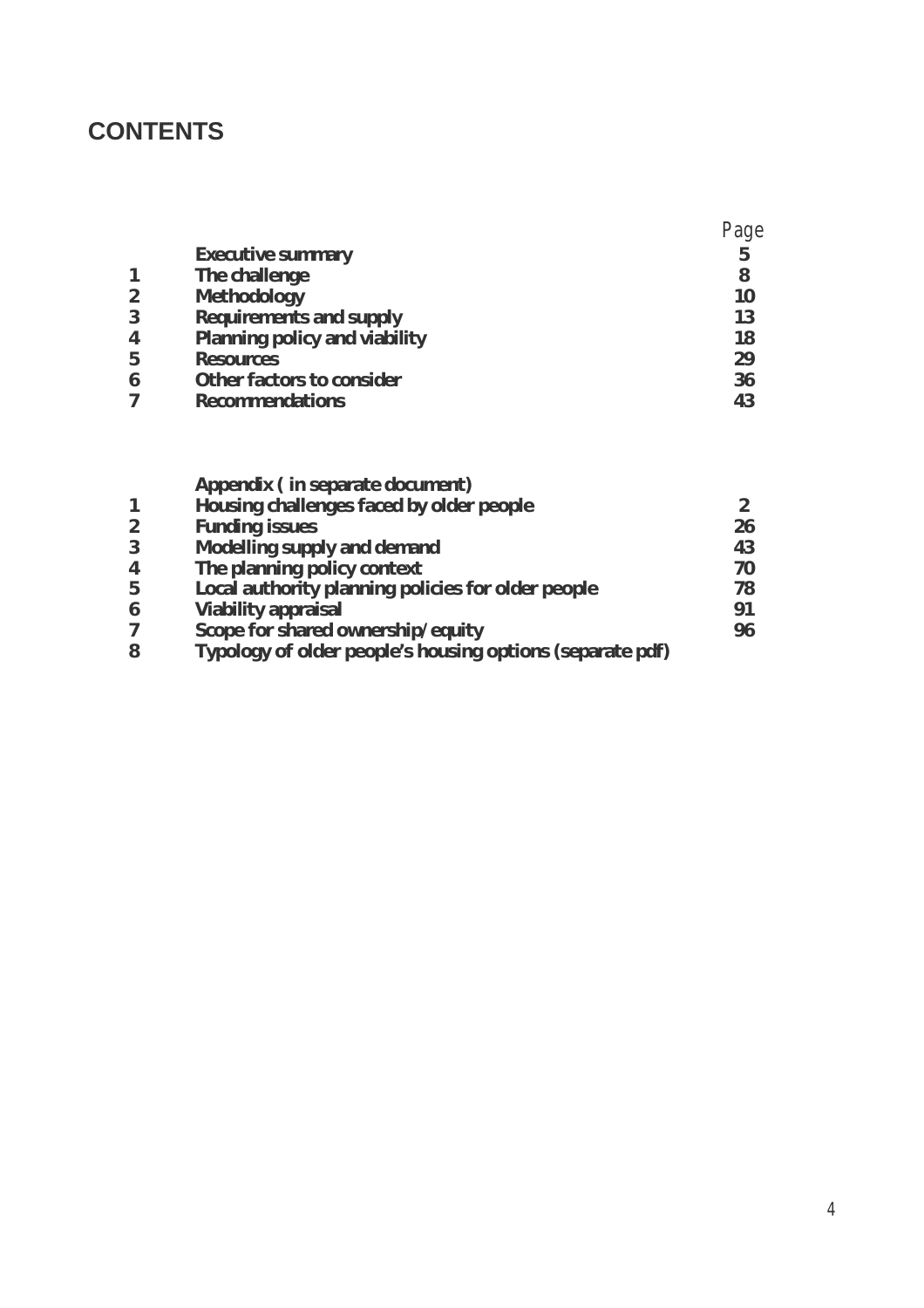# CONTENTS

| | | Page |
|---|---|---|
| | **Executive summary** | **5** |
| **1** | **The challenge** | **8** |
| **2** | **Methodology** | **10** |
| **3** | **Requirements and supply** | **13** |
| **4** | **Planning policy and viability** | **18** |
| **5** | **Resources** | **29** |
| **6** | **Other factors to consider** | **36** |
| **7** | **Recommendations** | **43** |

| | | |
|---|---|---|
| | **Appendix ( in separate document)** | |
| **1** | **Housing challenges faced by older people** | **2** |
| **2** | **Funding issues** | **26** |
| **3** | **Modelling supply and demand** | **43** |
| **4** | **The planning policy context** | **70** |
| **5** | **Local authority planning policies for older people** | **78** |
| **6** | **Viability appraisal** | **91** |
| **7** | **Scope for shared ownership/equity** | **96** |
| **8** | **Typology of older people's housing options (separate pdf)** | |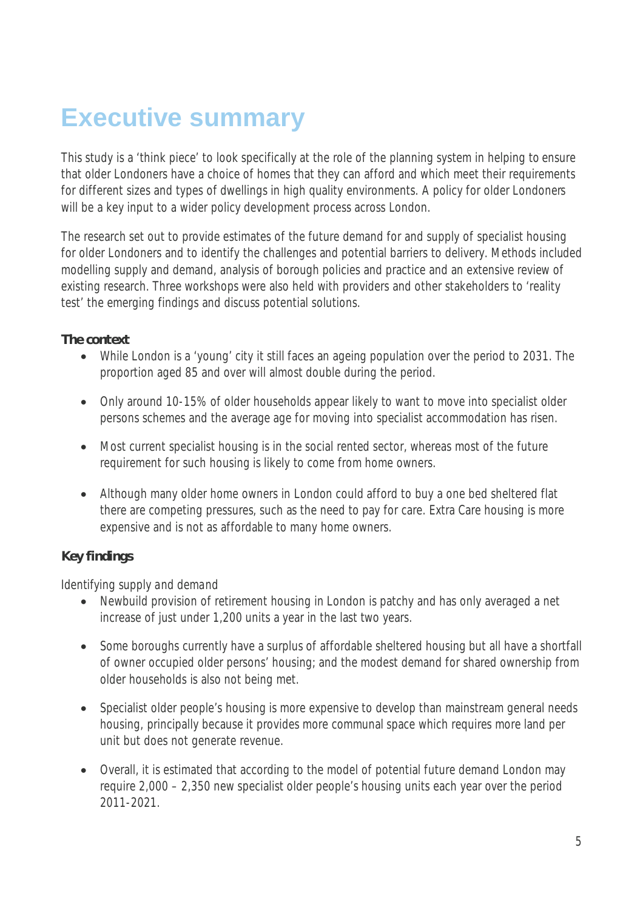# Executive summary

This study is a 'think piece' to look specifically at the role of the planning system in helping to ensure that older Londoners have a choice of homes that they can afford and which meet their requirements for different sizes and types of dwellings in high quality environments. A policy for older Londoners will be a key input to a wider policy development process across London.

The research set out to provide estimates of the future demand for and supply of specialist housing for older Londoners and to identify the challenges and potential barriers to delivery. Methods included modelling supply and demand, analysis of borough policies and practice and an extensive review of existing research. Three workshops were also held with providers and other stakeholders to 'reality test' the emerging findings and discuss potential solutions.

### The context

- While London is a 'young' city it still faces an ageing population over the period to 2031. The proportion aged 85 and over will almost double during the period.
- Only around 10-15% of older households appear likely to want to move into specialist older persons schemes and the average age for moving into specialist accommodation has risen.
- Most current specialist housing is in the social rented sector, whereas most of the future requirement for such housing is likely to come from home owners.
- Although many older home owners in London could afford to buy a one bed sheltered flat there are competing pressures, such as the need to pay for care. Extra Care housing is more expensive and is not as affordable to many home owners.

### Key findings

*Identifying supply and demand*

- Newbuild provision of retirement housing in London is patchy and has only averaged a net increase of just under 1,200 units a year in the last two years.
- Some boroughs currently have a surplus of affordable sheltered housing but all have a shortfall of owner occupied older persons' housing; and the modest demand for shared ownership from older households is also not being met.
- Specialist older people's housing is more expensive to develop than mainstream general needs housing, principally because it provides more communal space which requires more land per unit but does not generate revenue.
- Overall, it is estimated that according to the model of potential future demand London may require 2,000 – 2,350 new specialist older people's housing units each year over the period 2011-2021.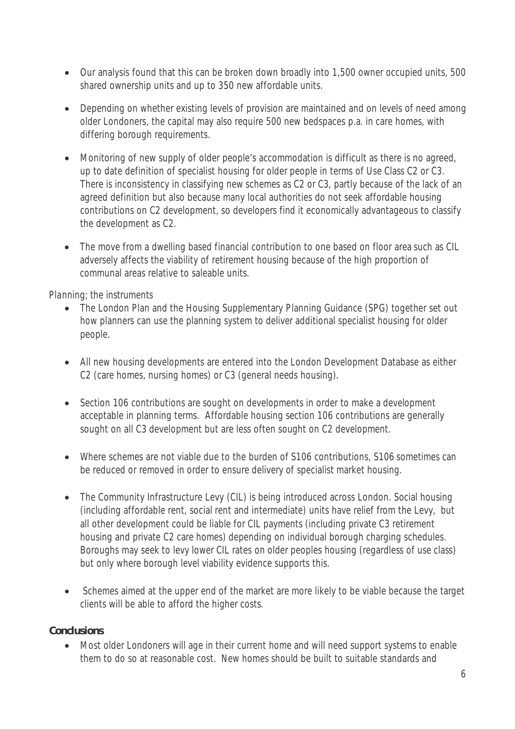- Our analysis found that this can be broken down broadly into 1,500 owner occupied units, 500 shared ownership units and up to 350 new affordable units.

- Depending on whether existing levels of provision are maintained and on levels of need among older Londoners, the capital may also require 500 new bedspaces p.a. in care homes, with differing borough requirements.

- Monitoring of new supply of older people's accommodation is difficult as there is no agreed, up to date definition of specialist housing for older people in terms of Use Class C2 or C3. There is inconsistency in classifying new schemes as C2 or C3, partly because of the lack of an agreed definition but also because many local authorities do not seek affordable housing contributions on C2 development, so developers find it economically advantageous to classify the development as C2.

- The move from a dwelling based financial contribution to one based on floor area such as CIL adversely affects the viability of retirement housing because of the high proportion of communal areas relative to saleable units.

*Planning; the instruments*

- The London Plan and the Housing Supplementary Planning Guidance (SPG) together set out how planners can use the planning system to deliver additional specialist housing for older people.

- All new housing developments are entered into the London Development Database as either C2 (care homes, nursing homes) or C3 (general needs housing).

- Section 106 contributions are sought on developments in order to make a development acceptable in planning terms. Affordable housing section 106 contributions are generally sought on all C3 development but are less often sought on C2 development.

- Where schemes are not viable due to the burden of S106 contributions, S106 sometimes can be reduced or removed in order to ensure delivery of specialist market housing.

- The Community Infrastructure Levy (CIL) is being introduced across London. Social housing (including affordable rent, social rent and intermediate) units have relief from the Levy, but all other development could be liable for CIL payments (including private C3 retirement housing and private C2 care homes) depending on individual borough charging schedules. Boroughs may seek to levy lower CIL rates on older peoples housing (regardless of use class) but only where borough level viability evidence supports this.

- Schemes aimed at the upper end of the market are more likely to be viable because the target clients will be able to afford the higher costs.

**Conclusions**

- Most older Londoners will age in their current home and will need support systems to enable them to do so at reasonable cost. New homes should be built to suitable standards and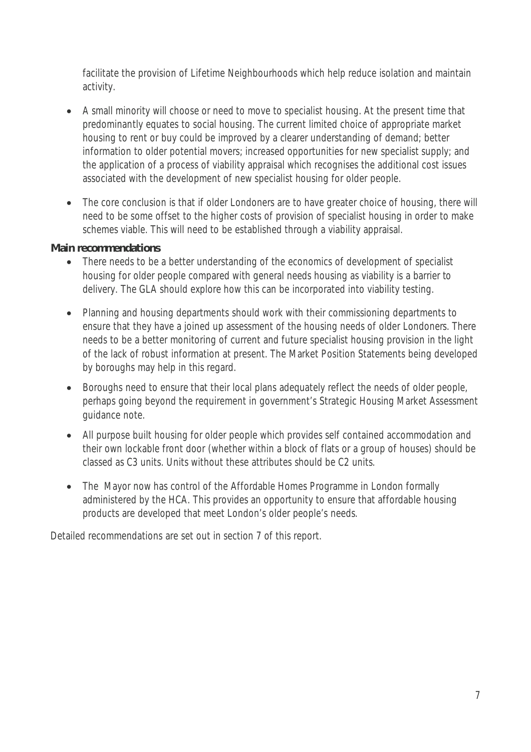facilitate the provision of Lifetime Neighbourhoods which help reduce isolation and maintain activity.

- A small minority will choose or need to move to specialist housing. At the present time that predominantly equates to social housing. The current limited choice of appropriate market housing to rent or buy could be improved by a clearer understanding of demand; better information to older potential movers; increased opportunities for new specialist supply; and the application of a process of viability appraisal which recognises the additional cost issues associated with the development of new specialist housing for older people.

- The core conclusion is that if older Londoners are to have greater choice of housing, there will need to be some offset to the higher costs of provision of specialist housing in order to make schemes viable. This will need to be established through a viability appraisal.

**Main recommendations**

- There needs to be a better understanding of the economics of development of specialist housing for older people compared with general needs housing as viability is a barrier to delivery. The GLA should explore how this can be incorporated into viability testing.

- Planning and housing departments should work with their commissioning departments to ensure that they have a joined up assessment of the housing needs of older Londoners. There needs to be a better monitoring of current and future specialist housing provision in the light of the lack of robust information at present. The Market Position Statements being developed by boroughs may help in this regard.

- Boroughs need to ensure that their local plans adequately reflect the needs of older people, perhaps going beyond the requirement in government's Strategic Housing Market Assessment guidance note.

- All purpose built housing for older people which provides self contained accommodation and their own lockable front door (whether within a block of flats or a group of houses) should be classed as C3 units. Units without these attributes should be C2 units.

- The Mayor now has control of the Affordable Homes Programme in London formally administered by the HCA. This provides an opportunity to ensure that affordable housing products are developed that meet London's older people's needs.

Detailed recommendations are set out in section 7 of this report.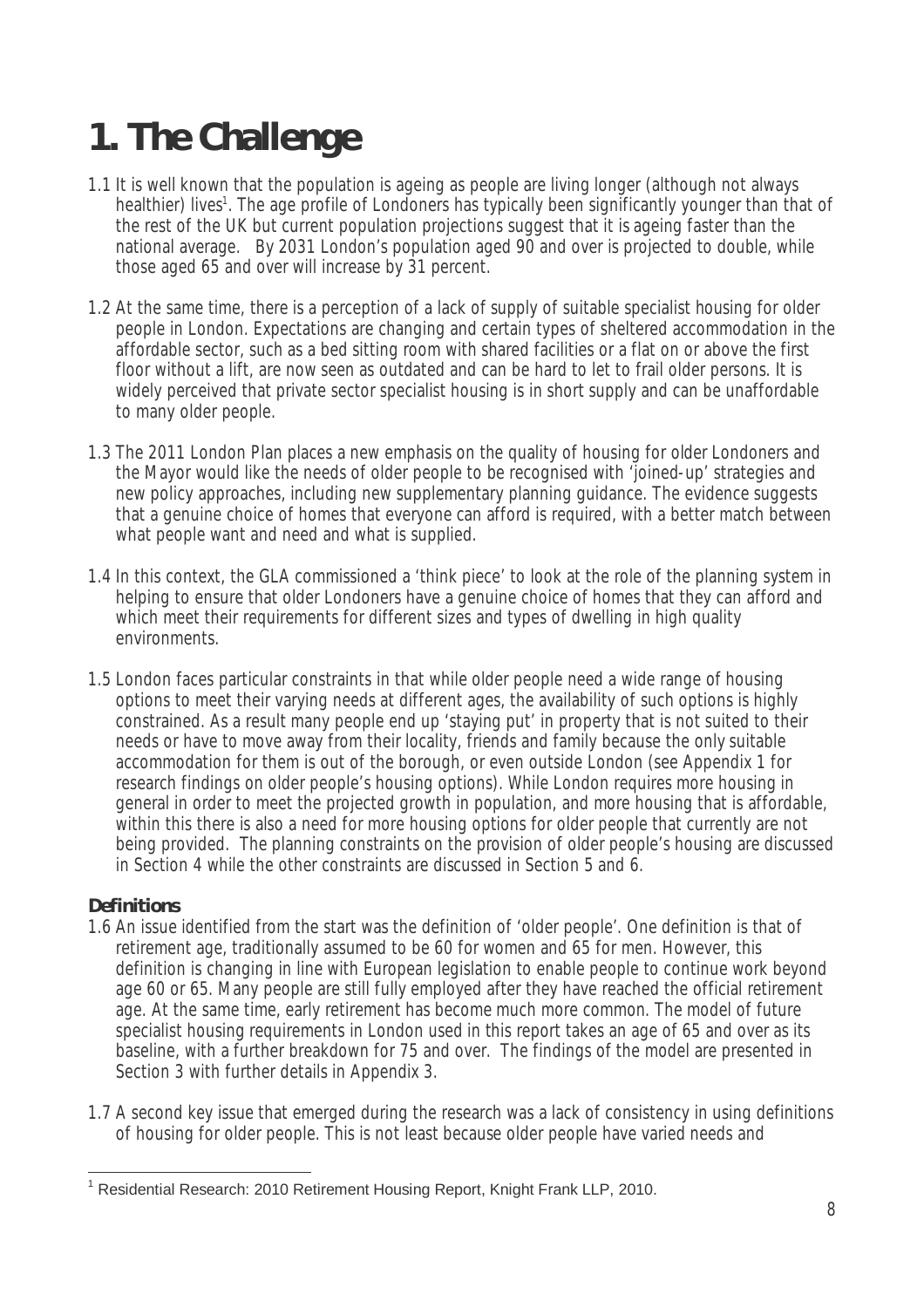# 1. The Challenge

1.1 It is well known that the population is ageing as people are living longer (although not always healthier) lives[1]. The age profile of Londoners has typically been significantly younger than that of the rest of the UK but current population projections suggest that it is ageing faster than the national average. By 2031 London's population aged 90 and over is projected to double, while those aged 65 and over will increase by 31 percent.

1.2 At the same time, there is a perception of a lack of supply of suitable specialist housing for older people in London. Expectations are changing and certain types of sheltered accommodation in the affordable sector, such as a bed sitting room with shared facilities or a flat on or above the first floor without a lift, are now seen as outdated and can be hard to let to frail older persons. It is widely perceived that private sector specialist housing is in short supply and can be unaffordable to many older people.

1.3 The 2011 London Plan places a new emphasis on the quality of housing for older Londoners and the Mayor would like the needs of older people to be recognised with 'joined-up' strategies and new policy approaches, including new supplementary planning guidance. The evidence suggests that a genuine choice of homes that everyone can afford is required, with a better match between what people want and need and what is supplied.

1.4 In this context, the GLA commissioned a 'think piece' to look at the role of the planning system in helping to ensure that older Londoners have a genuine choice of homes that they can afford and which meet their requirements for different sizes and types of dwelling in high quality environments.

1.5 London faces particular constraints in that while older people need a wide range of housing options to meet their varying needs at different ages, the availability of such options is highly constrained. As a result many people end up 'staying put' in property that is not suited to their needs or have to move away from their locality, friends and family because the only suitable accommodation for them is out of the borough, or even outside London (see Appendix 1 for research findings on older people's housing options). While London requires more housing in general in order to meet the projected growth in population, and more housing that is affordable, within this there is also a need for more housing options for older people that currently are not being provided. The planning constraints on the provision of older people's housing are discussed in Section 4 while the other constraints are discussed in Section 5 and 6.

### Definitions

1.6 An issue identified from the start was the definition of 'older people'. One definition is that of retirement age, traditionally assumed to be 60 for women and 65 for men. However, this definition is changing in line with European legislation to enable people to continue work beyond age 60 or 65. Many people are still fully employed after they have reached the official retirement age. At the same time, early retirement has become much more common. The model of future specialist housing requirements in London used in this report takes an age of 65 and over as its baseline, with a further breakdown for 75 and over. The findings of the model are presented in Section 3 with further details in Appendix 3.

1.7 A second key issue that emerged during the research was a lack of consistency in using definitions of housing for older people. This is not least because older people have varied needs and

---

[1] Residential Research: 2010 Retirement Housing Report, Knight Frank LLP, 2010.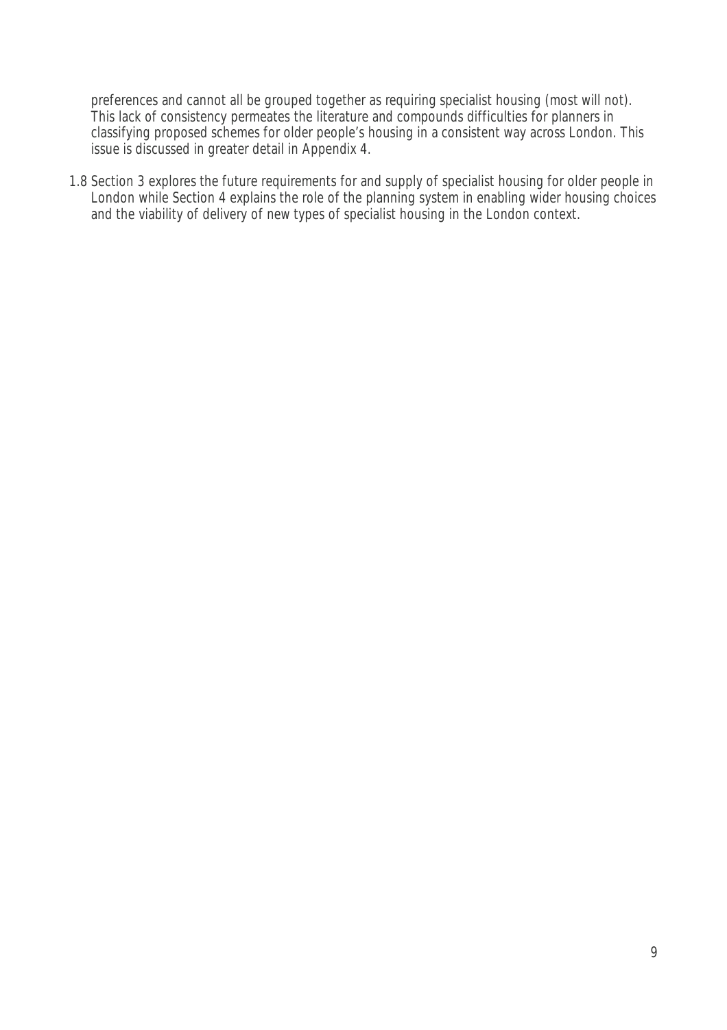preferences and cannot all be grouped together as requiring specialist housing (most will not). This lack of consistency permeates the literature and compounds difficulties for planners in classifying proposed schemes for older people's housing in a consistent way across London. This issue is discussed in greater detail in Appendix 4.

1.8 Section 3 explores the future requirements for and supply of specialist housing for older people in London while Section 4 explains the role of the planning system in enabling wider housing choices and the viability of delivery of new types of specialist housing in the London context.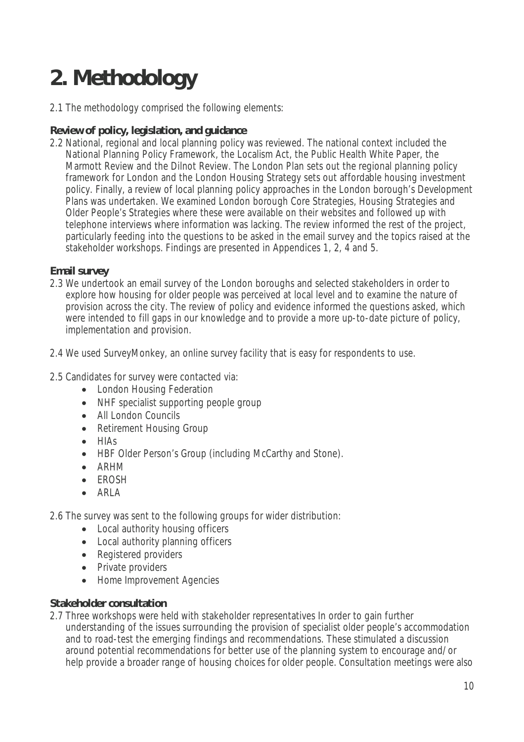# 2. Methodology

2.1 The methodology comprised the following elements:

### Review of policy, legislation, and guidance

2.2 National, regional and local planning policy was reviewed. The national context included the National Planning Policy Framework, the Localism Act, the Public Health White Paper, the Marmott Review and the Dilnot Review. The London Plan sets out the regional planning policy framework for London and the London Housing Strategy sets out affordable housing investment policy. Finally, a review of local planning policy approaches in the London borough's Development Plans was undertaken. We examined London borough Core Strategies, Housing Strategies and Older People's Strategies where these were available on their websites and followed up with telephone interviews where information was lacking. The review informed the rest of the project, particularly feeding into the questions to be asked in the email survey and the topics raised at the stakeholder workshops. Findings are presented in Appendices 1, 2, 4 and 5.

### Email survey

2.3 We undertook an email survey of the London boroughs and selected stakeholders in order to explore how housing for older people was perceived at local level and to examine the nature of provision across the city. The review of policy and evidence informed the questions asked, which were intended to fill gaps in our knowledge and to provide a more up-to-date picture of policy, implementation and provision.

2.4 We used SurveyMonkey, an online survey facility that is easy for respondents to use.

2.5 Candidates for survey were contacted via:

- London Housing Federation
- NHF specialist supporting people group
- All London Councils
- Retirement Housing Group
- HIAs
- HBF Older Person's Group (including McCarthy and Stone).
- ARHM
- EROSH
- ARLA

2.6 The survey was sent to the following groups for wider distribution:

- Local authority housing officers
- Local authority planning officers
- Registered providers
- Private providers
- Home Improvement Agencies

### Stakeholder consultation

2.7 Three workshops were held with stakeholder representatives In order to gain further understanding of the issues surrounding the provision of specialist older people's accommodation and to road-test the emerging findings and recommendations. These stimulated a discussion around potential recommendations for better use of the planning system to encourage and/or help provide a broader range of housing choices for older people. Consultation meetings were also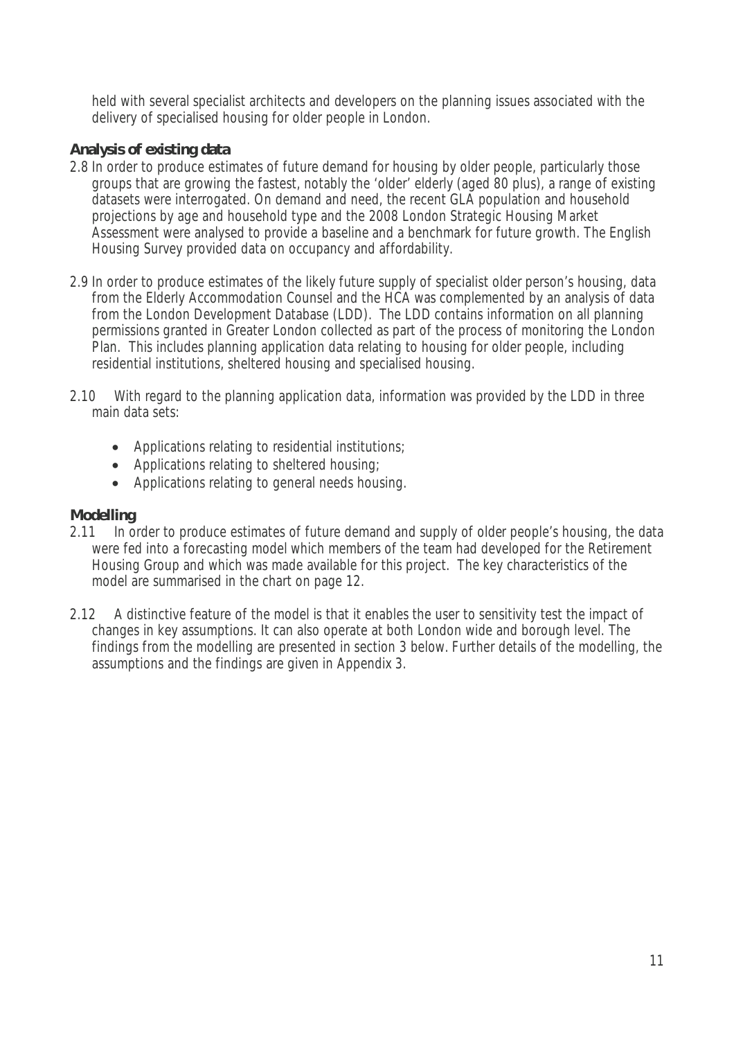held with several specialist architects and developers on the planning issues associated with the delivery of specialised housing for older people in London.

### Analysis of existing data

2.8 In order to produce estimates of future demand for housing by older people, particularly those groups that are growing the fastest, notably the 'older' elderly (aged 80 plus), a range of existing datasets were interrogated. On demand and need, the recent GLA population and household projections by age and household type and the 2008 London Strategic Housing Market Assessment were analysed to provide a baseline and a benchmark for future growth. The English Housing Survey provided data on occupancy and affordability.

2.9 In order to produce estimates of the likely future supply of specialist older person's housing, data from the Elderly Accommodation Counsel and the HCA was complemented by an analysis of data from the London Development Database (LDD). The LDD contains information on all planning permissions granted in Greater London collected as part of the process of monitoring the London Plan. This includes planning application data relating to housing for older people, including residential institutions, sheltered housing and specialised housing.

2.10 With regard to the planning application data, information was provided by the LDD in three main data sets:

- Applications relating to residential institutions;
- Applications relating to sheltered housing;
- Applications relating to general needs housing.

### Modelling

2.11 In order to produce estimates of future demand and supply of older people's housing, the data were fed into a forecasting model which members of the team had developed for the Retirement Housing Group and which was made available for this project. The key characteristics of the model are summarised in the chart on page 12.

2.12 A distinctive feature of the model is that it enables the user to sensitivity test the impact of changes in key assumptions. It can also operate at both London wide and borough level. The findings from the modelling are presented in section 3 below. Further details of the modelling, the assumptions and the findings are given in Appendix 3.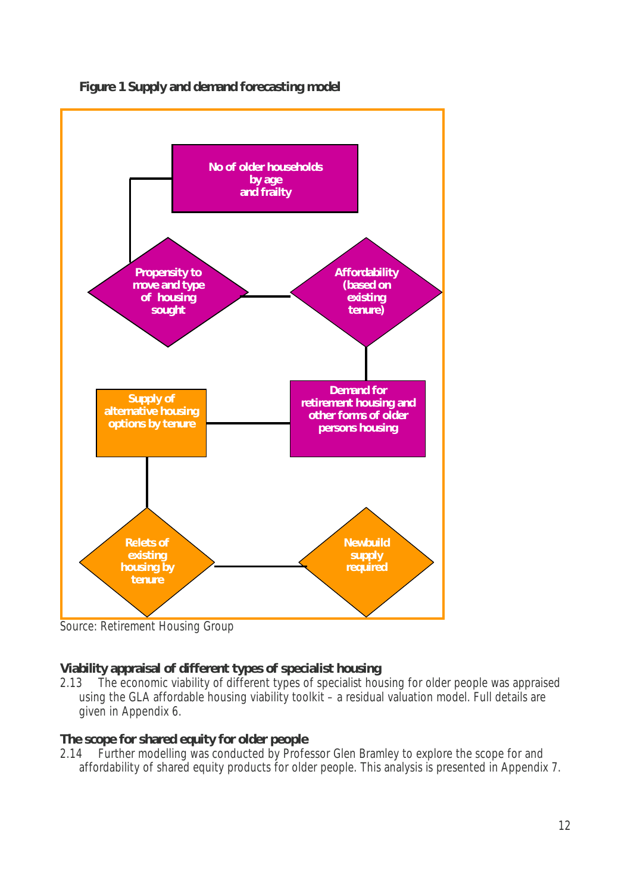**Figure 1 Supply and demand forecasting model**

- No of older households by age and frailty
- Propensity to move and type of housing sought
- Affordability (based on existing tenure)
- Demand for retirement housing and other forms of older persons housing
- Supply of alternative housing options by tenure
- Relets of existing housing by tenure
- Newbuild supply required

Source: Retirement Housing Group

**Viability appraisal of different types of specialist housing**

2.13 The economic viability of different types of specialist housing for older people was appraised using the GLA affordable housing viability toolkit – a residual valuation model. Full details are given in Appendix 6.

**The scope for shared equity for older people**

2.14 Further modelling was conducted by Professor Glen Bramley to explore the scope for and affordability of shared equity products for older people. This analysis is presented in Appendix 7.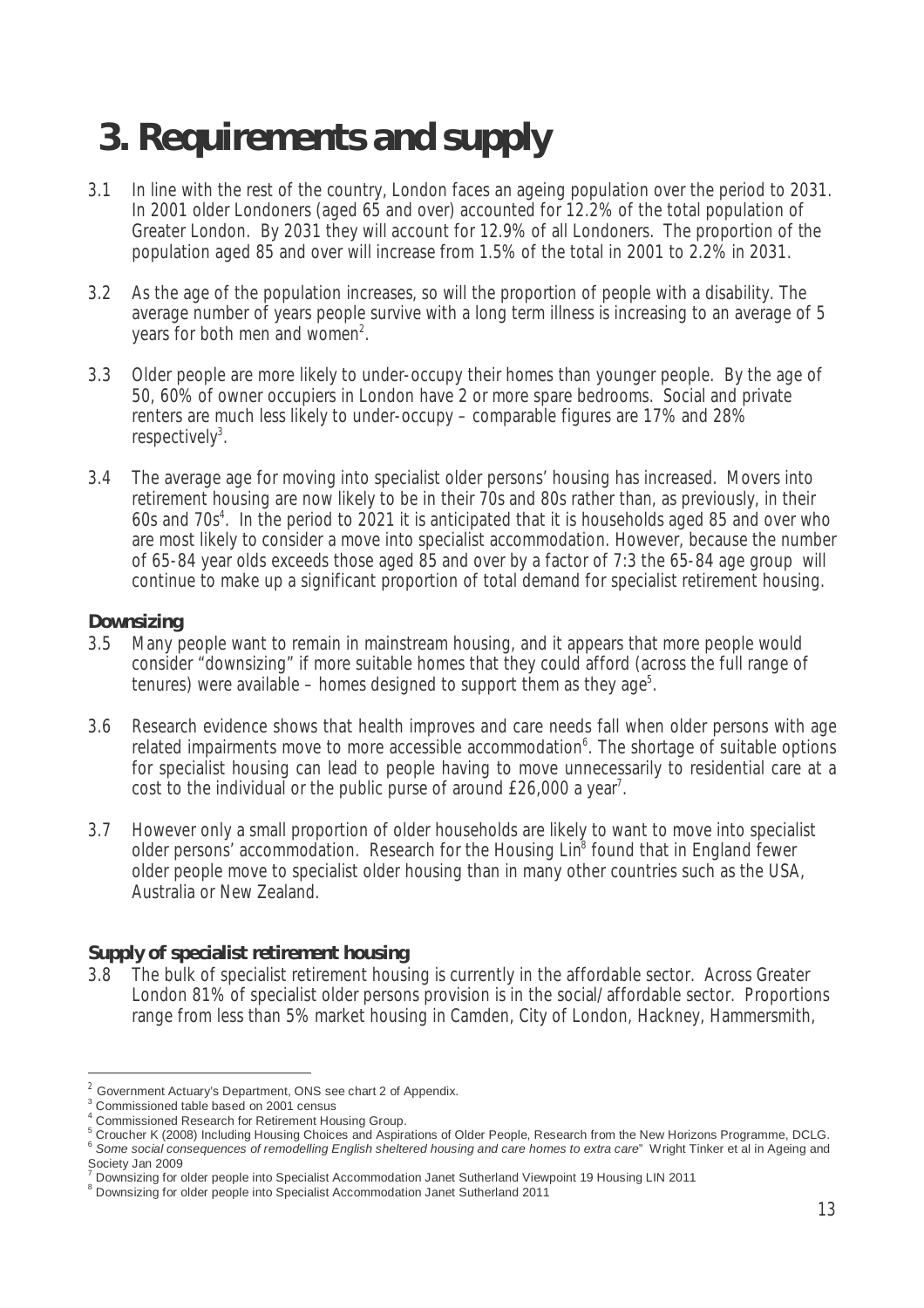# 3. Requirements and supply

3.1 In line with the rest of the country, London faces an ageing population over the period to 2031. In 2001 older Londoners (aged 65 and over) accounted for 12.2% of the total population of Greater London. By 2031 they will account for 12.9% of all Londoners. The proportion of the population aged 85 and over will increase from 1.5% of the total in 2001 to 2.2% in 2031.

3.2 As the age of the population increases, so will the proportion of people with a disability. The average number of years people survive with a long term illness is increasing to an average of 5 years for both men and women[2].

3.3 Older people are more likely to under-occupy their homes than younger people. By the age of 50, 60% of owner occupiers in London have 2 or more spare bedrooms. Social and private renters are much less likely to under-occupy – comparable figures are 17% and 28% respectively[3].

3.4 The average age for moving into specialist older persons' housing has increased. Movers into retirement housing are now likely to be in their 70s and 80s rather than, as previously, in their 60s and 70s[4]. In the period to 2021 it is anticipated that it is households aged 85 and over who are most likely to consider a move into specialist accommodation. However, because the number of 65-84 year olds exceeds those aged 85 and over by a factor of 7:3 the 65-84 age group will continue to make up a significant proportion of total demand for specialist retirement housing.

### Downsizing

3.5 Many people want to remain in mainstream housing, and it appears that more people would consider "downsizing" if more suitable homes that they could afford (across the full range of tenures) were available – homes designed to support them as they age[5].

3.6 Research evidence shows that health improves and care needs fall when older persons with age related impairments move to more accessible accommodation[6]. The shortage of suitable options for specialist housing can lead to people having to move unnecessarily to residential care at a cost to the individual or the public purse of around £26,000 a year[7].

3.7 However only a small proportion of older households are likely to want to move into specialist older persons' accommodation. Research for the Housing Lin[8] found that in England fewer older people move to specialist older housing than in many other countries such as the USA, Australia or New Zealand.

### Supply of specialist retirement housing

3.8 The bulk of specialist retirement housing is currently in the affordable sector. Across Greater London 81% of specialist older persons provision is in the social/affordable sector. Proportions range from less than 5% market housing in Camden, City of London, Hackney, Hammersmith,

---

[2] Government Actuary's Department, ONS see chart 2 of Appendix.
[3] Commissioned table based on 2001 census
[4] Commissioned Research for Retirement Housing Group.
[5] Croucher K (2008) Including Housing Choices and Aspirations of Older People, Research from the New Horizons Programme, DCLG.
[6] *Some social consequences of remodelling English sheltered housing and care homes to extra care*" Wright Tinker et al in Ageing and Society Jan 2009
[7] Downsizing for older people into Specialist Accommodation Janet Sutherland Viewpoint 19 Housing LIN 2011
[8] Downsizing for older people into Specialist Accommodation Janet Sutherland 2011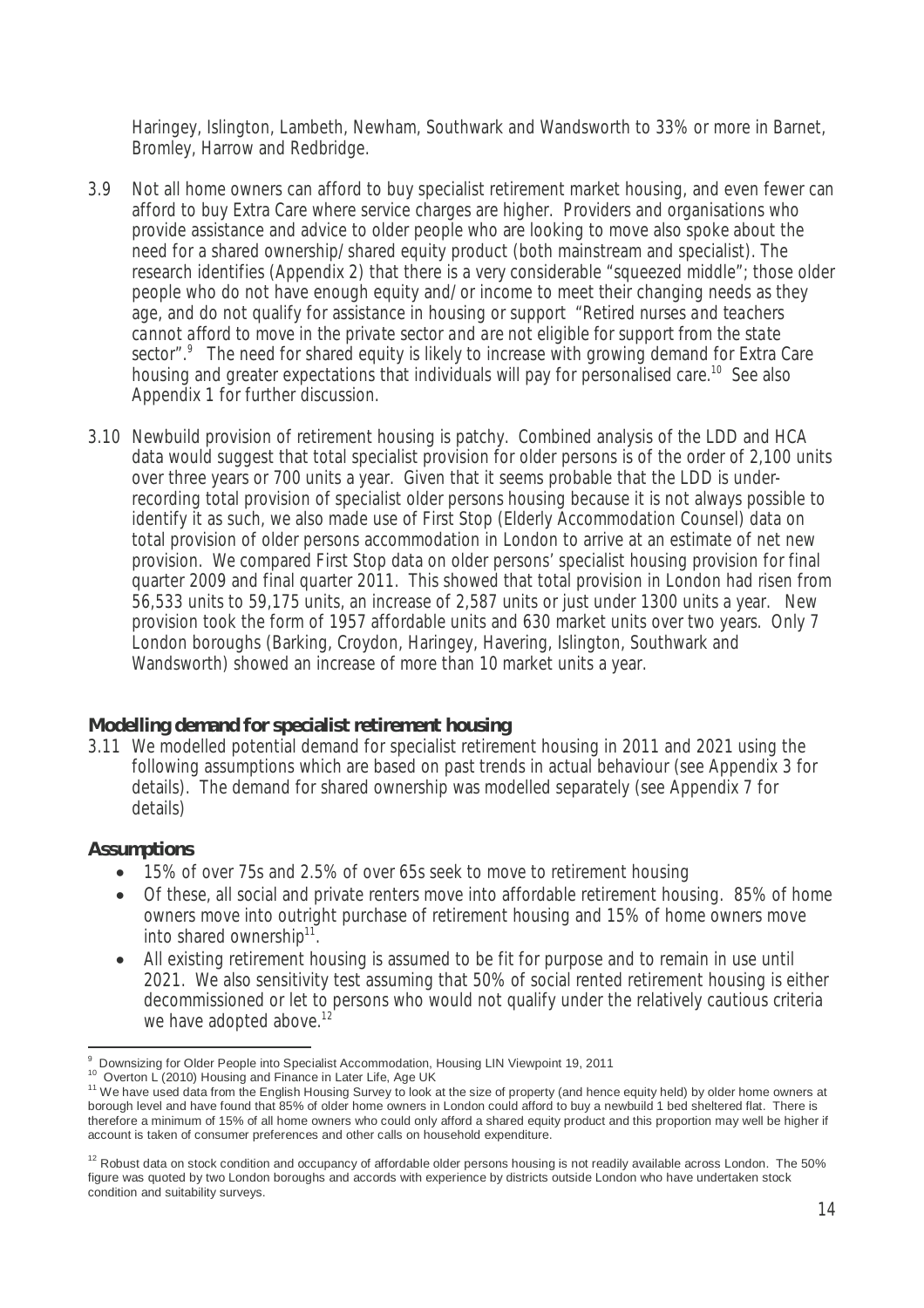Haringey, Islington, Lambeth, Newham, Southwark and Wandsworth to 33% or more in Barnet, Bromley, Harrow and Redbridge.

3.9 Not all home owners can afford to buy specialist retirement market housing, and even fewer can afford to buy Extra Care where service charges are higher. Providers and organisations who provide assistance and advice to older people who are looking to move also spoke about the need for a shared ownership/shared equity product (both mainstream and specialist). The research identifies (Appendix 2) that there is a very considerable "squeezed middle"; those older people who do not have enough equity and/or income to meet their changing needs as they age, and do not qualify for assistance in housing or support *"Retired nurses and teachers cannot afford to move in the private sector and are not eligible for support from the state sector"*.[9] The need for shared equity is likely to increase with growing demand for Extra Care housing and greater expectations that individuals will pay for personalised care.[10] See also Appendix 1 for further discussion.

3.10 Newbuild provision of retirement housing is patchy. Combined analysis of the LDD and HCA data would suggest that total specialist provision for older persons is of the order of 2,100 units over three years or 700 units a year. Given that it seems probable that the LDD is under-recording total provision of specialist older persons housing because it is not always possible to identify it as such, we also made use of First Stop (Elderly Accommodation Counsel) data on total provision of older persons accommodation in London to arrive at an estimate of net new provision. We compared First Stop data on older persons' specialist housing provision for final quarter 2009 and final quarter 2011. This showed that total provision in London had risen from 56,533 units to 59,175 units, an increase of 2,587 units or just under 1300 units a year. New provision took the form of 1957 affordable units and 630 market units over two years. Only 7 London boroughs (Barking, Croydon, Haringey, Havering, Islington, Southwark and Wandsworth) showed an increase of more than 10 market units a year.

## Modelling demand for specialist retirement housing

3.11 We modelled potential demand for specialist retirement housing in 2011 and 2021 using the following assumptions which are based on past trends in actual behaviour (see Appendix 3 for details). The demand for shared ownership was modelled separately (see Appendix 7 for details)

### Assumptions

- 15% of over 75s and 2.5% of over 65s seek to move to retirement housing
- Of these, all social and private renters move into affordable retirement housing. 85% of home owners move into outright purchase of retirement housing and 15% of home owners move into shared ownership[11].
- All existing retirement housing is assumed to be fit for purpose and to remain in use until 2021. We also sensitivity test assuming that 50% of social rented retirement housing is either decommissioned or let to persons who would not qualify under the relatively cautious criteria we have adopted above.[12]

---

[9] Downsizing for Older People into Specialist Accommodation, Housing LIN Viewpoint 19, 2011

[10] Overton L (2010) Housing and Finance in Later Life, Age UK

[11] We have used data from the English Housing Survey to look at the size of property (and hence equity held) by older home owners at borough level and have found that 85% of older home owners in London could afford to buy a newbuild 1 bed sheltered flat. There is therefore a minimum of 15% of all home owners who could only afford a shared equity product and this proportion may well be higher if account is taken of consumer preferences and other calls on household expenditure.

[12] Robust data on stock condition and occupancy of affordable older persons housing is not readily available across London. The 50% figure was quoted by two London boroughs and accords with experience by districts outside London who have undertaken stock condition and suitability surveys.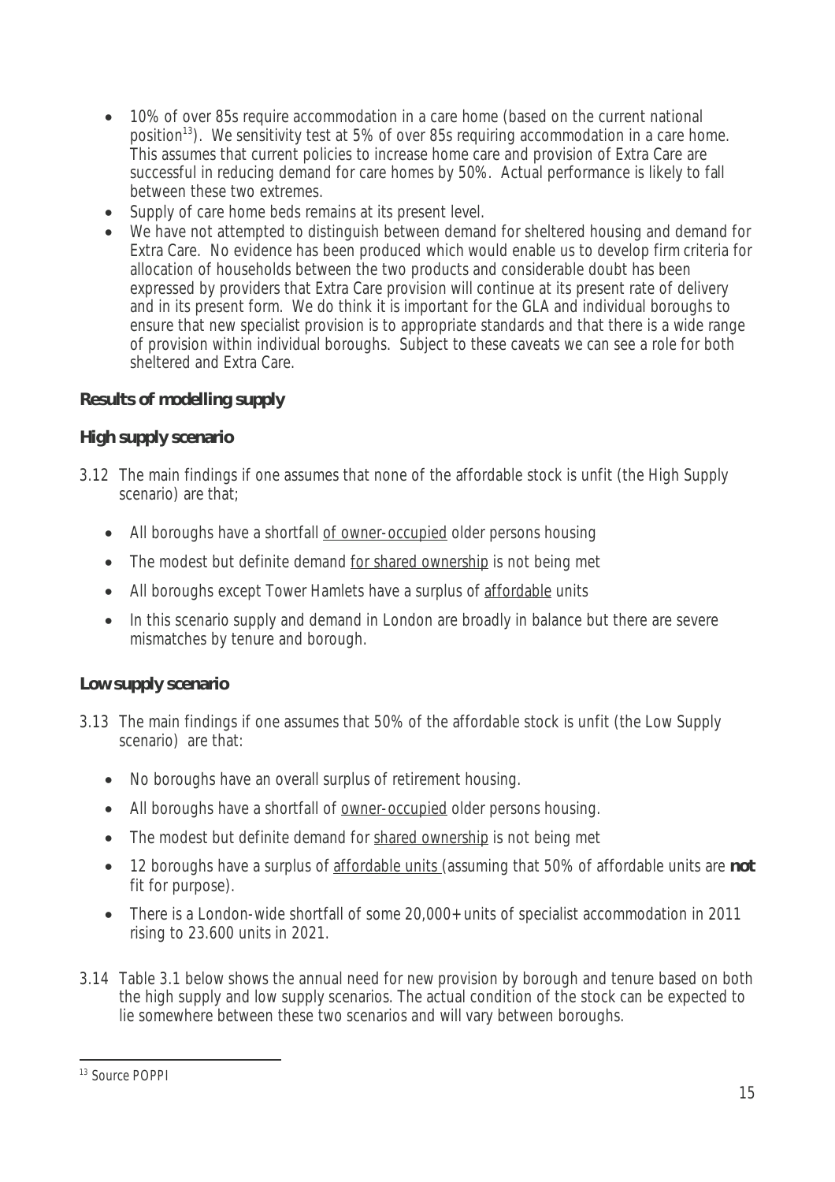- 10% of over 85s require accommodation in a care home (based on the current national position[13]). We sensitivity test at 5% of over 85s requiring accommodation in a care home. This assumes that current policies to increase home care and provision of Extra Care are successful in reducing demand for care homes by 50%. Actual performance is likely to fall between these two extremes.
- Supply of care home beds remains at its present level.
- We have not attempted to distinguish between demand for sheltered housing and demand for Extra Care. No evidence has been produced which would enable us to develop firm criteria for allocation of households between the two products and considerable doubt has been expressed by providers that Extra Care provision will continue at its present rate of delivery and in its present form. We do think it is important for the GLA and individual boroughs to ensure that new specialist provision is to appropriate standards and that there is a wide range of provision within individual boroughs. Subject to these caveats we can see a role for both sheltered and Extra Care.

**Results of modelling supply**

**High supply scenario**

3.12 The main findings if one assumes that none of the affordable stock is unfit (the High Supply scenario) are that;

- All boroughs have a shortfall <u>of owner-occupied</u> older persons housing
- The modest but definite demand <u>for shared ownership</u> is not being met
- All boroughs except Tower Hamlets have a surplus of <u>affordable</u> units
- In this scenario supply and demand in London are broadly in balance but there are severe mismatches by tenure and borough.

**Low supply scenario**

3.13 The main findings if one assumes that 50% of the affordable stock is unfit (the Low Supply scenario) are that:

- No boroughs have an overall surplus of retirement housing.
- All boroughs have a shortfall of <u>owner-occupied</u> older persons housing.
- The modest but definite demand for <u>shared ownership</u> is not being met
- 12 boroughs have a surplus of <u>affordable units</u> (assuming that 50% of affordable units are **not** fit for purpose).
- There is a London-wide shortfall of some 20,000+ units of specialist accommodation in 2011 rising to 23.600 units in 2021.

3.14 Table 3.1 below shows the annual need for new provision by borough and tenure based on both the high supply and low supply scenarios. The actual condition of the stock can be expected to lie somewhere between these two scenarios and will vary between boroughs.

[13] Source POPPI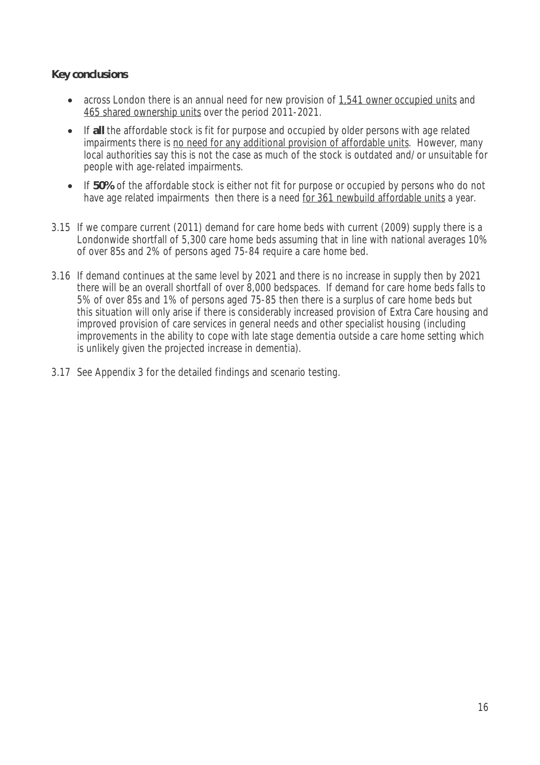**Key conclusions**

- across London there is an annual need for new provision of <u>1,541 owner occupied units</u> and <u>465 shared ownership units</u> over the period 2011-2021.
- If **all** the affordable stock is fit for purpose and occupied by older persons with age related impairments there is <u>no need for any additional provision of affordable units</u>. However, many local authorities say this is not the case as much of the stock is outdated and/or unsuitable for people with age-related impairments.
- If **50%** of the affordable stock is either not fit for purpose or occupied by persons who do not have age related impairments then there is a need <u>for 361 newbuild affordable units</u> a year.

3.15 If we compare current (2011) demand for care home beds with current (2009) supply there is a Londonwide shortfall of 5,300 care home beds assuming that in line with national averages 10% of over 85s and 2% of persons aged 75-84 require a care home bed.

3.16 If demand continues at the same level by 2021 and there is no increase in supply then by 2021 there will be an overall shortfall of over 8,000 bedspaces. If demand for care home beds falls to 5% of over 85s and 1% of persons aged 75-85 then there is a surplus of care home beds but this situation will only arise if there is considerably increased provision of Extra Care housing and improved provision of care services in general needs and other specialist housing (including improvements in the ability to cope with late stage dementia outside a care home setting which is unlikely given the projected increase in dementia).

3.17 See Appendix 3 for the detailed findings and scenario testing.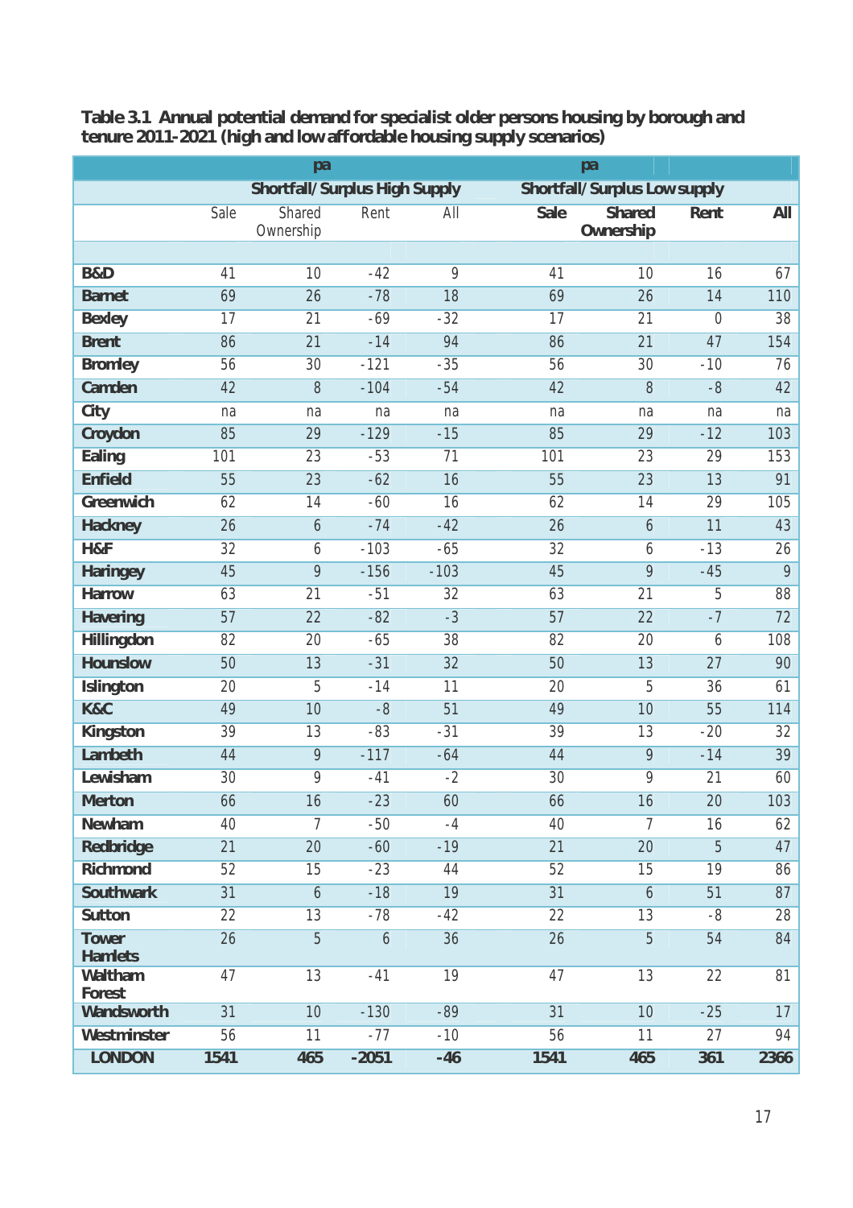**Table 3.1 Annual potential demand for specialist older persons housing by borough and tenure 2011-2021 (high and low affordable housing supply scenarios)**

| | pa | | | | pa | | | |
|---|---|---|---|---|---|---|---|---|
| | Shortfall/Surplus High Supply | | | | Shortfall/Surplus Low supply | | | |
| | Sale | Shared Ownership | Rent | All | **Sale** | **Shared Ownership** | **Rent** | **All** |
| **B&D** | 41 | 10 | -42 | 9 | 41 | 10 | 16 | 67 |
| **Barnet** | 69 | 26 | -78 | 18 | 69 | 26 | 14 | 110 |
| **Bexley** | 17 | 21 | -69 | -32 | 17 | 21 | 0 | 38 |
| **Brent** | 86 | 21 | -14 | 94 | 86 | 21 | 47 | 154 |
| **Bromley** | 56 | 30 | -121 | -35 | 56 | 30 | -10 | 76 |
| **Camden** | 42 | 8 | -104 | -54 | 42 | 8 | -8 | 42 |
| **City** | na | na | na | na | na | na | na | na |
| **Croydon** | 85 | 29 | -129 | -15 | 85 | 29 | -12 | 103 |
| **Ealing** | 101 | 23 | -53 | 71 | 101 | 23 | 29 | 153 |
| **Enfield** | 55 | 23 | -62 | 16 | 55 | 23 | 13 | 91 |
| **Greenwich** | 62 | 14 | -60 | 16 | 62 | 14 | 29 | 105 |
| **Hackney** | 26 | 6 | -74 | -42 | 26 | 6 | 11 | 43 |
| **H&F** | 32 | 6 | -103 | -65 | 32 | 6 | -13 | 26 |
| **Haringey** | 45 | 9 | -156 | -103 | 45 | 9 | -45 | 9 |
| **Harrow** | 63 | 21 | -51 | 32 | 63 | 21 | 5 | 88 |
| **Havering** | 57 | 22 | -82 | -3 | 57 | 22 | -7 | 72 |
| **Hillingdon** | 82 | 20 | -65 | 38 | 82 | 20 | 6 | 108 |
| **Hounslow** | 50 | 13 | -31 | 32 | 50 | 13 | 27 | 90 |
| **Islington** | 20 | 5 | -14 | 11 | 20 | 5 | 36 | 61 |
| **K&C** | 49 | 10 | -8 | 51 | 49 | 10 | 55 | 114 |
| **Kingston** | 39 | 13 | -83 | -31 | 39 | 13 | -20 | 32 |
| **Lambeth** | 44 | 9 | -117 | -64 | 44 | 9 | -14 | 39 |
| **Lewisham** | 30 | 9 | -41 | -2 | 30 | 9 | 21 | 60 |
| **Merton** | 66 | 16 | -23 | 60 | 66 | 16 | 20 | 103 |
| **Newham** | 40 | 7 | -50 | -4 | 40 | 7 | 16 | 62 |
| **Redbridge** | 21 | 20 | -60 | -19 | 21 | 20 | 5 | 47 |
| **Richmond** | 52 | 15 | -23 | 44 | 52 | 15 | 19 | 86 |
| **Southwark** | 31 | 6 | -18 | 19 | 31 | 6 | 51 | 87 |
| **Sutton** | 22 | 13 | -78 | -42 | 22 | 13 | -8 | 28 |
| **Tower Hamlets** | 26 | 5 | 6 | 36 | 26 | 5 | 54 | 84 |
| **Waltham Forest** | 47 | 13 | -41 | 19 | 47 | 13 | 22 | 81 |
| **Wandsworth** | 31 | 10 | -130 | -89 | 31 | 10 | -25 | 17 |
| **Westminster** | 56 | 11 | -77 | -10 | 56 | 11 | 27 | 94 |
| **LONDON** | **1541** | **465** | **-2051** | **-46** | **1541** | **465** | **361** | **2366** |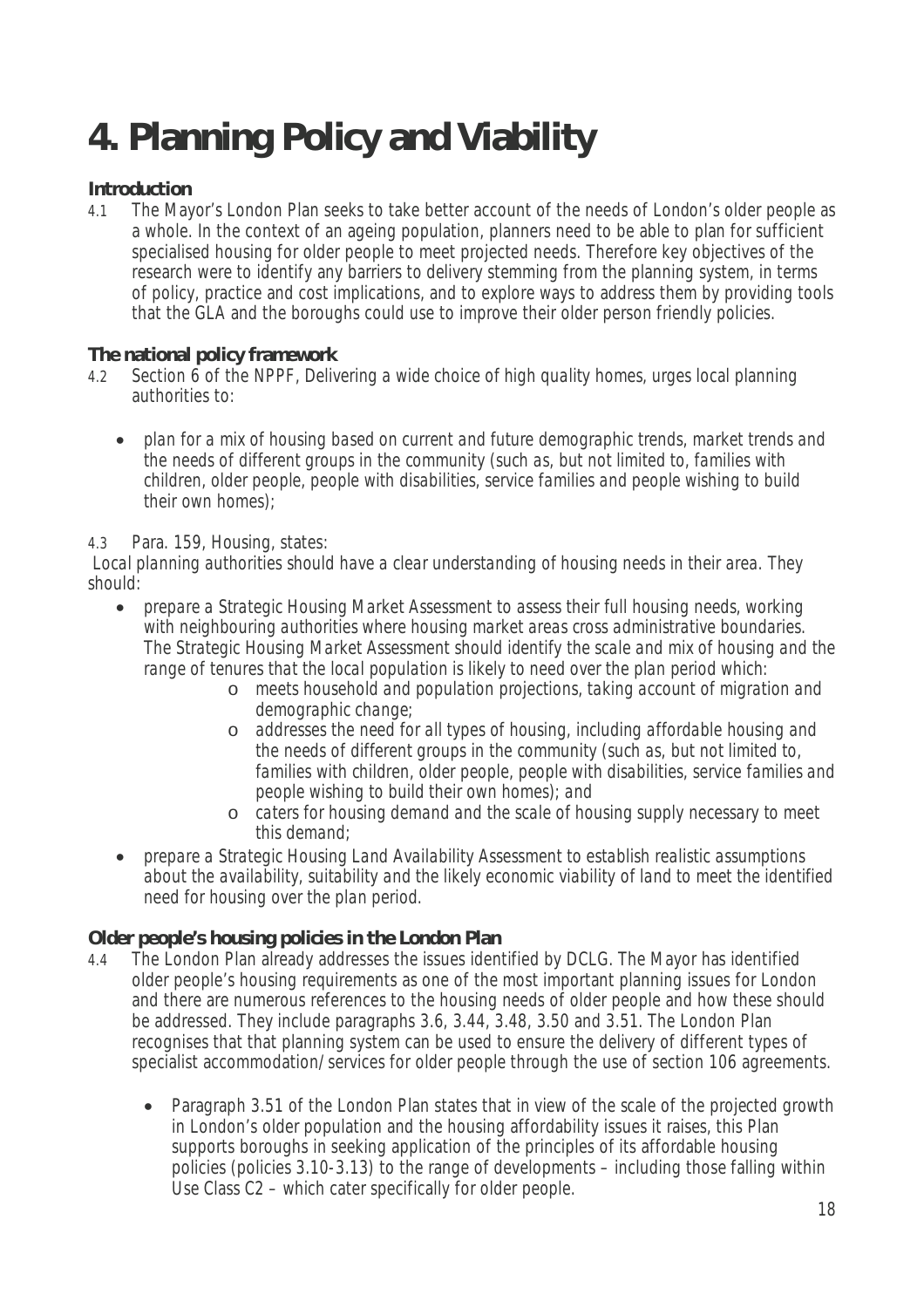# 4. Planning Policy and Viability

### Introduction

4.1 The Mayor's London Plan seeks to take better account of the needs of London's older people as a whole. In the context of an ageing population, planners need to be able to plan for sufficient specialised housing for older people to meet projected needs. Therefore key objectives of the research were to identify any barriers to delivery stemming from the planning system, in terms of policy, practice and cost implications, and to explore ways to address them by providing tools that the GLA and the boroughs could use to improve their older person friendly policies.

### The national policy framework

4.2 Section 6 of the NPPF, *Delivering a wide choice of high quality homes*, urges local planning authorities to:

- *plan for a mix of housing based on current and future demographic trends, market trends and the needs of different groups in the community (such as, but not limited to, families with children, older people, people with disabilities, service families and people wishing to build their own homes);*

4.3 Para. 159, Housing, states:

*Local planning authorities should have a clear understanding of housing needs in their area. They should:*

- *prepare a Strategic Housing Market Assessment to assess their full housing needs, working with neighbouring authorities where housing market areas cross administrative boundaries. The Strategic Housing Market Assessment should identify the scale and mix of housing and the range of tenures that the local population is likely to need over the plan period which:*
  - *meets household and population projections, taking account of migration and demographic change;*
  - *addresses the need for all types of housing, including affordable housing and the needs of different groups in the community (such as, but not limited to, families with children, older people, people with disabilities, service families and people wishing to build their own homes); and*
  - *caters for housing demand and the scale of housing supply necessary to meet this demand;*
- *prepare a Strategic Housing Land Availability Assessment to establish realistic assumptions about the availability, suitability and the likely economic viability of land to meet the identified need for housing over the plan period.*

### Older people's housing policies in the London Plan

4.4 The London Plan already addresses the issues identified by DCLG. The Mayor has identified older people's housing requirements as one of the most important planning issues for London and there are numerous references to the housing needs of older people and how these should be addressed. They include paragraphs 3.6, 3.44, 3.48, 3.50 and 3.51. The London Plan recognises that that planning system can be used to ensure the delivery of different types of specialist accommodation/services for older people through the use of section 106 agreements.

- Paragraph 3.51 of the London Plan states that *in view of the scale of the projected growth in London's older population and the housing affordability issues it raises, this Plan supports boroughs in seeking application of the principles of its affordable housing policies (policies 3.10-3.13) to the range of developments – including those falling within Use Class C2 – which cater specifically for older people.*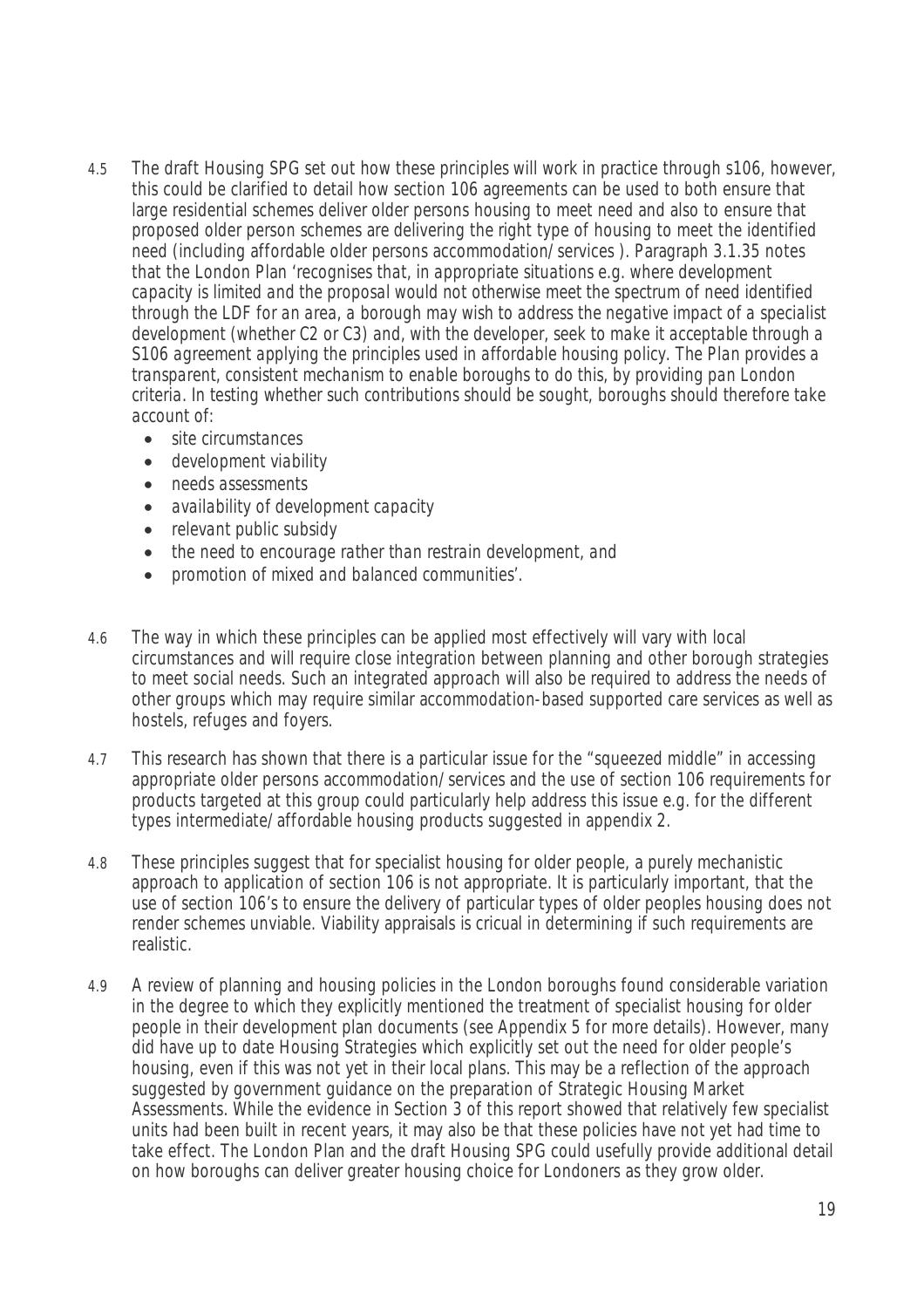4.5 The draft Housing SPG set out how these principles will work in practice through s106, however, this could be clarified to detail how section 106 agreements can be used to both ensure that large residential schemes deliver older persons housing to meet need and also to ensure that proposed older person schemes are delivering the right type of housing to meet the identified need (including affordable older persons accommodation/services ). Paragraph 3.1.35 notes that the London Plan '*recognises that, in appropriate situations e.g. where development capacity is limited and the proposal would not otherwise meet the spectrum of need identified through the LDF for an area, a borough may wish to address the negative impact of a specialist development (whether C2 or C3) and, with the developer, seek to make it acceptable through a S106 agreement applying the principles used in affordable housing policy. The Plan provides a transparent, consistent mechanism to enable boroughs to do this, by providing pan London criteria. In testing whether such contributions should be sought, boroughs should therefore take account of:*

- *site circumstances*
- *development viability*
- *needs assessments*
- *availability of development capacity*
- *relevant public subsidy*
- *the need to encourage rather than restrain development, and*
- *promotion of mixed and balanced communities*'.

4.6 The way in which these principles can be applied most effectively will vary with local circumstances and will require close integration between planning and other borough strategies to meet social needs. Such an integrated approach will also be required to address the needs of other groups which may require similar accommodation-based supported care services as well as hostels, refuges and foyers.

4.7 This research has shown that there is a particular issue for the "squeezed middle" in accessing appropriate older persons accommodation/services and the use of section 106 requirements for products targeted at this group could particularly help address this issue e.g. for the different types intermediate/affordable housing products suggested in appendix 2.

4.8 These principles suggest that for specialist housing for older people, a purely mechanistic approach to application of section 106 is not appropriate. It is particularly important, that the use of section 106's to ensure the delivery of particular types of older peoples housing does not render schemes unviable. Viability appraisals is cricual in determining if such requirements are realistic.

4.9 A review of planning and housing policies in the London boroughs found considerable variation in the degree to which they explicitly mentioned the treatment of specialist housing for older people in their development plan documents (see Appendix 5 for more details). However, many did have up to date Housing Strategies which explicitly set out the need for older people's housing, even if this was not yet in their local plans. This may be a reflection of the approach suggested by government guidance on the preparation of Strategic Housing Market Assessments. While the evidence in Section 3 of this report showed that relatively few specialist units had been built in recent years, it may also be that these policies have not yet had time to take effect. The London Plan and the draft Housing SPG could usefully provide additional detail on how boroughs can deliver greater housing choice for Londoners as they grow older.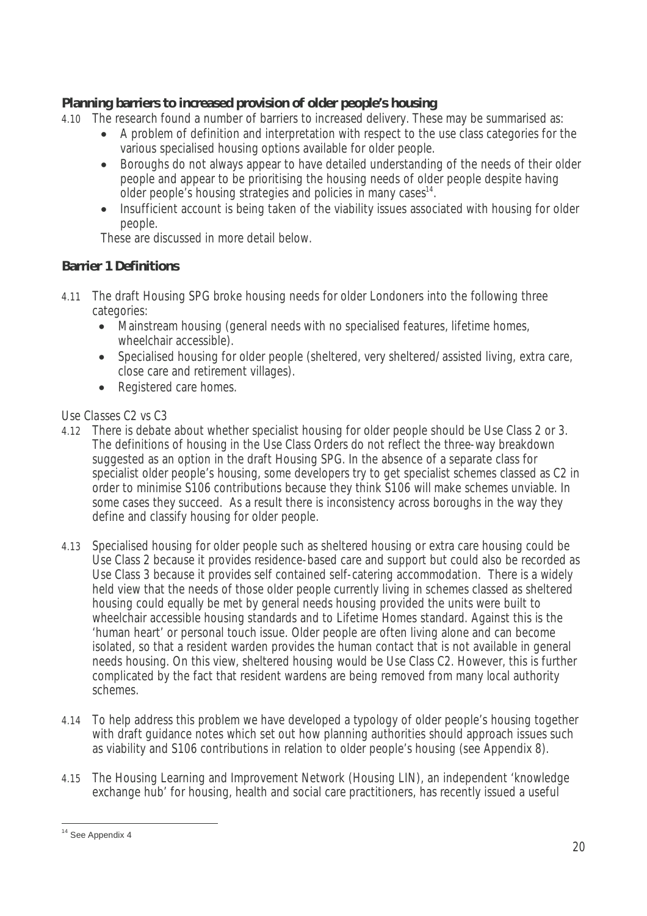### Planning barriers to increased provision of older people's housing

4.10 The research found a number of barriers to increased delivery. These may be summarised as:

- A problem of definition and interpretation with respect to the use class categories for the various specialised housing options available for older people.
- Boroughs do not always appear to have detailed understanding of the needs of their older people and appear to be prioritising the housing needs of older people despite having older people's housing strategies and policies in many cases[14].
- Insufficient account is being taken of the viability issues associated with housing for older people.

These are discussed in more detail below.

### Barrier 1 Definitions

4.11 The draft Housing SPG broke housing needs for older Londoners into the following three categories:

- Mainstream housing (general needs with no specialised features, lifetime homes, wheelchair accessible).
- Specialised housing for older people (sheltered, very sheltered/assisted living, extra care, close care and retirement villages).
- Registered care homes.

*Use Classes C2 vs C3*

4.12 There is debate about whether specialist housing for older people should be Use Class 2 or 3. The definitions of housing in the Use Class Orders do not reflect the three-way breakdown suggested as an option in the draft Housing SPG. In the absence of a separate class for specialist older people's housing, some developers try to get specialist schemes classed as C2 in order to minimise S106 contributions because they think S106 will make schemes unviable. In some cases they succeed. As a result there is inconsistency across boroughs in the way they define and classify housing for older people.

4.13 Specialised housing for older people such as sheltered housing or extra care housing could be Use Class 2 because it provides residence-based care and support but could also be recorded as Use Class 3 because it provides self contained self-catering accommodation. There is a widely held view that the needs of those older people currently living in schemes classed as sheltered housing could equally be met by general needs housing provided the units were built to wheelchair accessible housing standards and to Lifetime Homes standard. Against this is the 'human heart' or personal touch issue. Older people are often living alone and can become isolated, so that a resident warden provides the human contact that is not available in general needs housing. On this view, sheltered housing would be Use Class C2. However, this is further complicated by the fact that resident wardens are being removed from many local authority schemes.

4.14 To help address this problem we have developed a typology of older people's housing together with draft guidance notes which set out how planning authorities should approach issues such as viability and S106 contributions in relation to older people's housing (see Appendix 8).

4.15 The Housing Learning and Improvement Network (Housing LIN), an independent 'knowledge exchange hub' for housing, health and social care practitioners, has recently issued a useful

[14] See Appendix 4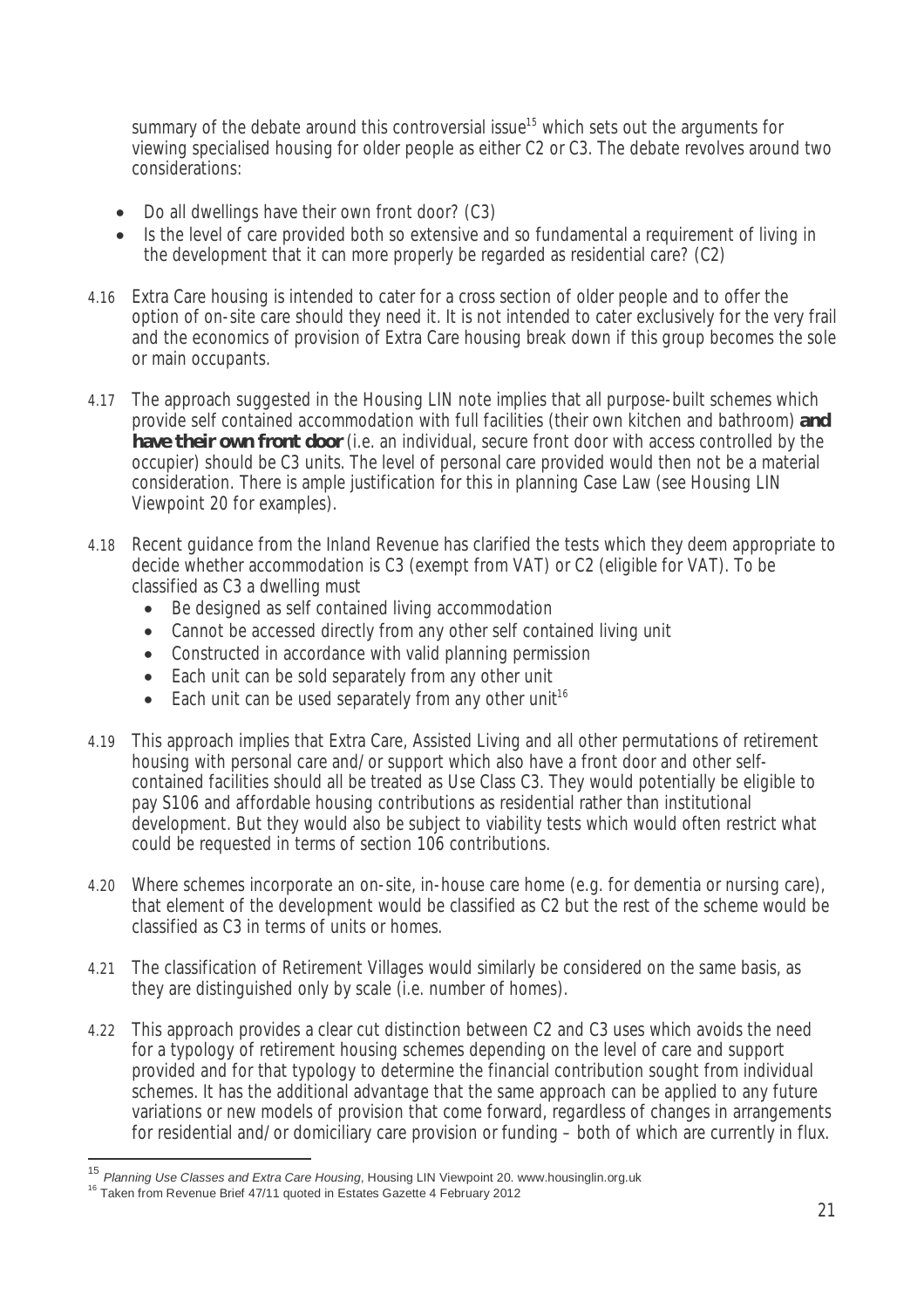summary of the debate around this controversial issue[15] which sets out the arguments for viewing specialised housing for older people as either C2 or C3. The debate revolves around two considerations:

- Do all dwellings have their own front door? (C3)
- Is the level of care provided both so extensive and so fundamental a requirement of living in the development that it can more properly be regarded as residential care? (C2)

4.16 Extra Care housing is intended to cater for a cross section of older people and to offer the option of on-site care should they need it. It is not intended to cater exclusively for the very frail and the economics of provision of Extra Care housing break down if this group becomes the sole or main occupants.

4.17 The approach suggested in the Housing LIN note implies that all purpose-built schemes which provide self contained accommodation with full facilities (their own kitchen and bathroom) **and have their own front door** (i.e. an individual, secure front door with access controlled by the occupier) should be C3 units. The level of personal care provided would then not be a material consideration. There is ample justification for this in planning Case Law (see Housing LIN Viewpoint 20 for examples).

4.18 Recent guidance from the Inland Revenue has clarified the tests which they deem appropriate to decide whether accommodation is C3 (exempt from VAT) or C2 (eligible for VAT). To be classified as C3 a dwelling must

- Be designed as self contained living accommodation
- Cannot be accessed directly from any other self contained living unit
- Constructed in accordance with valid planning permission
- Each unit can be sold separately from any other unit
- Each unit can be used separately from any other unit[16]

4.19 This approach implies that Extra Care, Assisted Living and all other permutations of retirement housing with personal care and/or support which also have a front door and other self-contained facilities should all be treated as Use Class C3. They would potentially be eligible to pay S106 and affordable housing contributions as residential rather than institutional development. But they would also be subject to viability tests which would often restrict what could be requested in terms of section 106 contributions.

4.20 Where schemes incorporate an on-site, in-house care home (e.g. for dementia or nursing care), that element of the development would be classified as C2 but the rest of the scheme would be classified as C3 in terms of units or homes.

4.21 The classification of Retirement Villages would similarly be considered on the same basis, as they are distinguished only by scale (i.e. number of homes).

4.22 This approach provides a clear cut distinction between C2 and C3 uses which avoids the need for a typology of retirement housing schemes depending on the level of care and support provided and for that typology to determine the financial contribution sought from individual schemes. It has the additional advantage that the same approach can be applied to any future variations or new models of provision that come forward, regardless of changes in arrangements for residential and/or domiciliary care provision or funding – both of which are currently in flux.

---

[15] *Planning Use Classes and Extra Care Housing*, Housing LIN Viewpoint 20. www.housinglin.org.uk

[16] Taken from Revenue Brief 47/11 quoted in Estates Gazette 4 February 2012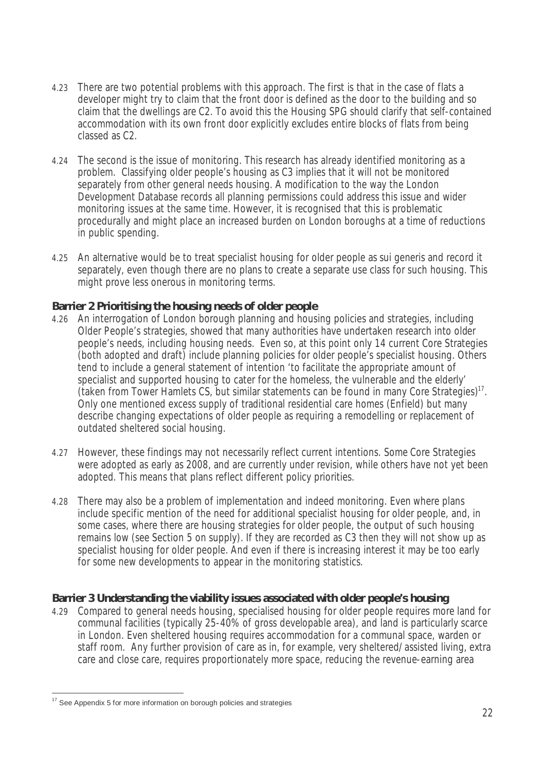4.23 There are two potential problems with this approach. The first is that in the case of flats a developer might try to claim that the front door is defined as the door to the building and so claim that the dwellings are C2. To avoid this the Housing SPG should clarify that self-contained accommodation with its own front door explicitly excludes entire blocks of flats from being classed as C2.

4.24 The second is the issue of monitoring. This research has already identified monitoring as a problem. Classifying older people's housing as C3 implies that it will not be monitored separately from other general needs housing. A modification to the way the London Development Database records all planning permissions could address this issue and wider monitoring issues at the same time. However, it is recognised that this is problematic procedurally and might place an increased burden on London boroughs at a time of reductions in public spending.

4.25 An alternative would be to treat specialist housing for older people as *sui generis* and record it separately, even though there are no plans to create a separate use class for such housing. This might prove less onerous in monitoring terms.

**Barrier 2 Prioritising the housing needs of older people**

4.26 An interrogation of London borough planning and housing policies and strategies, including Older People's strategies, showed that many authorities have undertaken research into older people's needs, including housing needs. Even so, at this point only 14 current Core Strategies (both adopted and draft) include planning policies for older people's specialist housing. Others tend to include a general statement of intention 'to facilitate the appropriate amount of specialist and supported housing to cater for the homeless, the vulnerable and the elderly' (taken from Tower Hamlets CS, but similar statements can be found in many Core Strategies)[17]. Only one mentioned excess supply of traditional residential care homes (Enfield) but many describe changing expectations of older people as requiring a remodelling or replacement of outdated sheltered social housing.

4.27 However, these findings may not necessarily reflect current intentions. Some Core Strategies were adopted as early as 2008, and are currently under revision, while others have not yet been adopted. This means that plans reflect different policy priorities.

4.28 There may also be a problem of implementation and indeed monitoring. Even where plans include specific mention of the need for additional specialist housing for older people, and, in some cases, where there are housing strategies for older people, the output of such housing remains low (see Section 5 on supply). If they are recorded as C3 then they will not show up as specialist housing for older people. And even if there is increasing interest it may be too early for some new developments to appear in the monitoring statistics.

**Barrier 3 Understanding the viability issues associated with older people's housing**

4.29 Compared to general needs housing, specialised housing for older people requires more land for communal facilities (typically 25-40% of gross developable area), and land is particularly scarce in London. Even sheltered housing requires accommodation for a communal space, warden or staff room. Any further provision of care as in, for example, very sheltered/assisted living, extra care and close care, requires proportionately more space, reducing the revenue-earning area

[17] See Appendix 5 for more information on borough policies and strategies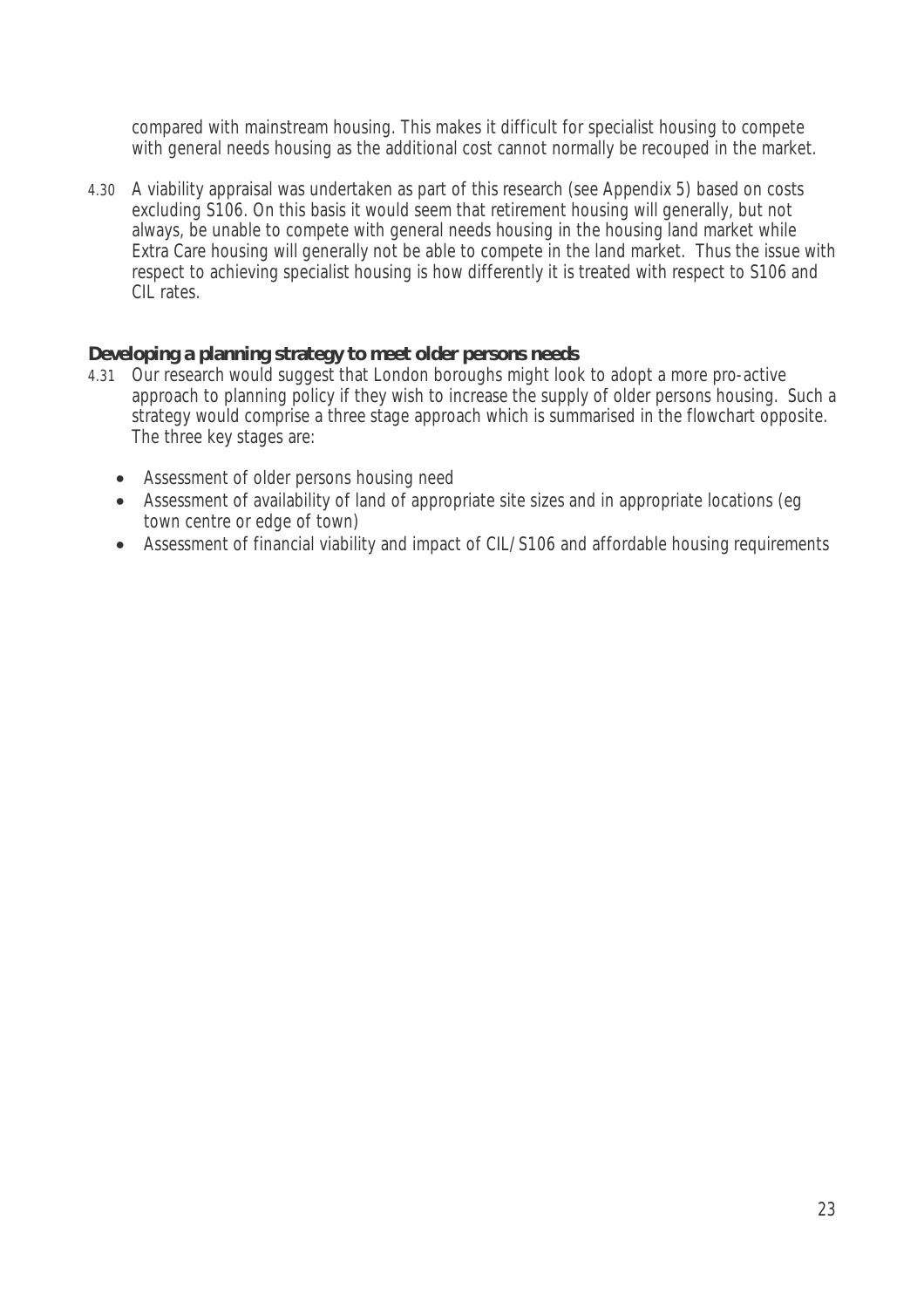compared with mainstream housing. This makes it difficult for specialist housing to compete with general needs housing as the additional cost cannot normally be recouped in the market.

4.30 A viability appraisal was undertaken as part of this research (see Appendix 5) based on costs excluding S106. On this basis it would seem that retirement housing will generally, but not always, be unable to compete with general needs housing in the housing land market while Extra Care housing will generally not be able to compete in the land market. Thus the issue with respect to achieving specialist housing is how differently it is treated with respect to S106 and CIL rates.

## Developing a planning strategy to meet older persons needs

4.31 Our research would suggest that London boroughs might look to adopt a more pro-active approach to planning policy if they wish to increase the supply of older persons housing. Such a strategy would comprise a three stage approach which is summarised in the flowchart opposite. The three key stages are:

- Assessment of older persons housing need
- Assessment of availability of land of appropriate site sizes and in appropriate locations (eg town centre or edge of town)
- Assessment of financial viability and impact of CIL/S106 and affordable housing requirements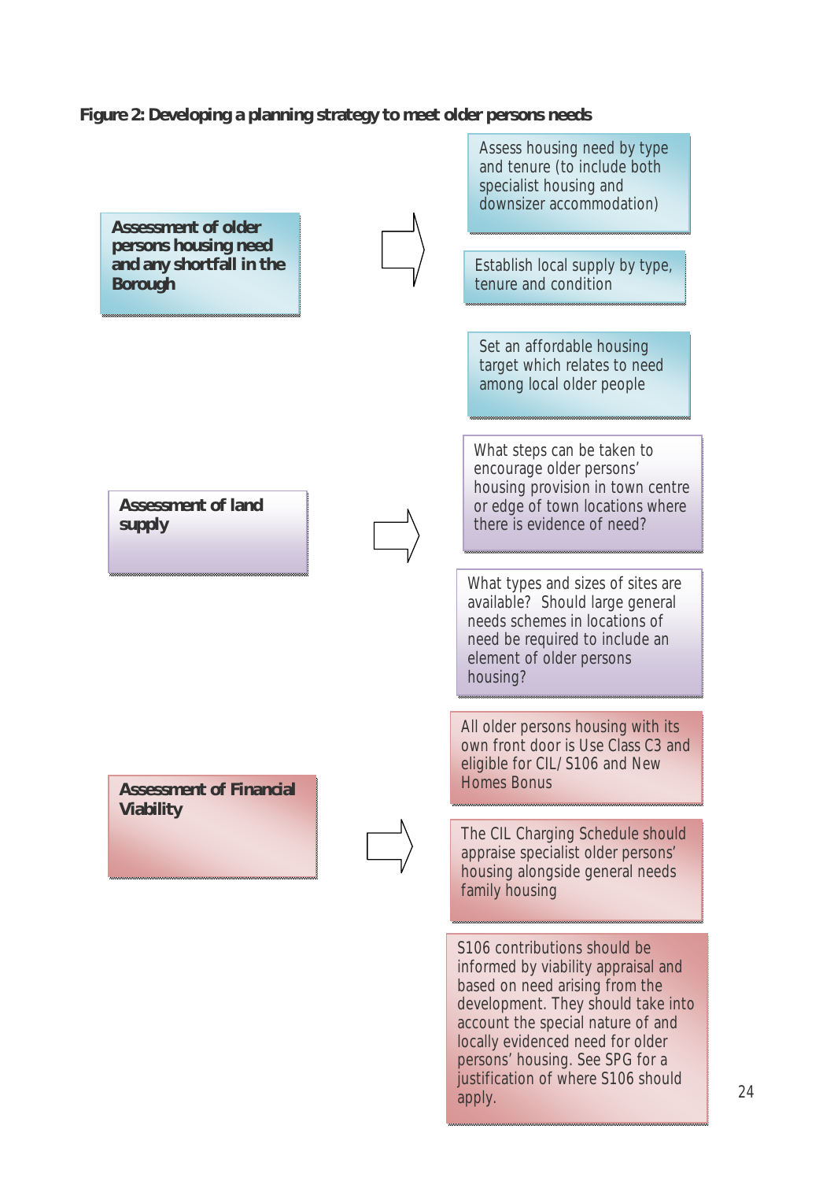**Figure 2: Developing a planning strategy to meet older persons needs**

**Assessment of older persons housing need and any shortfall in the Borough**

- Assess housing need by type and tenure (to include both specialist housing and downsizer accommodation)
- Establish local supply by type, tenure and condition
- Set an affordable housing target which relates to need among local older people

**Assessment of land supply**

- What steps can be taken to encourage older persons' housing provision in town centre or edge of town locations where there is evidence of need?
- What types and sizes of sites are available? Should large general needs schemes in locations of need be required to include an element of older persons housing?

**Assessment of Financial Viability**

- All older persons housing with its own front door is Use Class C3 and eligible for CIL/ S106 and New Homes Bonus
- The CIL Charging Schedule should appraise specialist older persons' housing alongside general needs family housing
- S106 contributions should be informed by viability appraisal and based on need arising from the development. They should take into account the special nature of and locally evidenced need for older persons' housing. See SPG for a justification of where S106 should apply.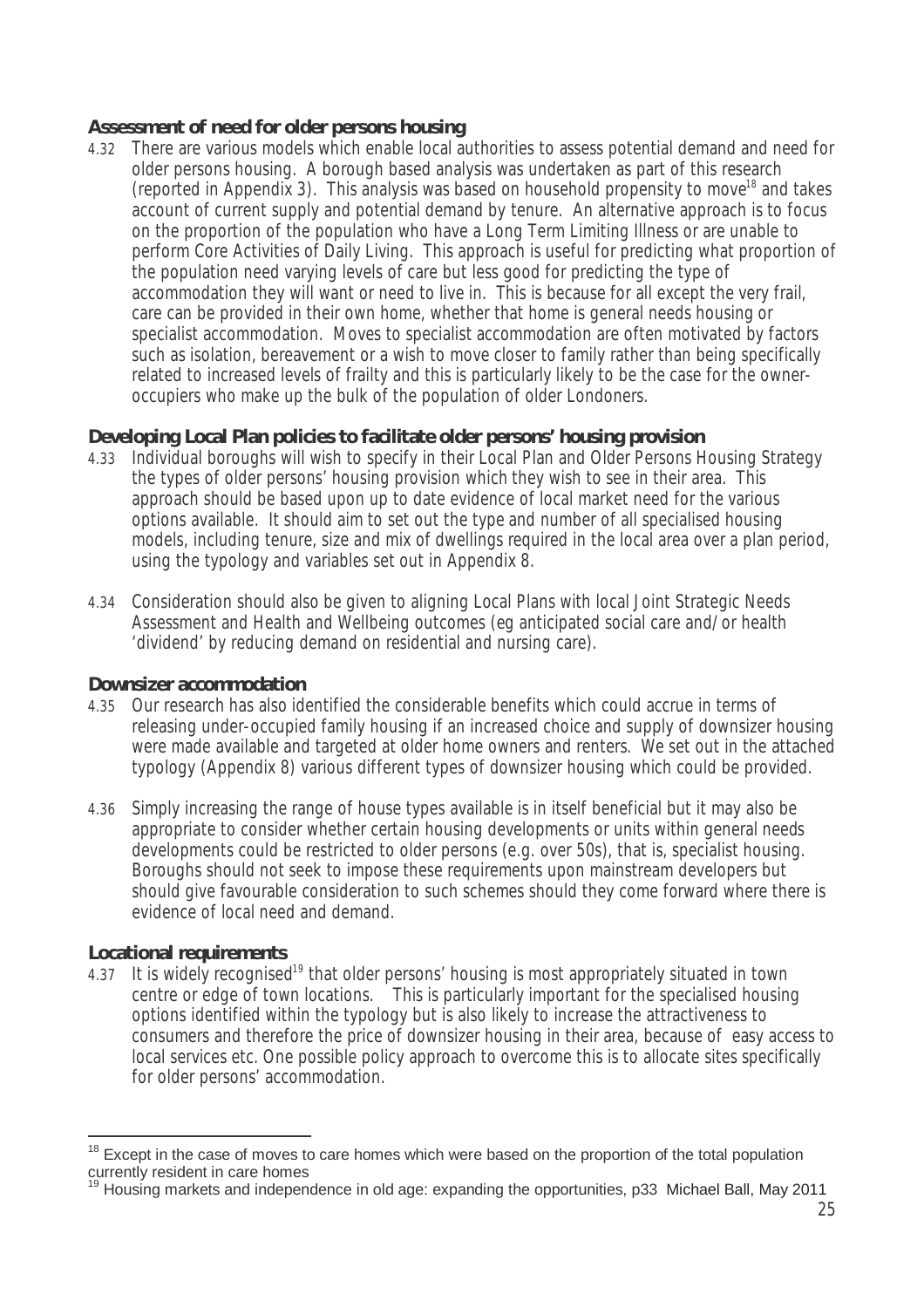### Assessment of need for older persons housing

4.32 There are various models which enable local authorities to assess potential demand and need for older persons housing. A borough based analysis was undertaken as part of this research (reported in Appendix 3). This analysis was based on household propensity to move[18] and takes account of current supply and potential demand by tenure. An alternative approach is to focus on the proportion of the population who have a Long Term Limiting Illness or are unable to perform Core Activities of Daily Living. This approach is useful for predicting what proportion of the population need varying levels of care but less good for predicting the type of accommodation they will want or need to live in. This is because for all except the very frail, care can be provided in their own home, whether that home is general needs housing or specialist accommodation. Moves to specialist accommodation are often motivated by factors such as isolation, bereavement or a wish to move closer to family rather than being specifically related to increased levels of frailty and this is particularly likely to be the case for the owner-occupiers who make up the bulk of the population of older Londoners.

### Developing Local Plan policies to facilitate older persons' housing provision

4.33 Individual boroughs will wish to specify in their Local Plan and Older Persons Housing Strategy the types of older persons' housing provision which they wish to see in their area. This approach should be based upon up to date evidence of local market need for the various options available. It should aim to set out the type and number of all specialised housing models, including tenure, size and mix of dwellings required in the local area over a plan period, using the typology and variables set out in Appendix 8.

4.34 Consideration should also be given to aligning Local Plans with local Joint Strategic Needs Assessment and Health and Wellbeing outcomes (eg anticipated social care and/or health 'dividend' by reducing demand on residential and nursing care).

### Downsizer accommodation

4.35 Our research has also identified the considerable benefits which could accrue in terms of releasing under-occupied family housing if an increased choice and supply of downsizer housing were made available and targeted at older home owners and renters. We set out in the attached typology (Appendix 8) various different types of downsizer housing which could be provided.

4.36 Simply increasing the range of house types available is in itself beneficial but it may also be appropriate to consider whether certain housing developments or units within general needs developments could be restricted to older persons (e.g. over 50s), that is, specialist housing. Boroughs should not seek to impose these requirements upon mainstream developers but should give favourable consideration to such schemes should they come forward where there is evidence of local need and demand.

### Locational requirements

4.37 It is widely recognised[19] that older persons' housing is most appropriately situated in town centre or edge of town locations. This is particularly important for the specialised housing options identified within the typology but is also likely to increase the attractiveness to consumers and therefore the price of downsizer housing in their area, because of easy access to local services etc. One possible policy approach to overcome this is to allocate sites specifically for older persons' accommodation.

---

[18] Except in the case of moves to care homes which were based on the proportion of the total population currently resident in care homes

[19] Housing markets and independence in old age: expanding the opportunities, p33 Michael Ball, May 2011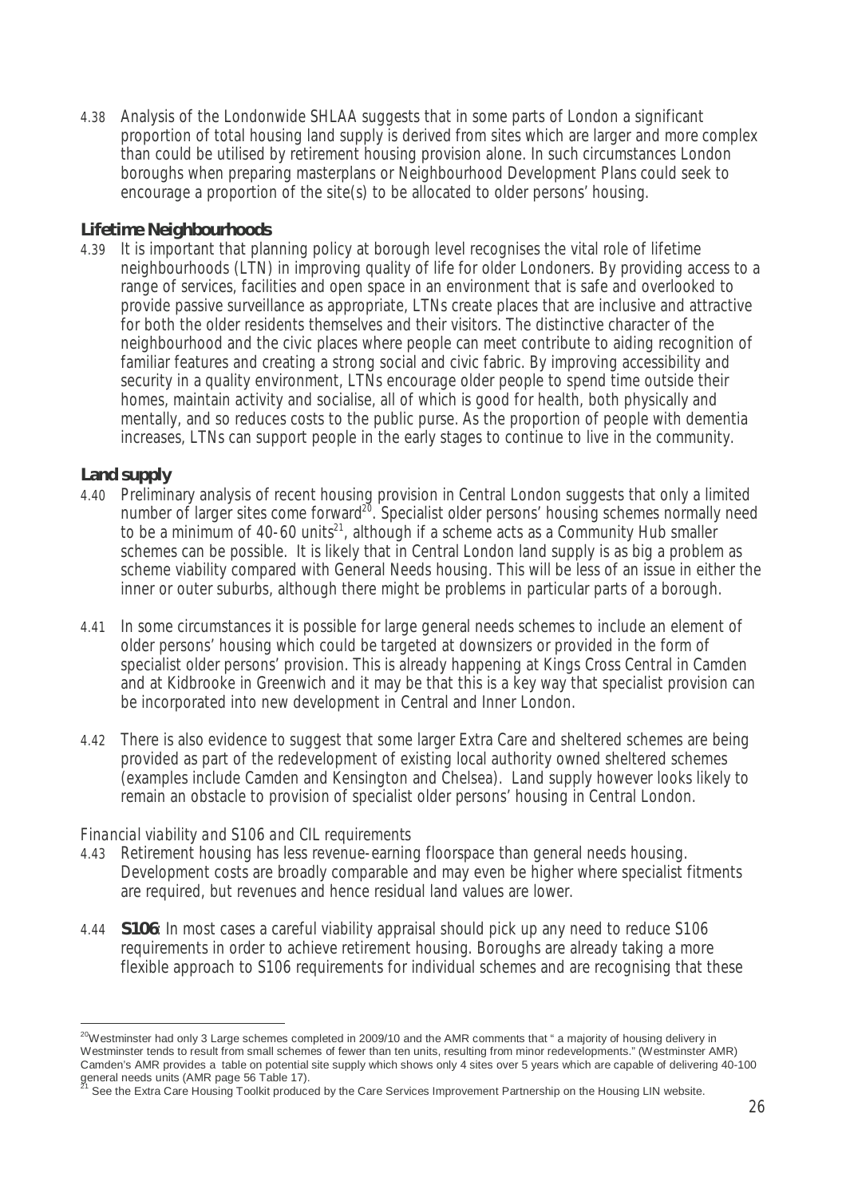4.38 Analysis of the Londonwide SHLAA suggests that in some parts of London a significant proportion of total housing land supply is derived from sites which are larger and more complex than could be utilised by retirement housing provision alone. In such circumstances London boroughs when preparing masterplans or Neighbourhood Development Plans could seek to encourage a proportion of the site(s) to be allocated to older persons' housing.

### Lifetime Neighbourhoods

4.39 It is important that planning policy at borough level recognises the vital role of lifetime neighbourhoods (LTN) in improving quality of life for older Londoners. By providing access to a range of services, facilities and open space in an environment that is safe and overlooked to provide passive surveillance as appropriate, LTNs create places that are inclusive and attractive for both the older residents themselves and their visitors. The distinctive character of the neighbourhood and the civic places where people can meet contribute to aiding recognition of familiar features and creating a strong social and civic fabric. By improving accessibility and security in a quality environment, LTNs encourage older people to spend time outside their homes, maintain activity and socialise, all of which is good for health, both physically and mentally, and so reduces costs to the public purse. As the proportion of people with dementia increases, LTNs can support people in the early stages to continue to live in the community.

### Land supply

4.40 Preliminary analysis of recent housing provision in Central London suggests that only a limited number of larger sites come forward[20]. Specialist older persons' housing schemes normally need to be a minimum of 40-60 units[21], although if a scheme acts as a Community Hub smaller schemes can be possible. It is likely that in Central London land supply is as big a problem as scheme viability compared with General Needs housing. This will be less of an issue in either the inner or outer suburbs, although there might be problems in particular parts of a borough.

4.41 In some circumstances it is possible for large general needs schemes to include an element of older persons' housing which could be targeted at downsizers or provided in the form of specialist older persons' provision. This is already happening at Kings Cross Central in Camden and at Kidbrooke in Greenwich and it may be that this is a key way that specialist provision can be incorporated into new development in Central and Inner London.

4.42 There is also evidence to suggest that some larger Extra Care and sheltered schemes are being provided as part of the redevelopment of existing local authority owned sheltered schemes (examples include Camden and Kensington and Chelsea). Land supply however looks likely to remain an obstacle to provision of specialist older persons' housing in Central London.

*Financial viability and S106 and CIL requirements*

4.43 Retirement housing has less revenue-earning floorspace than general needs housing. Development costs are broadly comparable and may even be higher where specialist fitments are required, but revenues and hence residual land values are lower.

4.44 **S106**: In most cases a careful viability appraisal should pick up any need to reduce S106 requirements in order to achieve retirement housing. Boroughs are already taking a more flexible approach to S106 requirements for individual schemes and are recognising that these

---

[20] Westminster had only 3 Large schemes completed in 2009/10 and the AMR comments that " a majority of housing delivery in Westminster tends to result from small schemes of fewer than ten units, resulting from minor redevelopments." (Westminster AMR) Camden's AMR provides a table on potential site supply which shows only 4 sites over 5 years which are capable of delivering 40-100 general needs units (AMR page 56 Table 17).

[21] See the Extra Care Housing Toolkit produced by the Care Services Improvement Partnership on the Housing LIN website.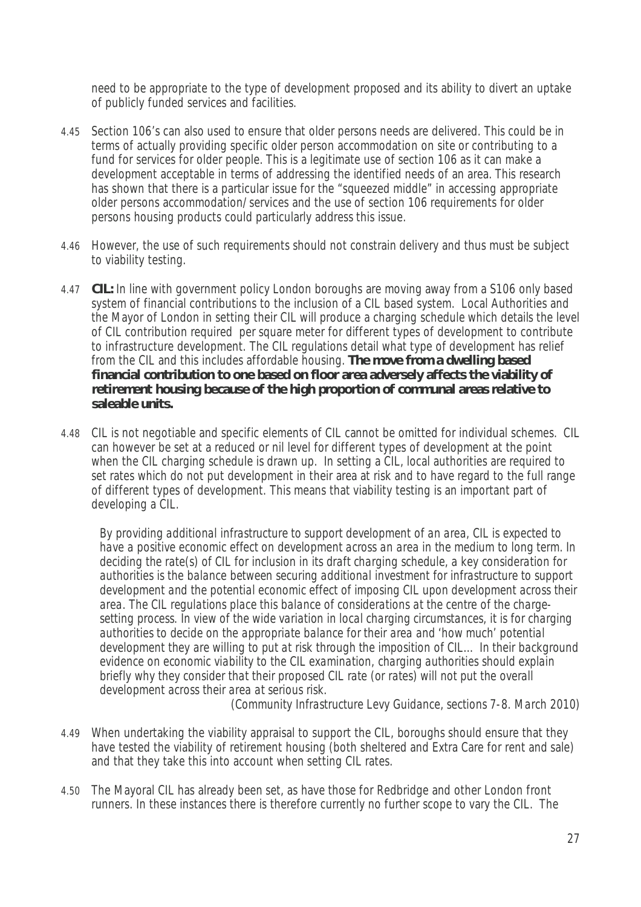need to be appropriate to the type of development proposed and its ability to divert an uptake of publicly funded services and facilities.

4.45 Section 106's can also used to ensure that older persons needs are delivered. This could be in terms of actually providing specific older person accommodation on site or contributing to a fund for services for older people. This is a legitimate use of section 106 as it can make a development acceptable in terms of addressing the identified needs of an area. This research has shown that there is a particular issue for the "squeezed middle" in accessing appropriate older persons accommodation/services and the use of section 106 requirements for older persons housing products could particularly address this issue.

4.46 However, the use of such requirements should not constrain delivery and thus must be subject to viability testing.

4.47 **CIL:** In line with government policy London boroughs are moving away from a S106 only based system of financial contributions to the inclusion of a CIL based system. Local Authorities and the Mayor of London in setting their CIL will produce a charging schedule which details the level of CIL contribution required per square meter for different types of development to contribute to infrastructure development. The CIL regulations detail what type of development has relief from the CIL and this includes affordable housing. **The move from a dwelling based financial contribution to one based on floor area adversely affects the viability of retirement housing because of the high proportion of communal areas relative to saleable units.**

4.48 CIL is not negotiable and specific elements of CIL cannot be omitted for individual schemes. CIL can however be set at a reduced or nil level for different types of development at the point when the CIL charging schedule is drawn up. In setting a CIL, local authorities are required to set rates which do not put development in their area at risk and to have regard to the full range of different types of development. This means that viability testing is an important part of developing a CIL.

> *By providing additional infrastructure to support development of an area, CIL is expected to have a positive economic effect on development across an area in the medium to long term. In deciding the rate(s) of CIL for inclusion in its draft charging schedule, a key consideration for authorities is the balance between securing additional investment for infrastructure to support development and the potential economic effect of imposing CIL upon development across their area. The CIL regulations place this balance of considerations at the centre of the charge-setting process. In view of the wide variation in local charging circumstances, it is for charging authorities to decide on the appropriate balance for their area and 'how much' potential development they are willing to put at risk through the imposition of CIL... In their background evidence on economic viability to the CIL examination, charging authorities should explain briefly why they consider that their proposed CIL rate (or rates) will not put the overall development across their area at serious risk.*
>
> *(Community Infrastructure Levy Guidance, sections 7-8. March 2010)*

4.49 When undertaking the viability appraisal to support the CIL, boroughs should ensure that they have tested the viability of retirement housing (both sheltered and Extra Care for rent and sale) and that they take this into account when setting CIL rates.

4.50 The Mayoral CIL has already been set, as have those for Redbridge and other London front runners. In these instances there is therefore currently no further scope to vary the CIL. The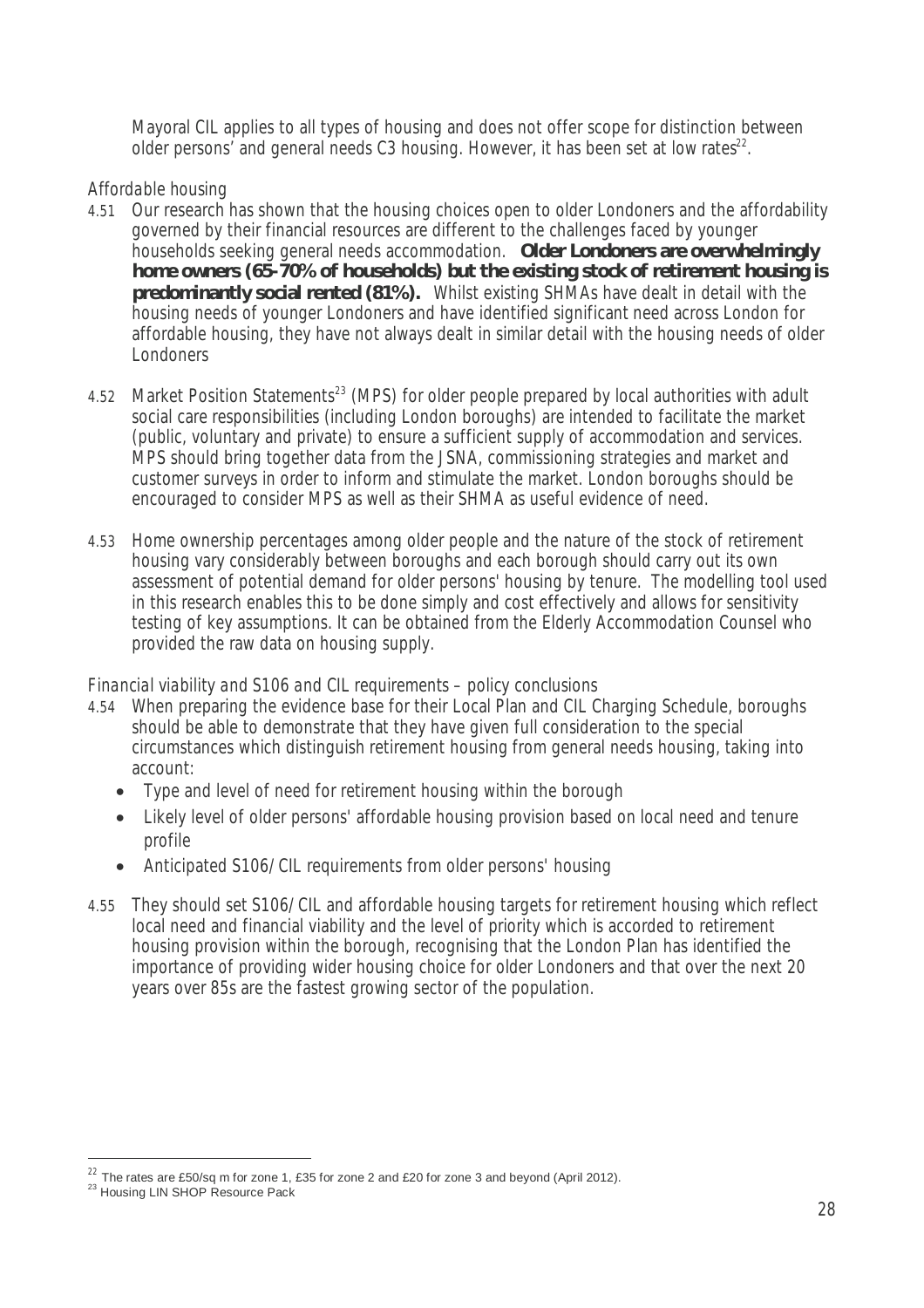Mayoral CIL applies to all types of housing and does not offer scope for distinction between older persons' and general needs C3 housing. However, it has been set at low rates[22].

*Affordable housing*

4.51 Our research has shown that the housing choices open to older Londoners and the affordability governed by their financial resources are different to the challenges faced by younger households seeking general needs accommodation. **Older Londoners are overwhelmingly home owners (65-70% of households) but the existing stock of retirement housing is predominantly social rented (81%).** Whilst existing SHMAs have dealt in detail with the housing needs of younger Londoners and have identified significant need across London for affordable housing, they have not always dealt in similar detail with the housing needs of older Londoners

4.52 Market Position Statements[23] (MPS) for older people prepared by local authorities with adult social care responsibilities (including London boroughs) are intended to facilitate the market (public, voluntary and private) to ensure a sufficient supply of accommodation and services. MPS should bring together data from the JSNA, commissioning strategies and market and customer surveys in order to inform and stimulate the market. London boroughs should be encouraged to consider MPS as well as their SHMA as useful evidence of need.

4.53 Home ownership percentages among older people and the nature of the stock of retirement housing vary considerably between boroughs and each borough should carry out its own assessment of potential demand for older persons' housing by tenure. The modelling tool used in this research enables this to be done simply and cost effectively and allows for sensitivity testing of key assumptions. It can be obtained from the Elderly Accommodation Counsel who provided the raw data on housing supply.

*Financial viability and S106 and CIL requirements – policy conclusions*

4.54 When preparing the evidence base for their Local Plan and CIL Charging Schedule, boroughs should be able to demonstrate that they have given full consideration to the special circumstances which distinguish retirement housing from general needs housing, taking into account:

- Type and level of need for retirement housing within the borough
- Likely level of older persons' affordable housing provision based on local need and tenure profile
- Anticipated S106/CIL requirements from older persons' housing

4.55 They should set S106/CIL and affordable housing targets for retirement housing which reflect local need and financial viability and the level of priority which is accorded to retirement housing provision within the borough, recognising that the London Plan has identified the importance of providing wider housing choice for older Londoners and that over the next 20 years over 85s are the fastest growing sector of the population.

---

[22] The rates are £50/sq m for zone 1, £35 for zone 2 and £20 for zone 3 and beyond (April 2012).

[23] Housing LIN SHOP Resource Pack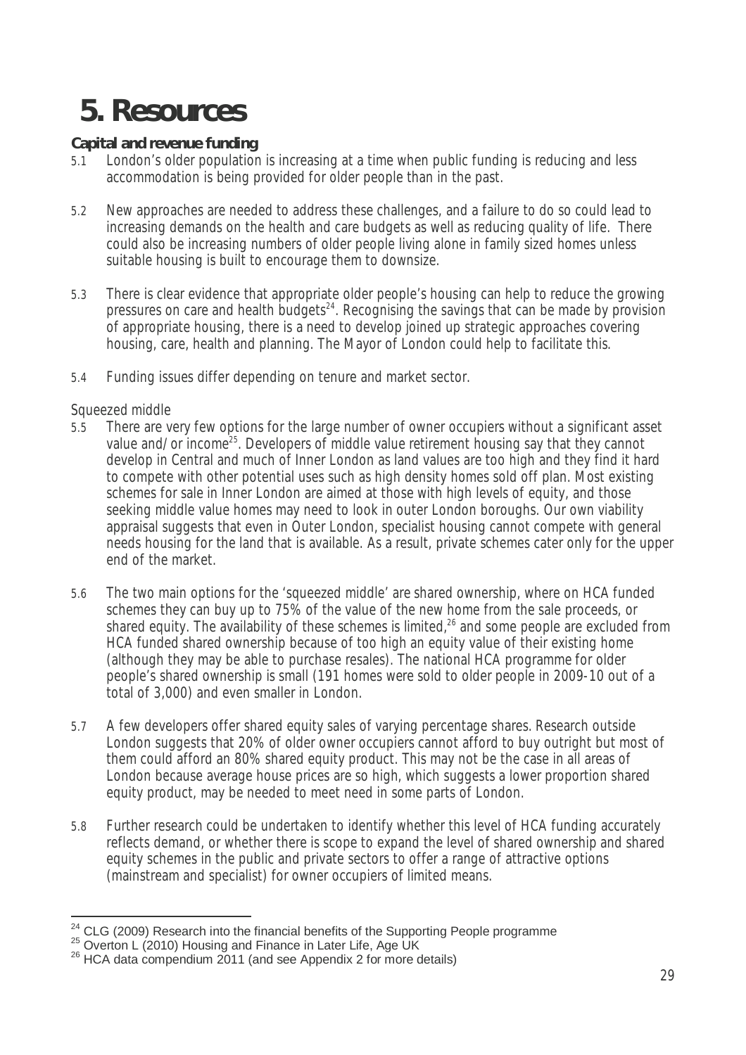# 5. Resources

**Capital and revenue funding**

5.1 London's older population is increasing at a time when public funding is reducing and less accommodation is being provided for older people than in the past.

5.2 New approaches are needed to address these challenges, and a failure to do so could lead to increasing demands on the health and care budgets as well as reducing quality of life. There could also be increasing numbers of older people living alone in family sized homes unless suitable housing is built to encourage them to downsize.

5.3 There is clear evidence that appropriate older people's housing can help to reduce the growing pressures on care and health budgets[24]. Recognising the savings that can be made by provision of appropriate housing, there is a need to develop joined up strategic approaches covering housing, care, health and planning. The Mayor of London could help to facilitate this.

5.4 Funding issues differ depending on tenure and market sector.

Squeezed middle

5.5 There are very few options for the large number of owner occupiers without a significant asset value and/or income[25]. Developers of middle value retirement housing say that they cannot develop in Central and much of Inner London as land values are too high and they find it hard to compete with other potential uses such as high density homes sold off plan. Most existing schemes for sale in Inner London are aimed at those with high levels of equity, and those seeking middle value homes may need to look in outer London boroughs. Our own viability appraisal suggests that even in Outer London, specialist housing cannot compete with general needs housing for the land that is available. As a result, private schemes cater only for the upper end of the market.

5.6 The two main options for the 'squeezed middle' are shared ownership, where on HCA funded schemes they can buy up to 75% of the value of the new home from the sale proceeds, or shared equity. The availability of these schemes is limited,[26] and some people are excluded from HCA funded shared ownership because of too high an equity value of their existing home (although they may be able to purchase resales). The national HCA programme for older people's shared ownership is small (191 homes were sold to older people in 2009-10 out of a total of 3,000) and even smaller in London.

5.7 A few developers offer shared equity sales of varying percentage shares. Research outside London suggests that 20% of older owner occupiers cannot afford to buy outright but most of them could afford an 80% shared equity product. This may not be the case in all areas of London because average house prices are so high, which suggests a lower proportion shared equity product, may be needed to meet need in some parts of London.

5.8 Further research could be undertaken to identify whether this level of HCA funding accurately reflects demand, or whether there is scope to expand the level of shared ownership and shared equity schemes in the public and private sectors to offer a range of attractive options (mainstream and specialist) for owner occupiers of limited means.

---

[24] CLG (2009) Research into the financial benefits of the Supporting People programme

[25] Overton L (2010) Housing and Finance in Later Life, Age UK

[26] HCA data compendium 2011 (and see Appendix 2 for more details)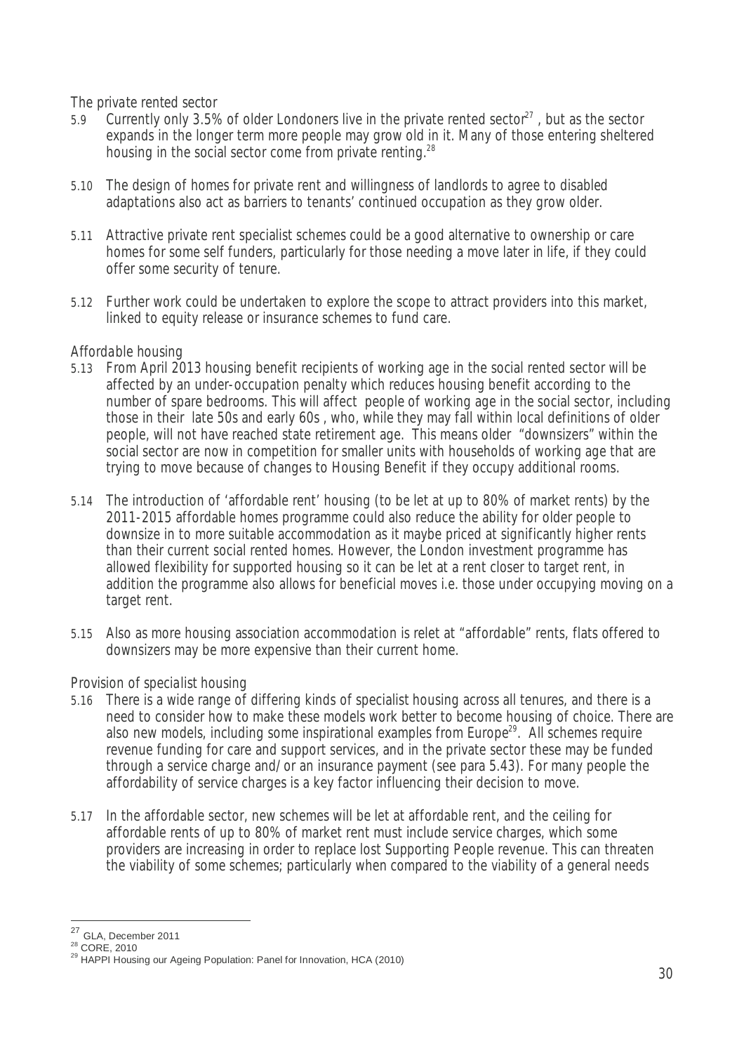*The private rented sector*

5.9 Currently only 3.5% of older Londoners live in the private rented sector[27] , but as the sector expands in the longer term more people may grow old in it. Many of those entering sheltered housing in the social sector come from private renting.[28]

5.10 The design of homes for private rent and willingness of landlords to agree to disabled adaptations also act as barriers to tenants' continued occupation as they grow older.

5.11 Attractive private rent specialist schemes could be a good alternative to ownership or care homes for some self funders, particularly for those needing a move later in life, if they could offer some security of tenure.

5.12 Further work could be undertaken to explore the scope to attract providers into this market, linked to equity release or insurance schemes to fund care.

*Affordable housing*

5.13 From April 2013 housing benefit recipients of working age in the social rented sector will be affected by an under-occupation penalty which reduces housing benefit according to the number of spare bedrooms. This will affect people of working age in the social sector, including those in their late 50s and early 60s , who, while they may fall within local definitions of older people, will not have reached state retirement age. This means older "downsizers" within the social sector are now in competition for smaller units with households of working age that are trying to move because of changes to Housing Benefit if they occupy additional rooms.

5.14 The introduction of 'affordable rent' housing (to be let at up to 80% of market rents) by the 2011-2015 affordable homes programme could also reduce the ability for older people to downsize in to more suitable accommodation as it maybe priced at significantly higher rents than their current social rented homes. However, the London investment programme has allowed flexibility for supported housing so it can be let at a rent closer to target rent, in addition the programme also allows for beneficial moves i.e. those under occupying moving on a target rent.

5.15 Also as more housing association accommodation is relet at "affordable" rents, flats offered to downsizers may be more expensive than their current home.

*Provision of specialist housing*

5.16 There is a wide range of differing kinds of specialist housing across all tenures, and there is a need to consider how to make these models work better to become housing of choice. There are also new models, including some inspirational examples from Europe[29]. All schemes require revenue funding for care and support services, and in the private sector these may be funded through a service charge and/or an insurance payment (see para 5.43). For many people the affordability of service charges is a key factor influencing their decision to move.

5.17 In the affordable sector, new schemes will be let at affordable rent, and the ceiling for affordable rents of up to 80% of market rent must include service charges, which some providers are increasing in order to replace lost Supporting People revenue. This can threaten the viability of some schemes; particularly when compared to the viability of a general needs

---

[27] GLA, December 2011

[28] CORE, 2010

[29] HAPPI Housing our Ageing Population: Panel for Innovation, HCA (2010)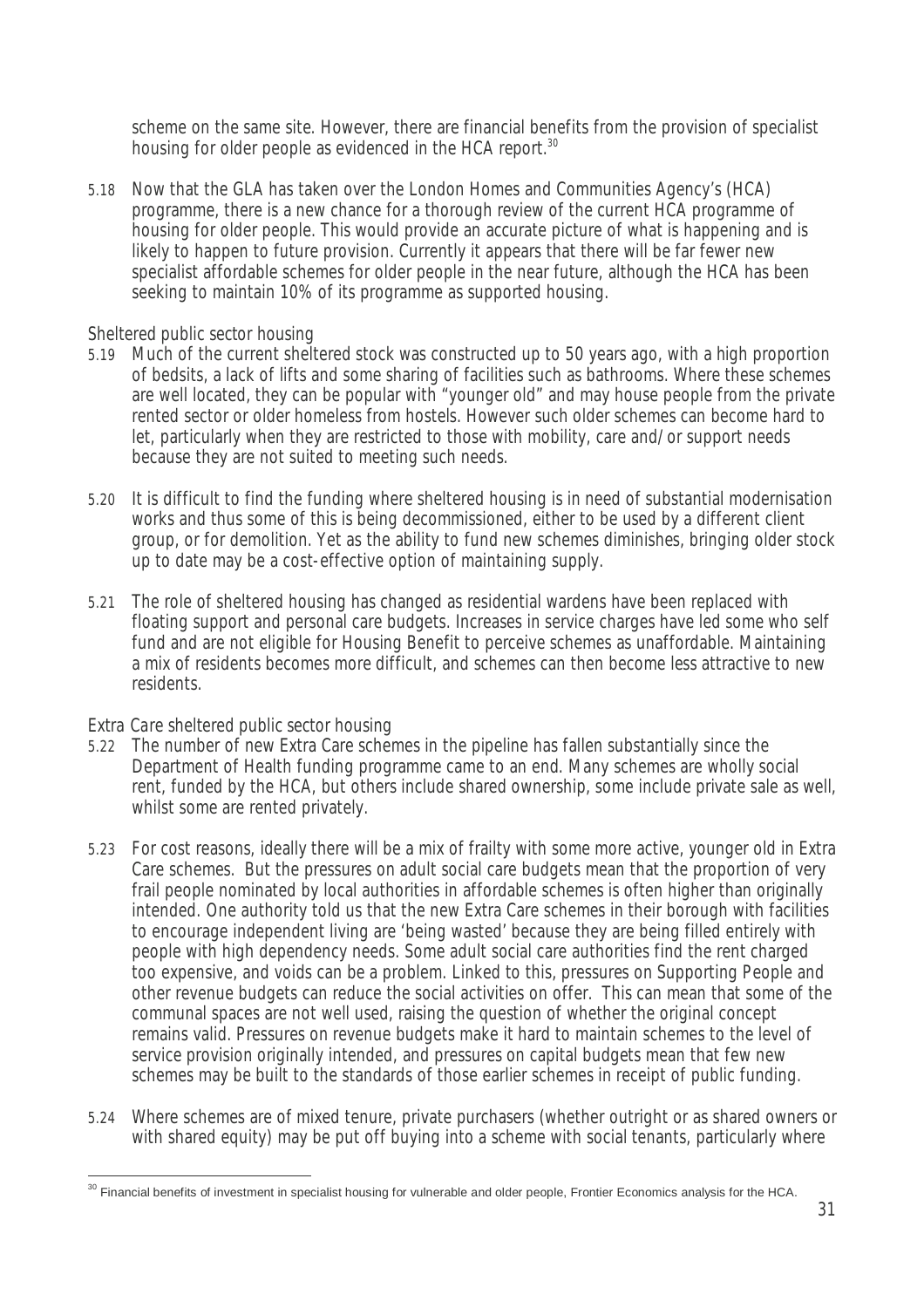scheme on the same site. However, there are financial benefits from the provision of specialist housing for older people as evidenced in the HCA report.[30]

5.18 Now that the GLA has taken over the London Homes and Communities Agency's (HCA) programme, there is a new chance for a thorough review of the current HCA programme of housing for older people. This would provide an accurate picture of what is happening and is likely to happen to future provision. Currently it appears that there will be far fewer new specialist affordable schemes for older people in the near future, although the HCA has been seeking to maintain 10% of its programme as supported housing.

Sheltered public sector housing

5.19 Much of the current sheltered stock was constructed up to 50 years ago, with a high proportion of bedsits, a lack of lifts and some sharing of facilities such as bathrooms. Where these schemes are well located, they can be popular with "younger old" and may house people from the private rented sector or older homeless from hostels. However such older schemes can become hard to let, particularly when they are restricted to those with mobility, care and/or support needs because they are not suited to meeting such needs.

5.20 It is difficult to find the funding where sheltered housing is in need of substantial modernisation works and thus some of this is being decommissioned, either to be used by a different client group, or for demolition. Yet as the ability to fund new schemes diminishes, bringing older stock up to date may be a cost-effective option of maintaining supply.

5.21 The role of sheltered housing has changed as residential wardens have been replaced with floating support and personal care budgets. Increases in service charges have led some who self fund and are not eligible for Housing Benefit to perceive schemes as unaffordable. Maintaining a mix of residents becomes more difficult, and schemes can then become less attractive to new residents.

Extra Care sheltered public sector housing

5.22 The number of new Extra Care schemes in the pipeline has fallen substantially since the Department of Health funding programme came to an end. Many schemes are wholly social rent, funded by the HCA, but others include shared ownership, some include private sale as well, whilst some are rented privately.

5.23 For cost reasons, ideally there will be a mix of frailty with some more active, younger old in Extra Care schemes. But the pressures on adult social care budgets mean that the proportion of very frail people nominated by local authorities in affordable schemes is often higher than originally intended. One authority told us that the new Extra Care schemes in their borough with facilities to encourage independent living are 'being wasted' because they are being filled entirely with people with high dependency needs. Some adult social care authorities find the rent charged too expensive, and voids can be a problem. Linked to this, pressures on Supporting People and other revenue budgets can reduce the social activities on offer. This can mean that some of the communal spaces are not well used, raising the question of whether the original concept remains valid. Pressures on revenue budgets make it hard to maintain schemes to the level of service provision originally intended, and pressures on capital budgets mean that few new schemes may be built to the standards of those earlier schemes in receipt of public funding.

5.24 Where schemes are of mixed tenure, private purchasers (whether outright or as shared owners or with shared equity) may be put off buying into a scheme with social tenants, particularly where

[30] Financial benefits of investment in specialist housing for vulnerable and older people, Frontier Economics analysis for the HCA.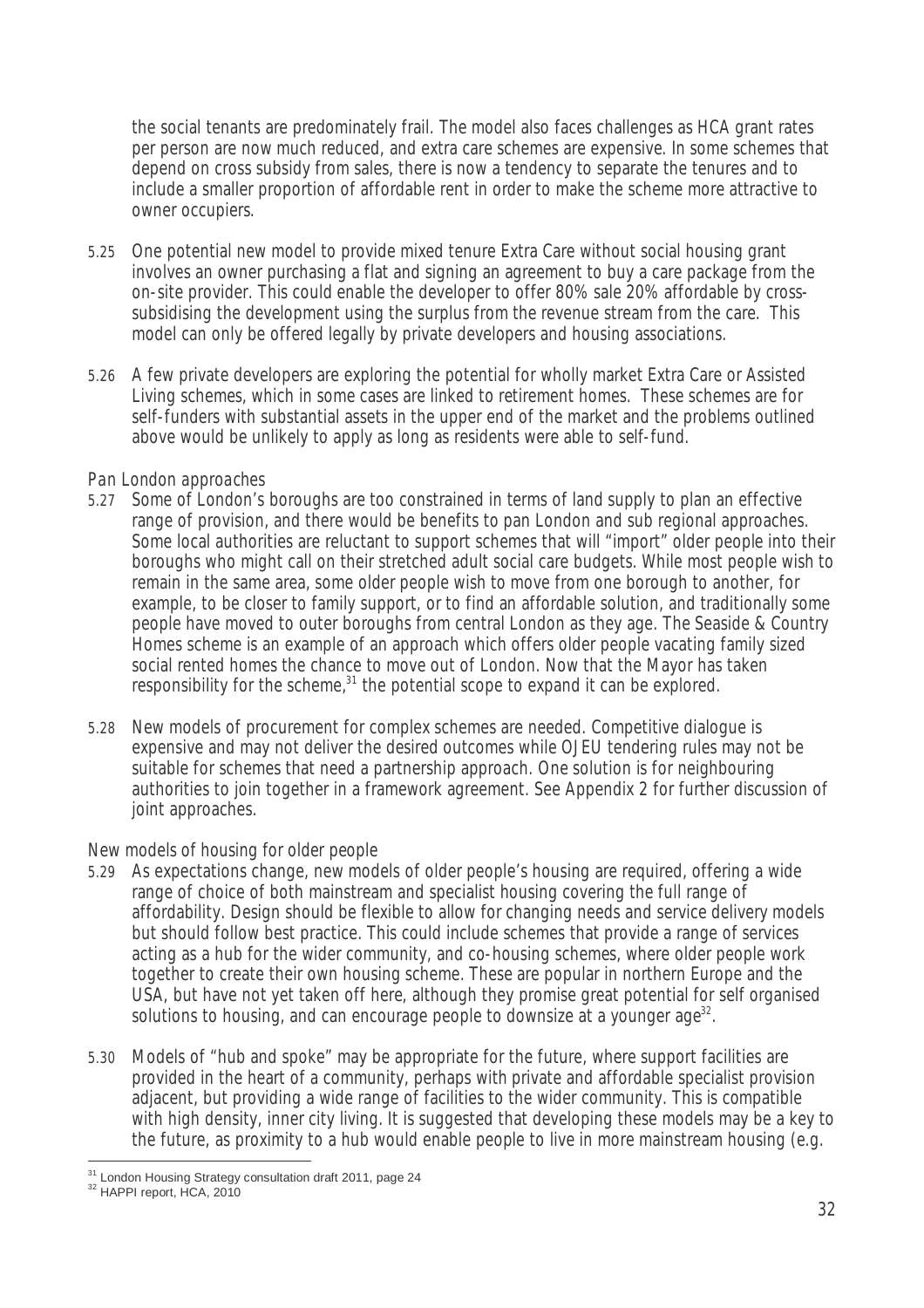the social tenants are predominately frail. The model also faces challenges as HCA grant rates per person are now much reduced, and extra care schemes are expensive. In some schemes that depend on cross subsidy from sales, there is now a tendency to separate the tenures and to include a smaller proportion of affordable rent in order to make the scheme more attractive to owner occupiers.

5.25 One potential new model to provide mixed tenure Extra Care without social housing grant involves an owner purchasing a flat and signing an agreement to buy a care package from the on-site provider. This could enable the developer to offer 80% sale 20% affordable by cross-subsidising the development using the surplus from the revenue stream from the care. This model can only be offered legally by private developers and housing associations.

5.26 A few private developers are exploring the potential for wholly market Extra Care or Assisted Living schemes, which in some cases are linked to retirement homes. These schemes are for self-funders with substantial assets in the upper end of the market and the problems outlined above would be unlikely to apply as long as residents were able to self-fund.

*Pan London approaches*

5.27 Some of London's boroughs are too constrained in terms of land supply to plan an effective range of provision, and there would be benefits to pan London and sub regional approaches. Some local authorities are reluctant to support schemes that will "import" older people into their boroughs who might call on their stretched adult social care budgets. While most people wish to remain in the same area, some older people wish to move from one borough to another, for example, to be closer to family support, or to find an affordable solution, and traditionally some people have moved to outer boroughs from central London as they age. The Seaside & Country Homes scheme is an example of an approach which offers older people vacating family sized social rented homes the chance to move out of London. Now that the Mayor has taken responsibility for the scheme,[31] the potential scope to expand it can be explored.

5.28 New models of procurement for complex schemes are needed. Competitive dialogue is expensive and may not deliver the desired outcomes while OJEU tendering rules may not be suitable for schemes that need a partnership approach. One solution is for neighbouring authorities to join together in a framework agreement. See Appendix 2 for further discussion of joint approaches.

*New models of housing for older people*

5.29 As expectations change, new models of older people's housing are required, offering a wide range of choice of both mainstream and specialist housing covering the full range of affordability. Design should be flexible to allow for changing needs and service delivery models but should follow best practice. This could include schemes that provide a range of services acting as a hub for the wider community, and co-housing schemes, where older people work together to create their own housing scheme. These are popular in northern Europe and the USA, but have not yet taken off here, although they promise great potential for self organised solutions to housing, and can encourage people to downsize at a younger age[32].

5.30 Models of "hub and spoke" may be appropriate for the future, where support facilities are provided in the heart of a community, perhaps with private and affordable specialist provision adjacent, but providing a wide range of facilities to the wider community. This is compatible with high density, inner city living. It is suggested that developing these models may be a key to the future, as proximity to a hub would enable people to live in more mainstream housing (e.g.

[31] London Housing Strategy consultation draft 2011, page 24

[32] HAPPI report, HCA, 2010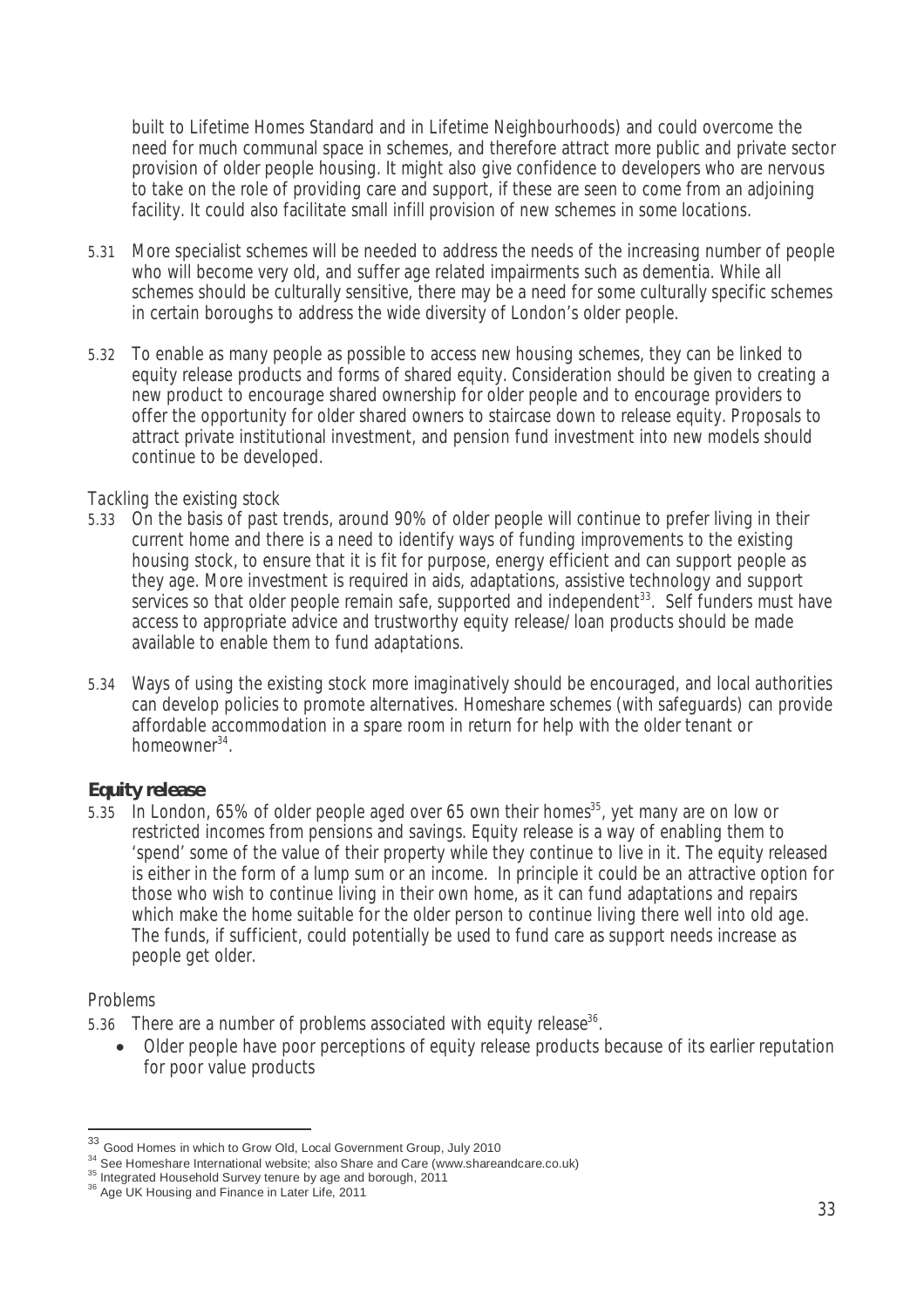built to Lifetime Homes Standard and in Lifetime Neighbourhoods) and could overcome the need for much communal space in schemes, and therefore attract more public and private sector provision of older people housing. It might also give confidence to developers who are nervous to take on the role of providing care and support, if these are seen to come from an adjoining facility. It could also facilitate small infill provision of new schemes in some locations.

5.31 More specialist schemes will be needed to address the needs of the increasing number of people who will become very old, and suffer age related impairments such as dementia. While all schemes should be culturally sensitive, there may be a need for some culturally specific schemes in certain boroughs to address the wide diversity of London's older people.

5.32 To enable as many people as possible to access new housing schemes, they can be linked to equity release products and forms of shared equity. Consideration should be given to creating a new product to encourage shared ownership for older people and to encourage providers to offer the opportunity for older shared owners to staircase down to release equity. Proposals to attract private institutional investment, and pension fund investment into new models should continue to be developed.

*Tackling the existing stock*

5.33 On the basis of past trends, around 90% of older people will continue to prefer living in their current home and there is a need to identify ways of funding improvements to the existing housing stock, to ensure that it is fit for purpose, energy efficient and can support people as they age. More investment is required in aids, adaptations, assistive technology and support services so that older people remain safe, supported and independent[33]. Self funders must have access to appropriate advice and trustworthy equity release/loan products should be made available to enable them to fund adaptations.

5.34 Ways of using the existing stock more imaginatively should be encouraged, and local authorities can develop policies to promote alternatives. Homeshare schemes (with safeguards) can provide affordable accommodation in a spare room in return for help with the older tenant or homeowner[34].

## Equity release

5.35 In London, 65% of older people aged over 65 own their homes[35], yet many are on low or restricted incomes from pensions and savings. Equity release is a way of enabling them to 'spend' some of the value of their property while they continue to live in it. The equity released is either in the form of a lump sum or an income. In principle it could be an attractive option for those who wish to continue living in their own home, as it can fund adaptations and repairs which make the home suitable for the older person to continue living there well into old age. The funds, if sufficient, could potentially be used to fund care as support needs increase as people get older.

*Problems*

5.36 There are a number of problems associated with equity release[36].

- Older people have poor perceptions of equity release products because of its earlier reputation for poor value products

---

[33] Good Homes in which to Grow Old, Local Government Group, July 2010

[34] See Homeshare International website; also Share and Care (www.shareandcare.co.uk)

[35] Integrated Household Survey tenure by age and borough, 2011

[36] Age UK Housing and Finance in Later Life, 2011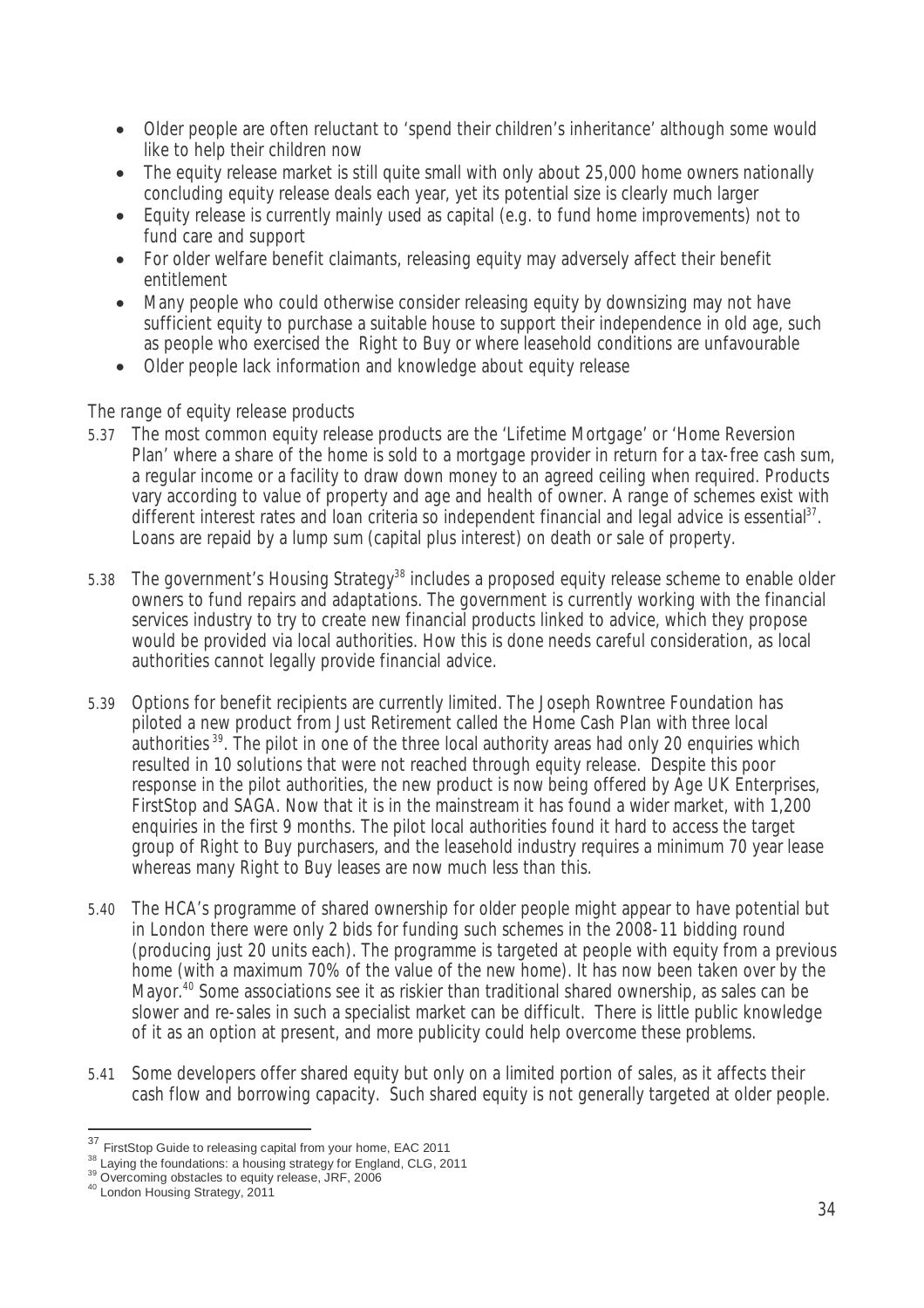- Older people are often reluctant to 'spend their children's inheritance' although some would like to help their children now
- The equity release market is still quite small with only about 25,000 home owners nationally concluding equity release deals each year, yet its potential size is clearly much larger
- Equity release is currently mainly used as capital (e.g. to fund home improvements) not to fund care and support
- For older welfare benefit claimants, releasing equity may adversely affect their benefit entitlement
- Many people who could otherwise consider releasing equity by downsizing may not have sufficient equity to purchase a suitable house to support their independence in old age, such as people who exercised the Right to Buy or where leasehold conditions are unfavourable
- Older people lack information and knowledge about equity release

*The range of equity release products*

5.37 The most common equity release products are the 'Lifetime Mortgage' or 'Home Reversion Plan' where a share of the home is sold to a mortgage provider in return for a tax-free cash sum, a regular income or a facility to draw down money to an agreed ceiling when required. Products vary according to value of property and age and health of owner. A range of schemes exist with different interest rates and loan criteria so independent financial and legal advice is essential[37]. Loans are repaid by a lump sum (capital plus interest) on death or sale of property.

5.38 The government's Housing Strategy[38] includes a proposed equity release scheme to enable older owners to fund repairs and adaptations. The government is currently working with the financial services industry to try to create new financial products linked to advice, which they propose would be provided via local authorities. How this is done needs careful consideration, as local authorities cannot legally provide financial advice.

5.39 Options for benefit recipients are currently limited. The Joseph Rowntree Foundation has piloted a new product from Just Retirement called the Home Cash Plan with three local authorities[39]. The pilot in one of the three local authority areas had only 20 enquiries which resulted in 10 solutions that were not reached through equity release. Despite this poor response in the pilot authorities, the new product is now being offered by Age UK Enterprises, FirstStop and SAGA. Now that it is in the mainstream it has found a wider market, with 1,200 enquiries in the first 9 months. The pilot local authorities found it hard to access the target group of Right to Buy purchasers, and the leasehold industry requires a minimum 70 year lease whereas many Right to Buy leases are now much less than this.

5.40 The HCA's programme of shared ownership for older people might appear to have potential but in London there were only 2 bids for funding such schemes in the 2008-11 bidding round (producing just 20 units each). The programme is targeted at people with equity from a previous home (with a maximum 70% of the value of the new home). It has now been taken over by the Mayor.[40] Some associations see it as riskier than traditional shared ownership, as sales can be slower and re-sales in such a specialist market can be difficult. There is little public knowledge of it as an option at present, and more publicity could help overcome these problems.

5.41 Some developers offer shared equity but only on a limited portion of sales, as it affects their cash flow and borrowing capacity. Such shared equity is not generally targeted at older people.

---

[37] FirstStop Guide to releasing capital from your home, EAC 2011

[38] Laying the foundations: a housing strategy for England, CLG, 2011

[39] Overcoming obstacles to equity release, JRF, 2006

[40] London Housing Strategy, 2011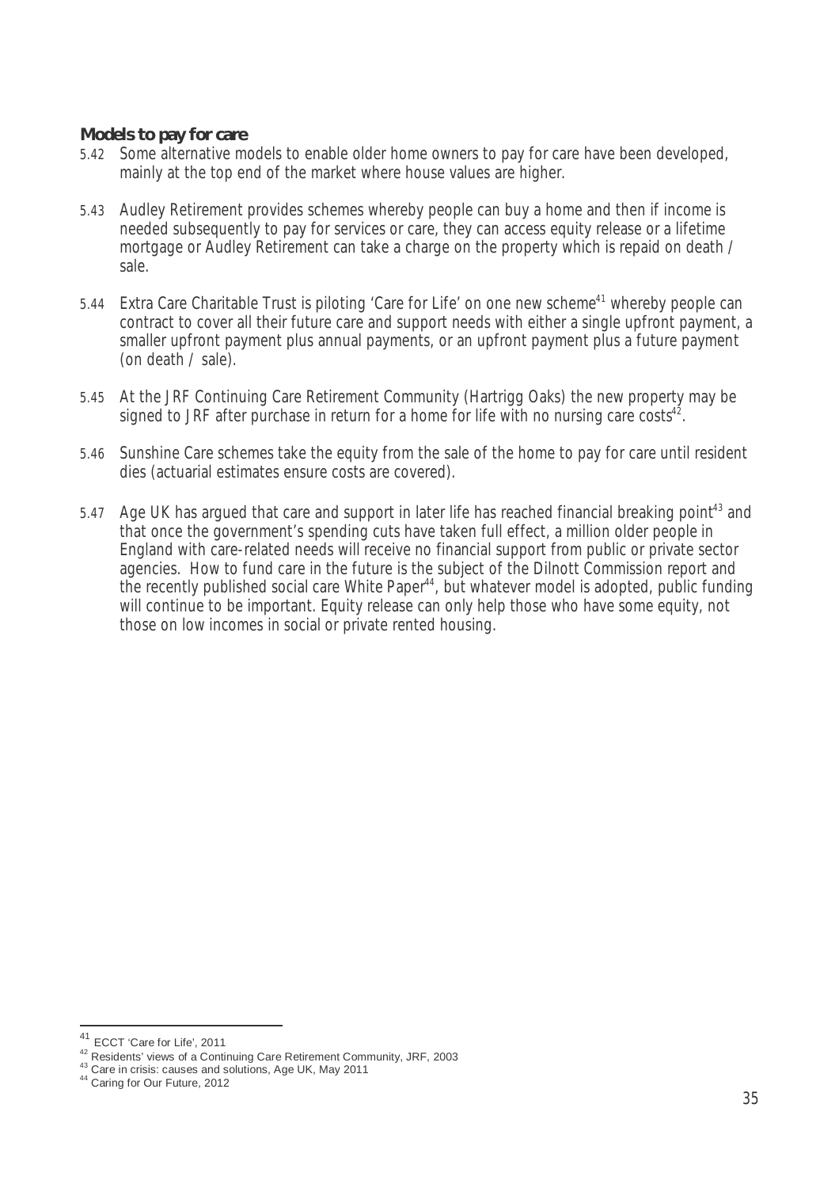**Models to pay for care**

5.42 Some alternative models to enable older home owners to pay for care have been developed, mainly at the top end of the market where house values are higher.

5.43 Audley Retirement provides schemes whereby people can buy a home and then if income is needed subsequently to pay for services or care, they can access equity release or a lifetime mortgage or Audley Retirement can take a charge on the property which is repaid on death / sale.

5.44 Extra Care Charitable Trust is piloting 'Care for Life' on one new scheme[41] whereby people can contract to cover all their future care and support needs with either a single upfront payment, a smaller upfront payment plus annual payments, or an upfront payment plus a future payment (on death / sale).

5.45 At the JRF Continuing Care Retirement Community (Hartrigg Oaks) the new property may be signed to JRF after purchase in return for a home for life with no nursing care costs[42].

5.46 Sunshine Care schemes take the equity from the sale of the home to pay for care until resident dies (actuarial estimates ensure costs are covered).

5.47 Age UK has argued that care and support in later life has reached financial breaking point[43] and that once the government's spending cuts have taken full effect, a million older people in England with care-related needs will receive no financial support from public or private sector agencies. How to fund care in the future is the subject of the Dilnott Commission report and the recently published social care White Paper[44], but whatever model is adopted, public funding will continue to be important. Equity release can only help those who have some equity, not those on low incomes in social or private rented housing.

---

[41] ECCT 'Care for Life', 2011

[42] Residents' views of a Continuing Care Retirement Community, JRF, 2003

[43] Care in crisis: causes and solutions, Age UK, May 2011

[44] Caring for Our Future, 2012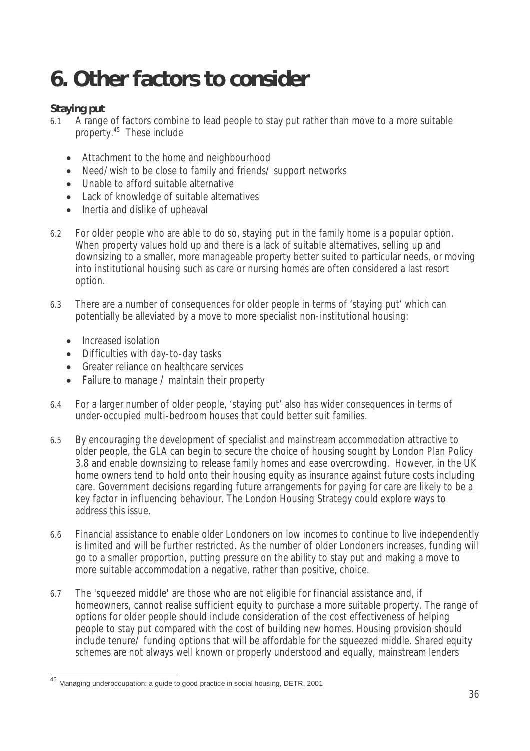# 6. Other factors to consider

**Staying put**

6.1 A range of factors combine to lead people to stay put rather than move to a more suitable property.[45] These include

- Attachment to the home and neighbourhood
- Need/wish to be close to family and friends/ support networks
- Unable to afford suitable alternative
- Lack of knowledge of suitable alternatives
- Inertia and dislike of upheaval

6.2 For older people who are able to do so, staying put in the family home is a popular option. When property values hold up and there is a lack of suitable alternatives, selling up and downsizing to a smaller, more manageable property better suited to particular needs, or moving into institutional housing such as care or nursing homes are often considered a last resort option.

6.3 There are a number of consequences for older people in terms of 'staying put' which can potentially be alleviated by a move to more specialist non-institutional housing:

- Increased isolation
- Difficulties with day-to-day tasks
- Greater reliance on healthcare services
- Failure to manage / maintain their property

6.4 For a larger number of older people, 'staying put' also has wider consequences in terms of under-occupied multi-bedroom houses that could better suit families.

6.5 By encouraging the development of specialist and mainstream accommodation attractive to older people, the GLA can begin to secure the choice of housing sought by London Plan Policy 3.8 and enable downsizing to release family homes and ease overcrowding. However, in the UK home owners tend to hold onto their housing equity as insurance against future costs including care. Government decisions regarding future arrangements for paying for care are likely to be a key factor in influencing behaviour. The London Housing Strategy could explore ways to address this issue.

6.6 Financial assistance to enable older Londoners on low incomes to continue to live independently is limited and will be further restricted. As the number of older Londoners increases, funding will go to a smaller proportion, putting pressure on the ability to stay put and making a move to more suitable accommodation a negative, rather than positive, choice.

6.7 The 'squeezed middle' are those who are not eligible for financial assistance and, if homeowners, cannot realise sufficient equity to purchase a more suitable property. The range of options for older people should include consideration of the cost effectiveness of helping people to stay put compared with the cost of building new homes. Housing provision should include tenure/ funding options that will be affordable for the squeezed middle. Shared equity schemes are not always well known or properly understood and equally, mainstream lenders

[45] Managing underoccupation: a guide to good practice in social housing, DETR, 2001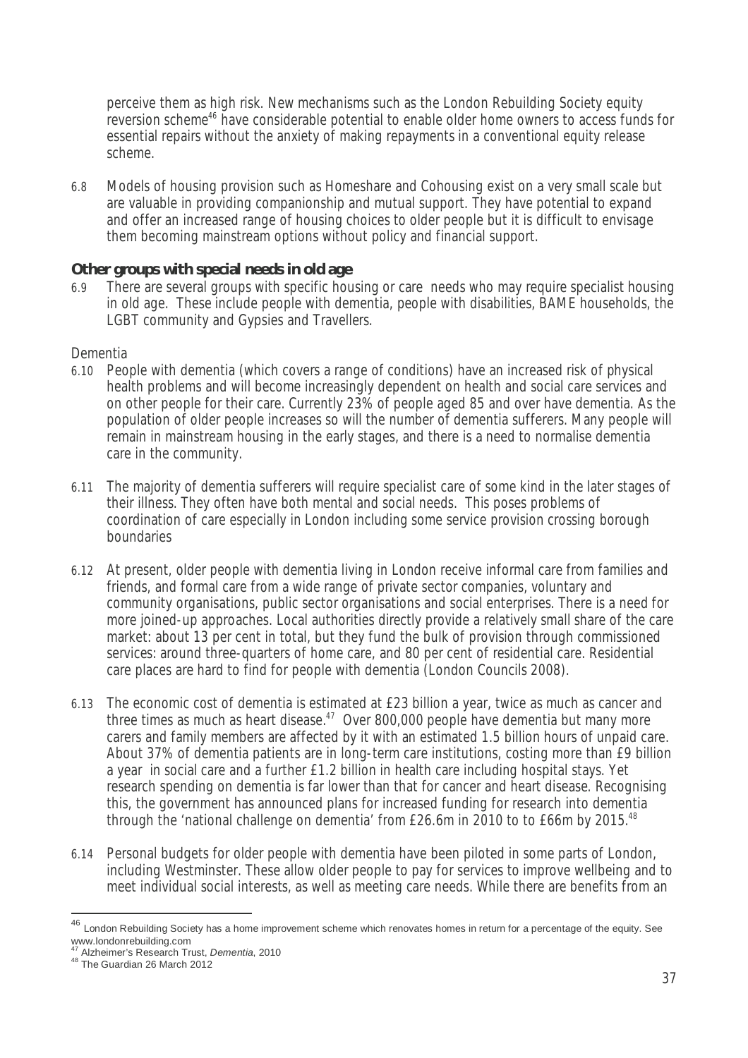perceive them as high risk. New mechanisms such as the London Rebuilding Society equity reversion scheme[46] have considerable potential to enable older home owners to access funds for essential repairs without the anxiety of making repayments in a conventional equity release scheme.

6.8 Models of housing provision such as Homeshare and Cohousing exist on a very small scale but are valuable in providing companionship and mutual support. They have potential to expand and offer an increased range of housing choices to older people but it is difficult to envisage them becoming mainstream options without policy and financial support.

**Other groups with special needs in old age**

6.9 There are several groups with specific housing or care needs who may require specialist housing in old age. These include people with dementia, people with disabilities, BAME households, the LGBT community and Gypsies and Travellers.

Dementia

6.10 People with dementia (which covers a range of conditions) have an increased risk of physical health problems and will become increasingly dependent on health and social care services and on other people for their care. Currently 23% of people aged 85 and over have dementia. As the population of older people increases so will the number of dementia sufferers. Many people will remain in mainstream housing in the early stages, and there is a need to normalise dementia care in the community.

6.11 The majority of dementia sufferers will require specialist care of some kind in the later stages of their illness. They often have both mental and social needs. This poses problems of coordination of care especially in London including some service provision crossing borough boundaries

6.12 At present, older people with dementia living in London receive informal care from families and friends, and formal care from a wide range of private sector companies, voluntary and community organisations, public sector organisations and social enterprises. There is a need for more joined-up approaches. Local authorities directly provide a relatively small share of the care market: about 13 per cent in total, but they fund the bulk of provision through commissioned services: around three-quarters of home care, and 80 per cent of residential care. Residential care places are hard to find for people with dementia (London Councils 2008).

6.13 The economic cost of dementia is estimated at £23 billion a year, twice as much as cancer and three times as much as heart disease.[47] Over 800,000 people have dementia but many more carers and family members are affected by it with an estimated 1.5 billion hours of unpaid care. About 37% of dementia patients are in long-term care institutions, costing more than £9 billion a year in social care and a further £1.2 billion in health care including hospital stays. Yet research spending on dementia is far lower than that for cancer and heart disease. Recognising this, the government has announced plans for increased funding for research into dementia through the 'national challenge on dementia' from £26.6m in 2010 to to £66m by 2015.[48]

6.14 Personal budgets for older people with dementia have been piloted in some parts of London, including Westminster. These allow older people to pay for services to improve wellbeing and to meet individual social interests, as well as meeting care needs. While there are benefits from an

---

[46] London Rebuilding Society has a home improvement scheme which renovates homes in return for a percentage of the equity. See www.londonrebuilding.com

[47] Alzheimer's Research Trust, *Dementia*, 2010

[48] The Guardian 26 March 2012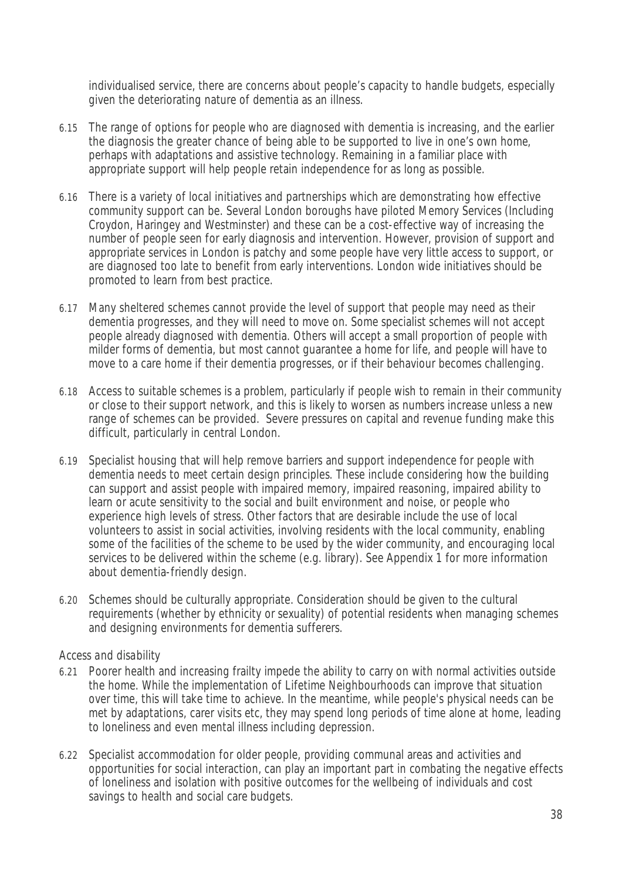individualised service, there are concerns about people's capacity to handle budgets, especially given the deteriorating nature of dementia as an illness.

6.15 The range of options for people who are diagnosed with dementia is increasing, and the earlier the diagnosis the greater chance of being able to be supported to live in one's own home, perhaps with adaptations and assistive technology. Remaining in a familiar place with appropriate support will help people retain independence for as long as possible.

6.16 There is a variety of local initiatives and partnerships which are demonstrating how effective community support can be. Several London boroughs have piloted Memory Services (Including Croydon, Haringey and Westminster) and these can be a cost-effective way of increasing the number of people seen for early diagnosis and intervention. However, provision of support and appropriate services in London is patchy and some people have very little access to support, or are diagnosed too late to benefit from early interventions. London wide initiatives should be promoted to learn from best practice.

6.17 Many sheltered schemes cannot provide the level of support that people may need as their dementia progresses, and they will need to move on. Some specialist schemes will not accept people already diagnosed with dementia. Others will accept a small proportion of people with milder forms of dementia, but most cannot guarantee a home for life, and people will have to move to a care home if their dementia progresses, or if their behaviour becomes challenging.

6.18 Access to suitable schemes is a problem, particularly if people wish to remain in their community or close to their support network, and this is likely to worsen as numbers increase unless a new range of schemes can be provided. Severe pressures on capital and revenue funding make this difficult, particularly in central London.

6.19 Specialist housing that will help remove barriers and support independence for people with dementia needs to meet certain design principles. These include considering how the building can support and assist people with impaired memory, impaired reasoning, impaired ability to learn or acute sensitivity to the social and built environment and noise, or people who experience high levels of stress. Other factors that are desirable include the use of local volunteers to assist in social activities, involving residents with the local community, enabling some of the facilities of the scheme to be used by the wider community, and encouraging local services to be delivered within the scheme (e.g. library). See Appendix 1 for more information about dementia-friendly design.

6.20 Schemes should be culturally appropriate. Consideration should be given to the cultural requirements (whether by ethnicity or sexuality) of potential residents when managing schemes and designing environments for dementia sufferers.

*Access and disability*

6.21 Poorer health and increasing frailty impede the ability to carry on with normal activities outside the home. While the implementation of Lifetime Neighbourhoods can improve that situation over time, this will take time to achieve. In the meantime, while people's physical needs can be met by adaptations, carer visits etc, they may spend long periods of time alone at home, leading to loneliness and even mental illness including depression.

6.22 Specialist accommodation for older people, providing communal areas and activities and opportunities for social interaction, can play an important part in combating the negative effects of loneliness and isolation with positive outcomes for the wellbeing of individuals and cost savings to health and social care budgets.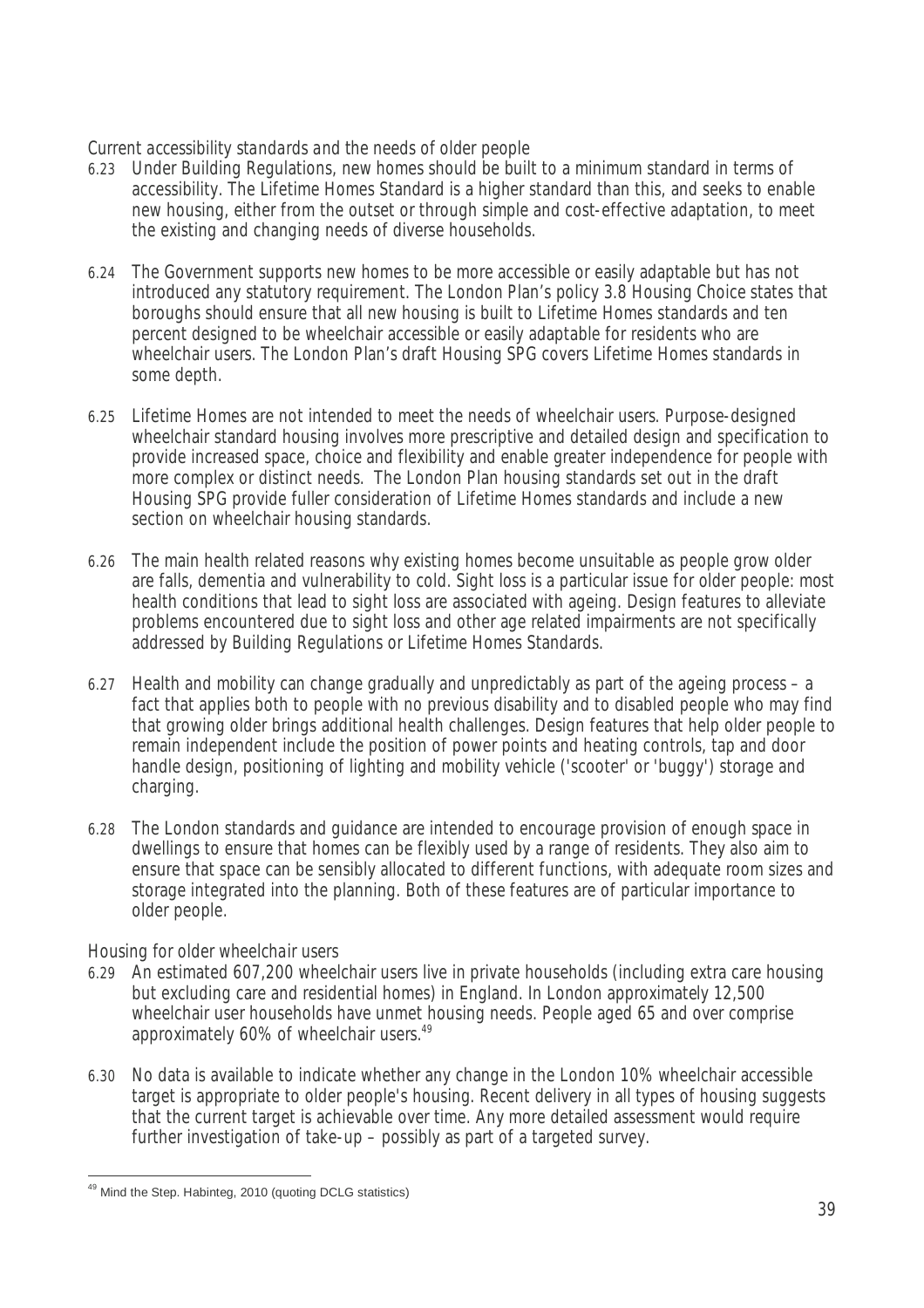*Current accessibility standards and the needs of older people*

6.23 Under Building Regulations, new homes should be built to a minimum standard in terms of accessibility. The Lifetime Homes Standard is a higher standard than this, and seeks to enable new housing, either from the outset or through simple and cost-effective adaptation, to meet the existing and changing needs of diverse households.

6.24 The Government supports new homes to be more accessible or easily adaptable but has not introduced any statutory requirement. The London Plan's policy 3.8 Housing Choice states that boroughs should ensure that all new housing is built to Lifetime Homes standards and ten percent designed to be wheelchair accessible or easily adaptable for residents who are wheelchair users. The London Plan's draft Housing SPG covers Lifetime Homes standards in some depth.

6.25 Lifetime Homes are not intended to meet the needs of wheelchair users. Purpose-designed wheelchair standard housing involves more prescriptive and detailed design and specification to provide increased space, choice and flexibility and enable greater independence for people with more complex or distinct needs. The London Plan housing standards set out in the draft Housing SPG provide fuller consideration of Lifetime Homes standards and include a new section on wheelchair housing standards.

6.26 The main health related reasons why existing homes become unsuitable as people grow older are falls, dementia and vulnerability to cold. Sight loss is a particular issue for older people: most health conditions that lead to sight loss are associated with ageing. Design features to alleviate problems encountered due to sight loss and other age related impairments are not specifically addressed by Building Regulations or Lifetime Homes Standards.

6.27 Health and mobility can change gradually and unpredictably as part of the ageing process – a fact that applies both to people with no previous disability and to disabled people who may find that growing older brings additional health challenges. Design features that help older people to remain independent include the position of power points and heating controls, tap and door handle design, positioning of lighting and mobility vehicle ('scooter' or 'buggy') storage and charging.

6.28 The London standards and guidance are intended to encourage provision of enough space in dwellings to ensure that homes can be flexibly used by a range of residents. They also aim to ensure that space can be sensibly allocated to different functions, with adequate room sizes and storage integrated into the planning. Both of these features are of particular importance to older people.

*Housing for older wheelchair users*

6.29 An estimated 607,200 wheelchair users live in private households (including extra care housing but excluding care and residential homes) in England. In London approximately 12,500 wheelchair user households have unmet housing needs. People aged 65 and over comprise approximately 60% of wheelchair users.[49]

6.30 No data is available to indicate whether any change in the London 10% wheelchair accessible target is appropriate to older people's housing. Recent delivery in all types of housing suggests that the current target is achievable over time. Any more detailed assessment would require further investigation of take-up – possibly as part of a targeted survey.

[49] Mind the Step. Habinteg, 2010 (quoting DCLG statistics)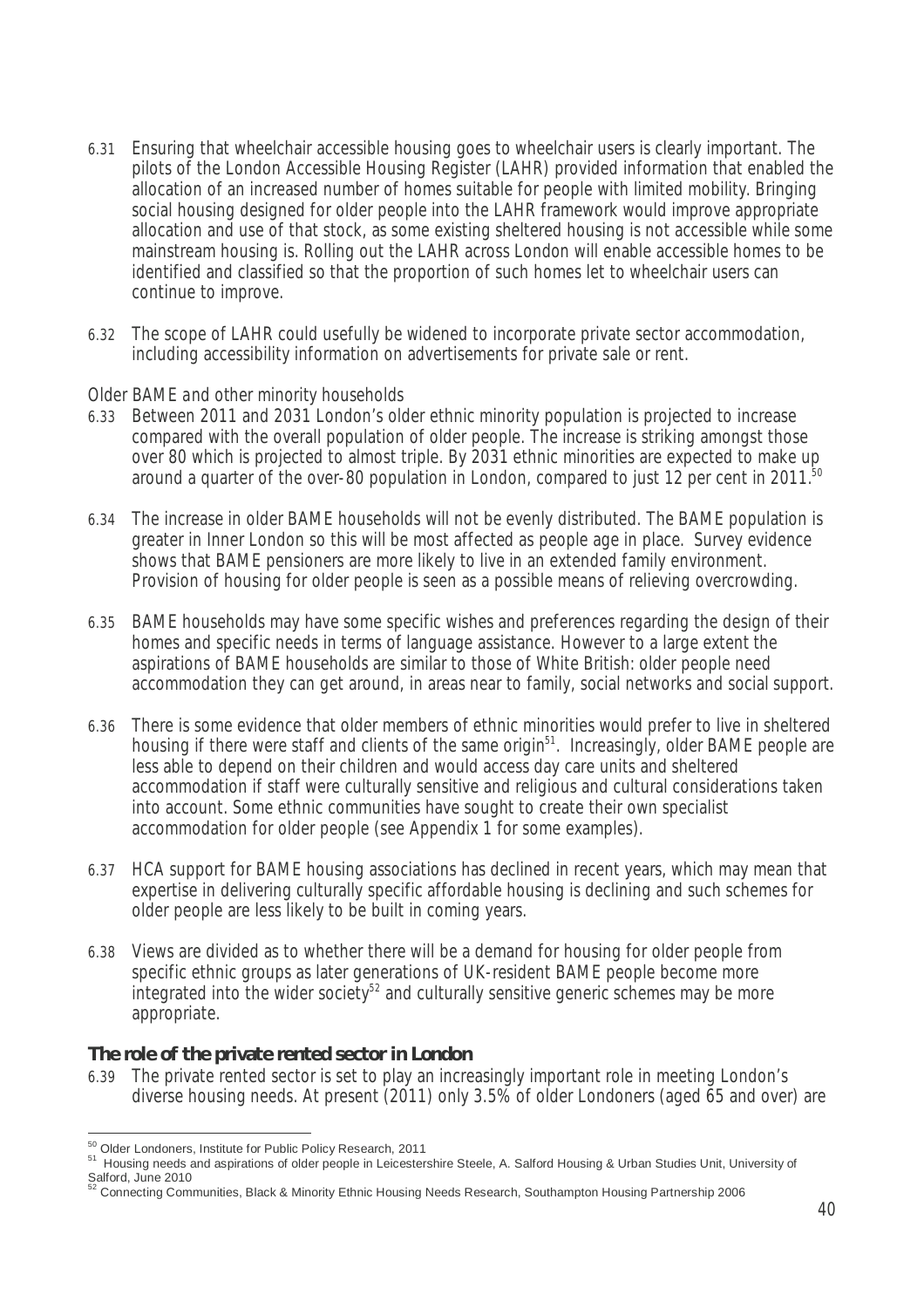6.31 Ensuring that wheelchair accessible housing goes to wheelchair users is clearly important. The pilots of the London Accessible Housing Register (LAHR) provided information that enabled the allocation of an increased number of homes suitable for people with limited mobility. Bringing social housing designed for older people into the LAHR framework would improve appropriate allocation and use of that stock, as some existing sheltered housing is not accessible while some mainstream housing is. Rolling out the LAHR across London will enable accessible homes to be identified and classified so that the proportion of such homes let to wheelchair users can continue to improve.

6.32 The scope of LAHR could usefully be widened to incorporate private sector accommodation, including accessibility information on advertisements for private sale or rent.

*Older BAME and other minority households*

6.33 Between 2011 and 2031 London's older ethnic minority population is projected to increase compared with the overall population of older people. The increase is striking amongst those over 80 which is projected to almost triple. By 2031 ethnic minorities are expected to make up around a quarter of the over-80 population in London, compared to just 12 per cent in 2011.[50]

6.34 The increase in older BAME households will not be evenly distributed. The BAME population is greater in Inner London so this will be most affected as people age in place. Survey evidence shows that BAME pensioners are more likely to live in an extended family environment. Provision of housing for older people is seen as a possible means of relieving overcrowding.

6.35 BAME households may have some specific wishes and preferences regarding the design of their homes and specific needs in terms of language assistance. However to a large extent the aspirations of BAME households are similar to those of White British: older people need accommodation they can get around, in areas near to family, social networks and social support.

6.36 There is some evidence that older members of ethnic minorities would prefer to live in sheltered housing if there were staff and clients of the same origin[51]. Increasingly, older BAME people are less able to depend on their children and would access day care units and sheltered accommodation if staff were culturally sensitive and religious and cultural considerations taken into account. Some ethnic communities have sought to create their own specialist accommodation for older people (see Appendix 1 for some examples).

6.37 HCA support for BAME housing associations has declined in recent years, which may mean that expertise in delivering culturally specific affordable housing is declining and such schemes for older people are less likely to be built in coming years.

6.38 Views are divided as to whether there will be a demand for housing for older people from specific ethnic groups as later generations of UK-resident BAME people become more integrated into the wider society[52] and culturally sensitive generic schemes may be more appropriate.

**The role of the private rented sector in London**

6.39 The private rented sector is set to play an increasingly important role in meeting London's diverse housing needs. At present (2011) only 3.5% of older Londoners (aged 65 and over) are

---

[50] Older Londoners, Institute for Public Policy Research, 2011

[51] Housing needs and aspirations of older people in Leicestershire Steele, A. Salford Housing & Urban Studies Unit, University of Salford, June 2010

[52] Connecting Communities, Black & Minority Ethnic Housing Needs Research, Southampton Housing Partnership 2006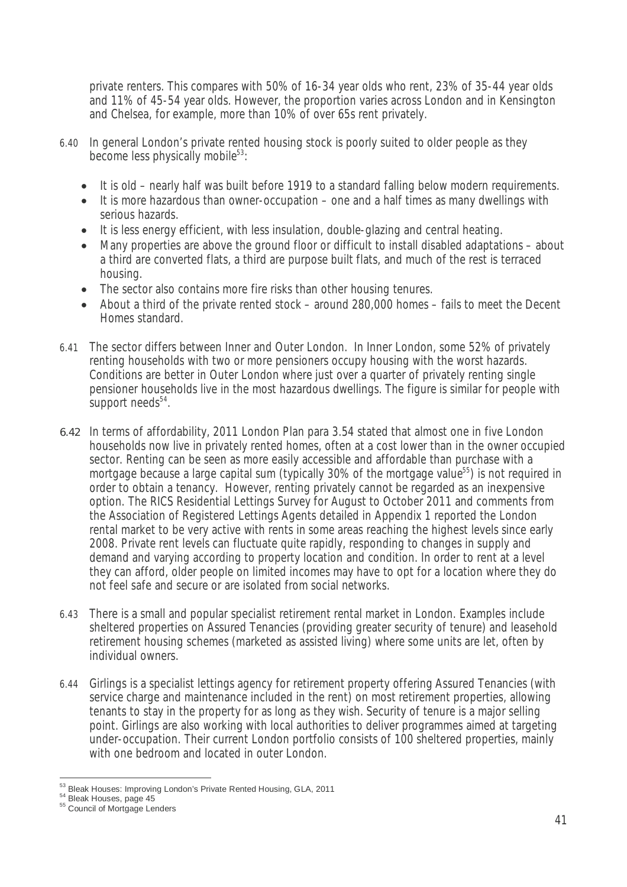private renters. This compares with 50% of 16-34 year olds who rent, 23% of 35-44 year olds and 11% of 45-54 year olds. However, the proportion varies across London and in Kensington and Chelsea, for example, more than 10% of over 65s rent privately.

6.40 In general London's private rented housing stock is poorly suited to older people as they become less physically mobile[53]:

- It is old – nearly half was built before 1919 to a standard falling below modern requirements.
- It is more hazardous than owner-occupation – one and a half times as many dwellings with serious hazards.
- It is less energy efficient, with less insulation, double-glazing and central heating.
- Many properties are above the ground floor or difficult to install disabled adaptations – about a third are converted flats, a third are purpose built flats, and much of the rest is terraced housing.
- The sector also contains more fire risks than other housing tenures.
- About a third of the private rented stock – around 280,000 homes – fails to meet the Decent Homes standard.

6.41 The sector differs between Inner and Outer London. In Inner London, some 52% of privately renting households with two or more pensioners occupy housing with the worst hazards. Conditions are better in Outer London where just over a quarter of privately renting single pensioner households live in the most hazardous dwellings. The figure is similar for people with support needs[54].

6.42 In terms of affordability, 2011 London Plan para 3.54 stated that almost one in five London households now live in privately rented homes, often at a cost lower than in the owner occupied sector. Renting can be seen as more easily accessible and affordable than purchase with a mortgage because a large capital sum (typically 30% of the mortgage value[55]) is not required in order to obtain a tenancy. However, renting privately cannot be regarded as an inexpensive option. The RICS Residential Lettings Survey for August to October 2011 and comments from the Association of Registered Lettings Agents detailed in Appendix 1 reported the London rental market to be very active with rents in some areas reaching the highest levels since early 2008. Private rent levels can fluctuate quite rapidly, responding to changes in supply and demand and varying according to property location and condition. In order to rent at a level they can afford, older people on limited incomes may have to opt for a location where they do not feel safe and secure or are isolated from social networks.

6.43 There is a small and popular specialist retirement rental market in London. Examples include sheltered properties on Assured Tenancies (providing greater security of tenure) and leasehold retirement housing schemes (marketed as assisted living) where some units are let, often by individual owners.

6.44 Girlings is a specialist lettings agency for retirement property offering Assured Tenancies (with service charge and maintenance included in the rent) on most retirement properties, allowing tenants to stay in the property for as long as they wish. Security of tenure is a major selling point. Girlings are also working with local authorities to deliver programmes aimed at targeting under-occupation. Their current London portfolio consists of 100 sheltered properties, mainly with one bedroom and located in outer London.

---

[53] Bleak Houses: Improving London's Private Rented Housing, GLA, 2011

[54] Bleak Houses, page 45

[55] Council of Mortgage Lenders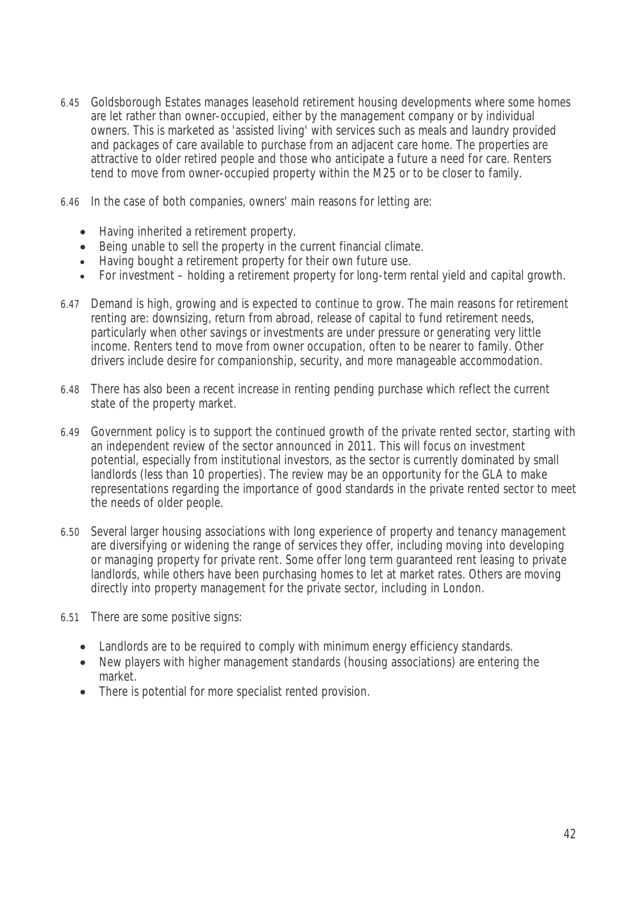6.45 Goldsborough Estates manages leasehold retirement housing developments where some homes are let rather than owner-occupied, either by the management company or by individual owners. This is marketed as 'assisted living' with services such as meals and laundry provided and packages of care available to purchase from an adjacent care home. The properties are attractive to older retired people and those who anticipate a future a need for care. Renters tend to move from owner-occupied property within the M25 or to be closer to family.

6.46 In the case of both companies, owners' main reasons for letting are:

- Having inherited a retirement property.
- Being unable to sell the property in the current financial climate.
- Having bought a retirement property for their own future use.
- For investment – holding a retirement property for long-term rental yield and capital growth.

6.47 Demand is high, growing and is expected to continue to grow. The main reasons for retirement renting are: downsizing, return from abroad, release of capital to fund retirement needs, particularly when other savings or investments are under pressure or generating very little income. Renters tend to move from owner occupation, often to be nearer to family. Other drivers include desire for companionship, security, and more manageable accommodation.

6.48 There has also been a recent increase in renting pending purchase which reflect the current state of the property market.

6.49 Government policy is to support the continued growth of the private rented sector, starting with an independent review of the sector announced in 2011. This will focus on investment potential, especially from institutional investors, as the sector is currently dominated by small landlords (less than 10 properties). The review may be an opportunity for the GLA to make representations regarding the importance of good standards in the private rented sector to meet the needs of older people.

6.50 Several larger housing associations with long experience of property and tenancy management are diversifying or widening the range of services they offer, including moving into developing or managing property for private rent. Some offer long term guaranteed rent leasing to private landlords, while others have been purchasing homes to let at market rates. Others are moving directly into property management for the private sector, including in London.

6.51 There are some positive signs:

- Landlords are to be required to comply with minimum energy efficiency standards.
- New players with higher management standards (housing associations) are entering the market.
- There is potential for more specialist rented provision.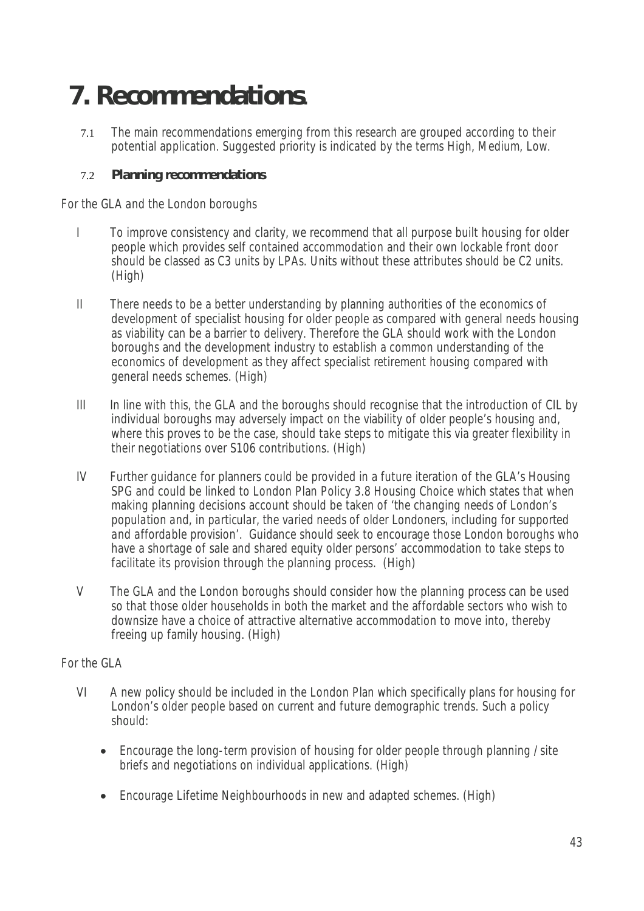# 7. Recommendations

7.1 The main recommendations emerging from this research are grouped according to their potential application. Suggested priority is indicated by the terms High, Medium, Low.

## 7.2 Planning recommendations

*For the GLA and the London boroughs*

I To improve consistency and clarity, we recommend that all purpose built housing for older people which provides self contained accommodation and their own lockable front door should be classed as C3 units by LPAs. Units without these attributes should be C2 units. (High)

II There needs to be a better understanding by planning authorities of the economics of development of specialist housing for older people as compared with general needs housing as viability can be a barrier to delivery. Therefore the GLA should work with the London boroughs and the development industry to establish a common understanding of the economics of development as they affect specialist retirement housing compared with general needs schemes. (High)

III In line with this, the GLA and the boroughs should recognise that the introduction of CIL by individual boroughs may adversely impact on the viability of older people's housing and, where this proves to be the case, should take steps to mitigate this via greater flexibility in their negotiations over S106 contributions. (High)

IV Further guidance for planners could be provided in a future iteration of the GLA's Housing SPG and could be linked to London Plan Policy 3.8 Housing Choice which states that when making planning decisions account should be taken of *'the changing needs of London's population and, in particular, the varied needs of older Londoners, including for supported and affordable provision'*. Guidance should seek to encourage those London boroughs who have a shortage of sale and shared equity older persons' accommodation to take steps to facilitate its provision through the planning process. (High)

V The GLA and the London boroughs should consider how the planning process can be used so that those older households in both the market and the affordable sectors who wish to downsize have a choice of attractive alternative accommodation to move into, thereby freeing up family housing. (High)

*For the GLA*

VI A new policy should be included in the London Plan which specifically plans for housing for London's older people based on current and future demographic trends. Such a policy should:

- Encourage the long-term provision of housing for older people through planning / site briefs and negotiations on individual applications. (High)
- Encourage Lifetime Neighbourhoods in new and adapted schemes. (High)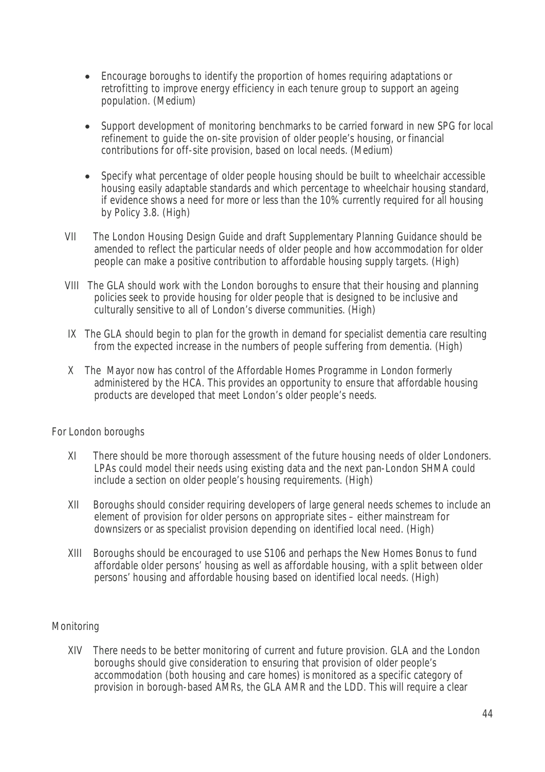- Encourage boroughs to identify the proportion of homes requiring adaptations or retrofitting to improve energy efficiency in each tenure group to support an ageing population. (Medium)

- Support development of monitoring benchmarks to be carried forward in new SPG for local refinement to guide the on-site provision of older people's housing, or financial contributions for off-site provision, based on local needs. (Medium)

- Specify what percentage of older people housing should be built to wheelchair accessible housing easily adaptable standards and which percentage to wheelchair housing standard, if evidence shows a need for more or less than the 10% currently required for all housing by Policy 3.8. (High)

VII The London Housing Design Guide and draft Supplementary Planning Guidance should be amended to reflect the particular needs of older people and how accommodation for older people can make a positive contribution to affordable housing supply targets. (High)

VIII The GLA should work with the London boroughs to ensure that their housing and planning policies seek to provide housing for older people that is designed to be inclusive and culturally sensitive to all of London's diverse communities. (High)

IX The GLA should begin to plan for the growth in demand for specialist dementia care resulting from the expected increase in the numbers of people suffering from dementia. (High)

X The Mayor now has control of the Affordable Homes Programme in London formerly administered by the HCA. This provides an opportunity to ensure that affordable housing products are developed that meet London's older people's needs.

For London boroughs

XI There should be more thorough assessment of the future housing needs of older Londoners. LPAs could model their needs using existing data and the next pan-London SHMA could include a section on older people's housing requirements. (High)

XII Boroughs should consider requiring developers of large general needs schemes to include an element of provision for older persons on appropriate sites – either mainstream for downsizers or as specialist provision depending on identified local need. (High)

XIII Boroughs should be encouraged to use S106 and perhaps the New Homes Bonus to fund affordable older persons' housing as well as affordable housing, with a split between older persons' housing and affordable housing based on identified local needs. (High)

Monitoring

XIV There needs to be better monitoring of current and future provision. GLA and the London boroughs should give consideration to ensuring that provision of older people's accommodation (both housing and care homes) is monitored as a specific category of provision in borough-based AMRs, the GLA AMR and the LDD. This will require a clear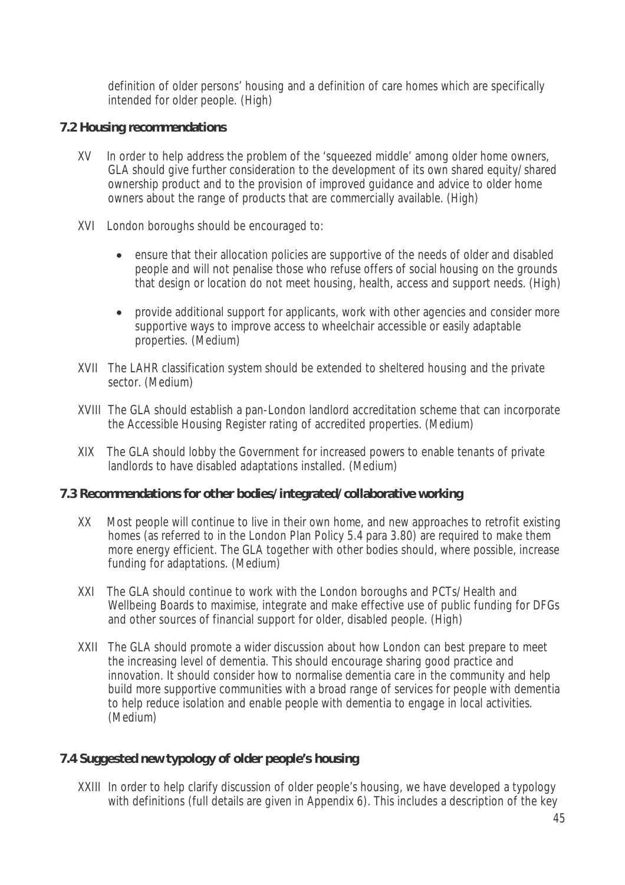definition of older persons' housing and a definition of care homes which are specifically intended for older people. (High)

## 7.2 Housing recommendations

XV In order to help address the problem of the 'squeezed middle' among older home owners, GLA should give further consideration to the development of its own shared equity/shared ownership product and to the provision of improved guidance and advice to older home owners about the range of products that are commercially available. (High)

XVI London boroughs should be encouraged to:

- ensure that their allocation policies are supportive of the needs of older and disabled people and will not penalise those who refuse offers of social housing on the grounds that design or location do not meet housing, health, access and support needs. (High)
- provide additional support for applicants, work with other agencies and consider more supportive ways to improve access to wheelchair accessible or easily adaptable properties. (Medium)

XVII The LAHR classification system should be extended to sheltered housing and the private sector. (Medium)

XVIII The GLA should establish a pan-London landlord accreditation scheme that can incorporate the Accessible Housing Register rating of accredited properties. (Medium)

XIX The GLA should lobby the Government for increased powers to enable tenants of private landlords to have disabled adaptations installed. (Medium)

## 7.3 Recommendations for other bodies/integrated/collaborative working

XX Most people will continue to live in their own home, and new approaches to retrofit existing homes (as referred to in the London Plan Policy 5.4 para 3.80) are required to make them more energy efficient. The GLA together with other bodies should, where possible, increase funding for adaptations. (Medium)

XXI The GLA should continue to work with the London boroughs and PCTs/Health and Wellbeing Boards to maximise, integrate and make effective use of public funding for DFGs and other sources of financial support for older, disabled people. (High)

XXII The GLA should promote a wider discussion about how London can best prepare to meet the increasing level of dementia. This should encourage sharing good practice and innovation. It should consider how to normalise dementia care in the community and help build more supportive communities with a broad range of services for people with dementia to help reduce isolation and enable people with dementia to engage in local activities. (Medium)

## 7.4 Suggested new typology of older people's housing

XXIII In order to help clarify discussion of older people's housing, we have developed a typology with definitions (full details are given in Appendix 6). This includes a description of the key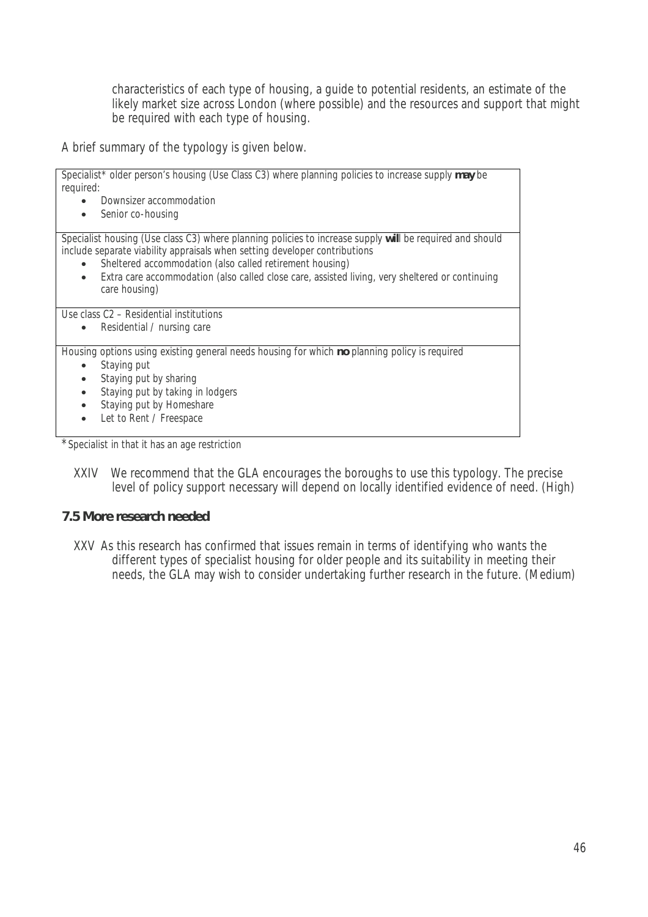characteristics of each type of housing, a guide to potential residents, an estimate of the likely market size across London (where possible) and the resources and support that might be required with each type of housing.

A brief summary of the typology is given below.

| |
|---|
| Specialist* older person's housing (Use Class C3) where planning policies to increase supply **may** be required:<br>• Downsizer accommodation<br>• Senior co-housing |
| Specialist housing (Use class C3) where planning policies to increase supply **will** be required and should include separate viability appraisals when setting developer contributions<br>• Sheltered accommodation (also called retirement housing)<br>• Extra care accommodation (also called close care, assisted living, very sheltered or continuing care housing) |
| Use class C2 – Residential institutions<br>• Residential / nursing care |
| Housing options using existing general needs housing for which **no** planning policy is required<br>• Staying put<br>• Staying put by sharing<br>• Staying put by taking in lodgers<br>• Staying put by Homeshare<br>• Let to Rent / Freespace |

*Specialist in that it has an age restriction

XXIV We recommend that the GLA encourages the boroughs to use this typology. The precise level of policy support necessary will depend on locally identified evidence of need. (High)

**7.5 More research needed**

XXV As this research has confirmed that issues remain in terms of identifying who wants the different types of specialist housing for older people and its suitability in meeting their needs, the GLA may wish to consider undertaking further research in the future. (Medium)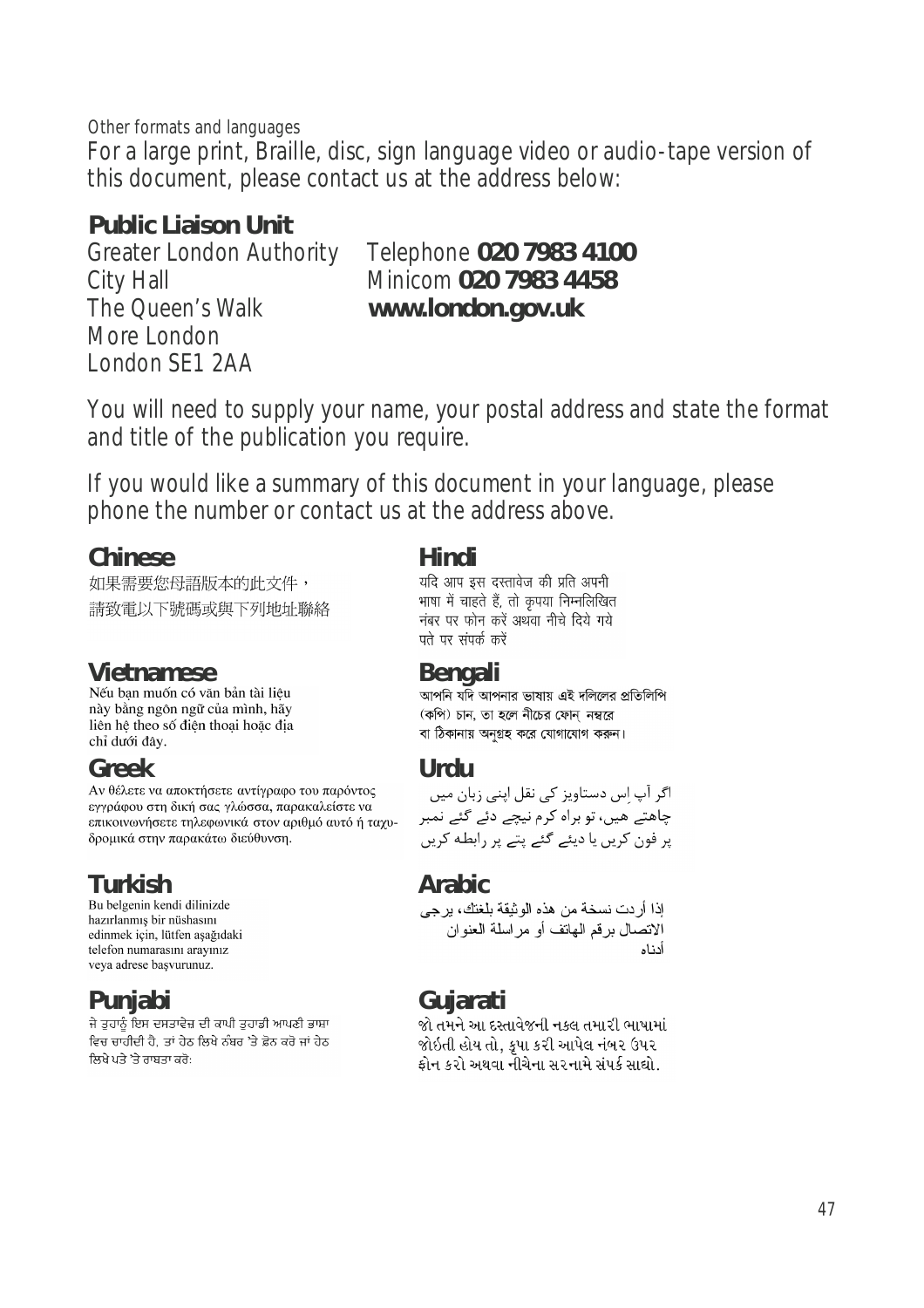Other formats and languages

For a large print, Braille, disc, sign language video or audio-tape version of this document, please contact us at the address below:

**Public Liaison Unit**

Greater London Authority
City Hall
The Queen's Walk
More London
London SE1 2AA

Telephone **020 7983 4100**
Minicom **020 7983 4458**
**www.london.gov.uk**

You will need to supply your name, your postal address and state the format and title of the publication you require.

If you would like a summary of this document in your language, please phone the number or contact us at the address above.

## Chinese

如果需要您母語版本的此文件，
請致電以下號碼或與下列地址聯絡

## Hindi

यदि आप इस दस्तावेज की प्रति अपनी भाषा में चाहते हैं, तो कृपया निम्नलिखित नंबर पर फोन करें अथवा नीचे दिये गये पते पर संपर्क करें

## Vietnamese

Nếu bạn muốn có văn bản tài liệu này bằng ngôn ngữ của mình, hãy liên hệ theo số điện thoại hoặc địa chỉ dưới đây.

## Bengali

আপনি যদি আপনার ভাষায় এই দলিলের প্রতিলিপি (কপি) চান, তা হলে নীচের ফোন্ নম্বরে বা ঠিকানায় অনুগ্রহ করে যোগাযোগ করুন।

## Greek

Αν θέλετε να αποκτήσετε αντίγραφο του παρόντος εγγράφου στη δική σας γλώσσα, παρακαλείστε να επικοινωνήσετε τηλεφωνικά στον αριθμό αυτό ή ταχυδρομικά στην παρακάτω διεύθυνση.

## Urdu

اگر آپ اِس دستاویز کی نقل اپنی زبان میں چاہتے ھیں، تو براہ کرم نیچے دئے گئے نمبر پر فون کریں یا دیئے گئے پتے پر رابطہ کریں

## Turkish

Bu belgenin kendi dilinizde hazırlanmış bir nüshasını edinmek için, lütfen aşağıdaki telefon numarasını arayınız veya adrese başvurunuz.

## Arabic

إذا أردت نسخة من هذه الوثيقة بلغتك، يرجى الاتصال برقم الهاتف أو مراسلة العنوان أدناه

## Punjabi

ਜੇ ਤੁਹਾਨੂੰ ਇਸ ਦਸਤਾਵੇਜ਼ ਦੀ ਕਾਪੀ ਤੁਹਾਡੀ ਆਪਣੀ ਭਾਸ਼ਾ ਵਿਚ ਚਾਹੀਦੀ ਹੈ, ਤਾਂ ਹੇਠ ਲਿਖੇ ਨੰਬਰ 'ਤੇ ਫ਼ੋਨ ਕਰੋ ਜਾਂ ਹੇਠ ਲਿਖੇ ਪਤੇ 'ਤੇ ਰਾਬਤਾ ਕਰੋ:

## Gujarati

જો તમને આ દસ્તાવેજની નકલ તમારી ભાષામાં જોઈતી હોય તો, કૃપા કરી આપેલ નંબર ઉપર ફોન કરો અથવા નીચેના સરનામે સંપર્ક સાધો.